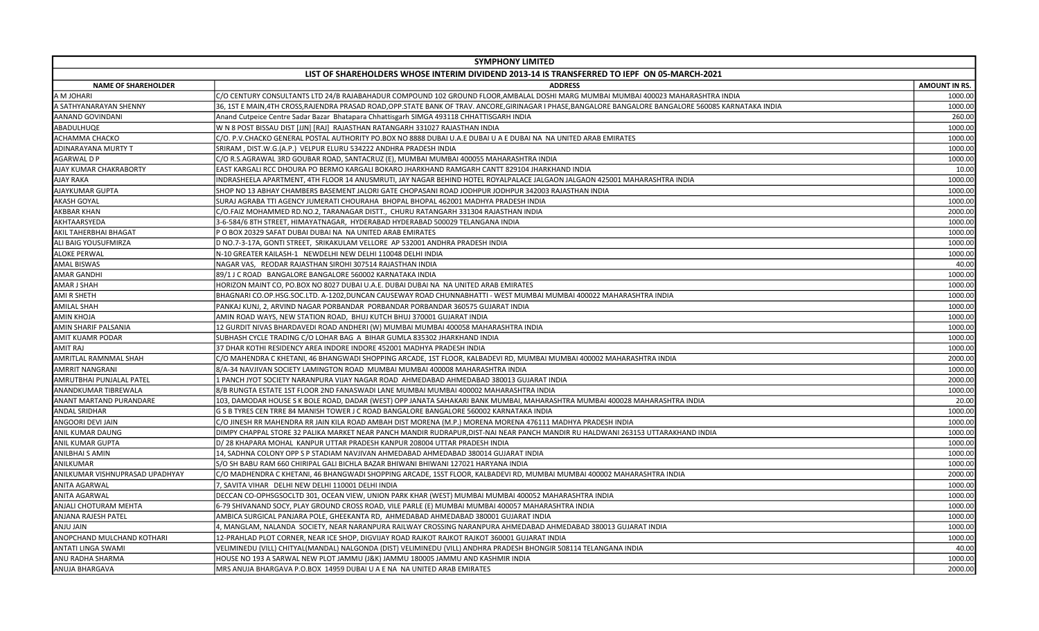| SYMPHONY LIMITED | | |
|---|---|---|
| LIST OF SHAREHOLDERS WHOSE INTERIM DIVIDEND 2013-14 IS TRANSFERRED TO IEPF ON 05-MARCH-2021 | | |
| NAME OF SHAREHOLDER | ADDRESS | AMOUNT IN RS. |
| A M JOHARI | C/O CENTURY CONSULTANTS LTD 24/B RAJABAHADUR COMPOUND 102 GROUND FLOOR,AMBALAL DOSHI MARG MUMBAI MUMBAI 400023 MAHARASHTRA INDIA | 1000.00 |
| A SATHYANARAYAN SHENNY | 36, 1ST E MAIN,4TH CROSS,RAJENDRA PRASAD ROAD,OPP.STATE BANK OF TRAV. ANCORE,GIRINAGAR I PHASE,BANGALORE BANGALORE BANGALORE 560085 KARNATAKA INDIA | 1000.00 |
| AANAND GOVINDANI | Anand Cutpeice Centre Sadar Bazar Bhatapara Chhattisgarh SIMGA 493118 CHHATTISGARH INDIA | 260.00 |
| ABADULHUQE | W N 8 POST BISSAU DIST [JJN] [RAJ] RAJASTHAN RATANGARH 331027 RAJASTHAN INDIA | 1000.00 |
| ACHAMMA CHACKO | C/O. P.V.CHACKO GENERAL POSTAL AUTHORITY PO.BOX NO 8888 DUBAI U.A.E DUBAI U A E DUBAI NA NA UNITED ARAB EMIRATES | 1000.00 |
| ADINARAYANA MURTY T | SRIRAM , DIST.W.G.(A.P.) VELPUR ELURU 534222 ANDHRA PRADESH INDIA | 1000.00 |
| AGARWAL D P | C/O R.S.AGRAWAL 3RD GOUBAR ROAD, SANTACRUZ (E), MUMBAI MUMBAI 400055 MAHARASHTRA INDIA | 1000.00 |
| AJAY KUMAR CHAKRABORTY | EAST KARGALI RCC DHOURA PO BERMO KARGALI BOKARO JHARKHAND RAMGARH CANTT 829104 JHARKHAND INDIA | 10.00 |
| AJAY RAKA | INDRASHEELA APARTMENT, 4TH FLOOR 14 ANUSMRUTI, JAY NAGAR BEHIND HOTEL ROYALPALACE JALGAON JALGAON 425001 MAHARASHTRA INDIA | 1000.00 |
| AJAYKUMAR GUPTA | SHOP NO 13 ABHAY CHAMBERS BASEMENT JALORI GATE CHOPASANI ROAD JODHPUR JODHPUR 342003 RAJASTHAN INDIA | 1000.00 |
| AKASH GOYAL | SURAJ AGRABA TTI AGENCY JUMERATI CHOURAHA BHOPAL BHOPAL 462001 MADHYA PRADESH INDIA | 1000.00 |
| AKBBAR KHAN | C/O.FAIZ MOHAMMED RD.NO.2, TARANAGAR DISTT., CHURU RATANGARH 331304 RAJASTHAN INDIA | 2000.00 |
| AKHTAARSYEDA | 3-6-584/6 8TH STREET, HIMAYATNAGAR, HYDERABAD HYDERABAD 500029 TELANGANA INDIA | 1000.00 |
| AKIL TAHERBHAI BHAGAT | P O BOX 20329 SAFAT DUBAI DUBAI NA NA UNITED ARAB EMIRATES | 1000.00 |
| ALI BAIG YOUSUFMIRZA | D NO.7-3-17A, GONTI STREET, SRIKAKULAM VELLORE AP 532001 ANDHRA PRADESH INDIA | 1000.00 |
| ALOKE PERWAL | N-10 GREATER KAILASH-1 NEWDELHI NEW DELHI 110048 DELHI INDIA | 1000.00 |
| AMAL BISWAS | NAGAR VAS, REODAR RAJASTHAN SIROHI 307514 RAJASTHAN INDIA | 40.00 |
| AMAR GANDHI | 89/1 J C ROAD BANGALORE BANGALORE 560002 KARNATAKA INDIA | 1000.00 |
| AMAR J SHAH | HORIZON MAINT CO, PO.BOX NO 8027 DUBAI U.A.E. DUBAI DUBAI NA NA UNITED ARAB EMIRATES | 1000.00 |
| AMI R SHETH | BHAGNARI CO.OP.HSG.SOC.LTD. A-1202,DUNCAN CAUSEWAY ROAD CHUNNABHATTI - WEST MUMBAI MUMBAI 400022 MAHARASHTRA INDIA | 1000.00 |
| AMILAL SHAH | PANKAJ KUNJ, 2, ARVIND NAGAR PORBANDAR PORBANDAR PORBANDAR 360575 GUJARAT INDIA | 1000.00 |
| AMIN KHOJA | AMIN ROAD WAYS, NEW STATION ROAD, BHUJ KUTCH BHUJ 370001 GUJARAT INDIA | 1000.00 |
| AMIN SHARIF PALSANIA | 12 GURDIT NIVAS BHARDAVEDI ROAD ANDHERI (W) MUMBAI MUMBAI 400058 MAHARASHTRA INDIA | 1000.00 |
| AMIT KUAMR PODAR | SUBHASH CYCLE TRADING C/O LOHAR BAG A BIHAR GUMLA 835302 JHARKHAND INDIA | 1000.00 |
| AMIT RAJ | 37 DHAR KOTHI RESIDENCY AREA INDORE INDORE 452001 MADHYA PRADESH INDIA | 1000.00 |
| AMRITLAL RAMNMAL SHAH | C/O MAHENDRA C KHETANI, 46 BHANGWADI SHOPPING ARCADE, 1ST FLOOR, KALBADEVI RD, MUMBAI MUMBAI 400002 MAHARASHTRA INDIA | 2000.00 |
| AMRRIT NANGRANI | 8/A-34 NAVJIVAN SOCIETY LAMINGTON ROAD MUMBAI MUMBAI 400008 MAHARASHTRA INDIA | 1000.00 |
| AMRUTBHAI PUNJALAL PATEL | 1 PANCH JYOT SOCIETY NARANPURA VIJAY NAGAR ROAD AHMEDABAD AHMEDABAD 380013 GUJARAT INDIA | 2000.00 |
| ANANDKUMAR TIBREWALA | 8/B RUNGTA ESTATE 1ST FLOOR 2ND FANASWADI LANE MUMBAI MUMBAI 400002 MAHARASHTRA INDIA | 1000.00 |
| ANANT MARTAND PURANDARE | 103, DAMODAR HOUSE S K BOLE ROAD, DADAR (WEST) OPP JANATA SAHAKARI BANK MUMBAI, MAHARASHTRA MUMBAI 400028 MAHARASHTRA INDIA | 20.00 |
| ANDAL SRIDHAR | G S B TYRES CEN TRRE 84 MANISH TOWER J C ROAD BANGALORE BANGALORE 560002 KARNATAKA INDIA | 1000.00 |
| ANGOORI DEVI JAIN | C/O JINESH RR MAHENDRA RR JAIN KILA ROAD AMBAH DIST MORENA (M.P.) MORENA MORENA 476111 MADHYA PRADESH INDIA | 1000.00 |
| ANIL KUMAR DAUNG | DIMPY CHAPPAL STORE 32 PALIKA MARKET NEAR PANCH MANDIR RUDRAPUR,DIST-NAI NEAR PANCH MANDIR RU HALDWANI 263153 UTTARAKHAND INDIA | 1000.00 |
| ANIL KUMAR GUPTA | D/ 28 KHAPARA MOHAL KANPUR UTTAR PRADESH KANPUR 208004 UTTAR PRADESH INDIA | 1000.00 |
| ANILBHAI S AMIN | 14, SADHNA COLONY OPP S P STADIAM NAVJIVAN AHMEDABAD AHMEDABAD 380014 GUJARAT INDIA | 1000.00 |
| ANILKUMAR | S/O SH BABU RAM 660 CHIRIPAL GALI BICHLA BAZAR BHIWANI BHIWANI 127021 HARYANA INDIA | 1000.00 |
| ANILKUMAR VISHNUPRASAD UPADHYAY | C/O MADHENDRA C KHETANI, 46 BHANGWADI SHOPPING ARCADE, 1SST FLOOR, KALBADEVI RD, MUMBAI MUMBAI 400002 MAHARASHTRA INDIA | 2000.00 |
| ANITA AGARWAL | 7, SAVITA VIHAR DELHI NEW DELHI 110001 DELHI INDIA | 1000.00 |
| ANITA AGARWAL | DECCAN CO-OPHSGSOCLTD 301, OCEAN VIEW, UNION PARK KHAR (WEST) MUMBAI MUMBAI 400052 MAHARASHTRA INDIA | 1000.00 |
| ANJALI CHOTURAM MEHTA | 6-79 SHIVANAND SOCY, PLAY GROUND CROSS ROAD, VILE PARLE (E) MUMBAI MUMBAI 400057 MAHARASHTRA INDIA | 1000.00 |
| ANJANA RAJESH PATEL | AMBICA SURGICAL PANJARA POLE, GHEEKANTA RD, AHMEDABAD AHMEDABAD 380001 GUJARAT INDIA | 1000.00 |
| ANJU JAIN | 4, MANGLAM, NALANDA SOCIETY, NEAR NARANPURA RAILWAY CROSSING NARANPURA AHMEDABAD AHMEDABAD 380013 GUJARAT INDIA | 1000.00 |
| ANOPCHAND MULCHAND KOTHARI | 12-PRAHLAD PLOT CORNER, NEAR ICE SHOP, DIGVIJAY ROAD RAJKOT RAJKOT RAJKOT 360001 GUJARAT INDIA | 1000.00 |
| ANTATI LINGA SWAMI | VELIMINEDU (VILL) CHITYAL(MANDAL) NALGONDA (DIST) VELIMINEDU (VILL) ANDHRA PRADESH BHONGIR 508114 TELANGANA INDIA | 40.00 |
| ANU RADHA SHARMA | HOUSE NO 193 A SARWAL NEW PLOT JAMMU (J&K) JAMMU 180005 JAMMU AND KASHMIR INDIA | 1000.00 |
| ANUJA BHARGAVA | MRS ANUJA BHARGAVA P.O.BOX 14959 DUBAI U A E NA NA UNITED ARAB EMIRATES | 2000.00 |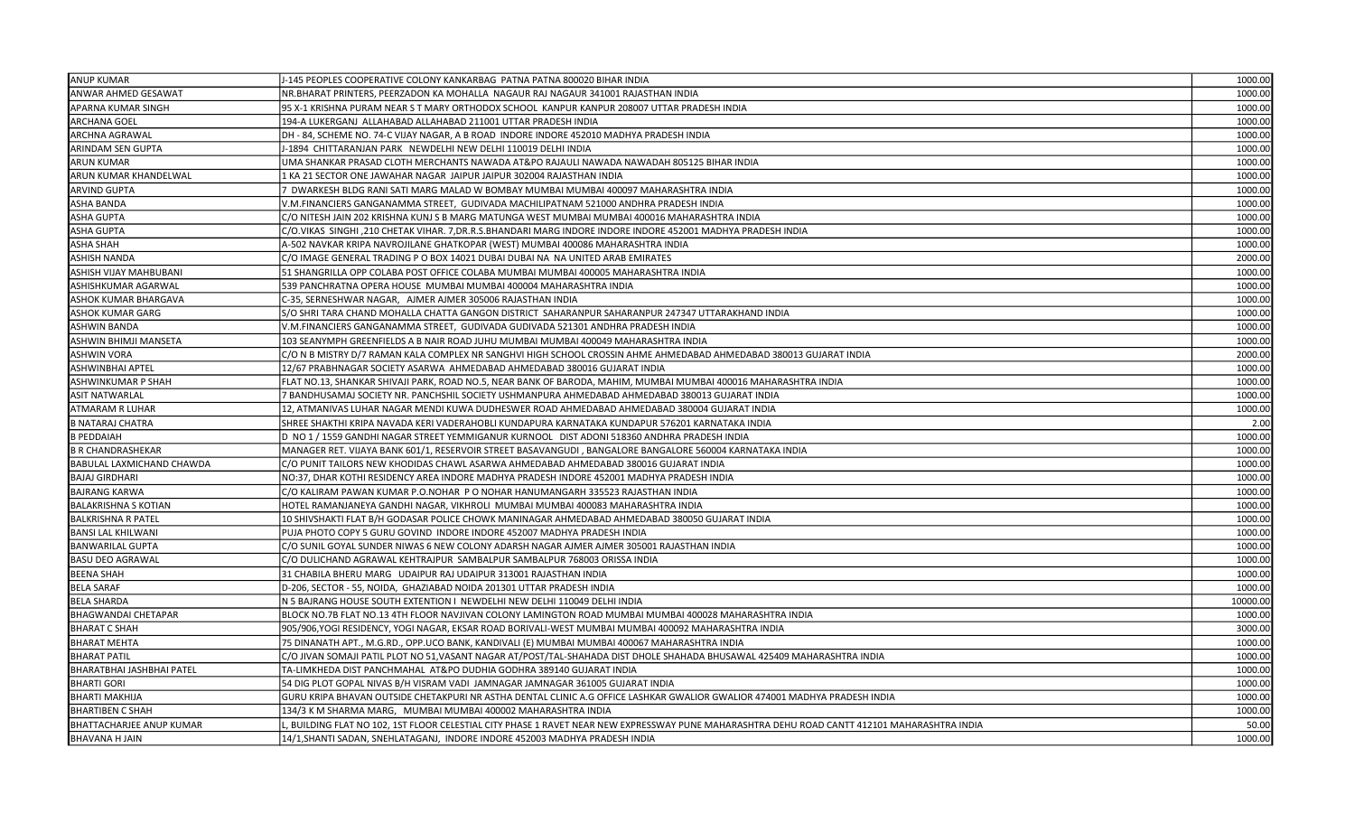| | | |
|---|---|---|
| ANUP KUMAR | J-145 PEOPLES COOPERATIVE COLONY KANKARBAG PATNA PATNA 800020 BIHAR INDIA | 1000.00 |
| ANWAR AHMED GESAWAT | NR.BHARAT PRINTERS, PEERZADON KA MOHALLA NAGAUR RAJ NAGAUR 341001 RAJASTHAN INDIA | 1000.00 |
| APARNA KUMAR SINGH | 95 X-1 KRISHNA PURAM NEAR S T MARY ORTHODOX SCHOOL KANPUR KANPUR 208007 UTTAR PRADESH INDIA | 1000.00 |
| ARCHANA GOEL | 194-A LUKERGANJ ALLAHABAD ALLAHABAD 211001 UTTAR PRADESH INDIA | 1000.00 |
| ARCHNA AGRAWAL | DH - 84, SCHEME NO. 74-C VIJAY NAGAR, A B ROAD INDORE INDORE 452010 MADHYA PRADESH INDIA | 1000.00 |
| ARINDAM SEN GUPTA | J-1894 CHITTARANJAN PARK NEWDELHI NEW DELHI 110019 DELHI INDIA | 1000.00 |
| ARUN KUMAR | UMA SHANKAR PRASAD CLOTH MERCHANTS NAWADA AT&PO RAJAULI NAWADA NAWADAH 805125 BIHAR INDIA | 1000.00 |
| ARUN KUMAR KHANDELWAL | 1 KA 21 SECTOR ONE JAWAHAR NAGAR JAIPUR JAIPUR 302004 RAJASTHAN INDIA | 1000.00 |
| ARVIND GUPTA | 7 DWARKESH BLDG RANI SATI MARG MALAD W BOMBAY MUMBAI MUMBAI 400097 MAHARASHTRA INDIA | 1000.00 |
| ASHA BANDA | V.M.FINANCIERS GANGANAMMA STREET, GUDIVADA MACHILIPATNAM 521000 ANDHRA PRADESH INDIA | 1000.00 |
| ASHA GUPTA | C/O NITESH JAIN 202 KRISHNA KUNJ S B MARG MATUNGA WEST MUMBAI MUMBAI 400016 MAHARASHTRA INDIA | 1000.00 |
| ASHA GUPTA | C/O.VIKAS SINGHI ,210 CHETAK VIHAR. 7,DR.R.S.BHANDARI MARG INDORE INDORE 452001 MADHYA PRADESH INDIA | 1000.00 |
| ASHA SHAH | A-502 NAVKAR KRIPA NAVROJILANE GHATKOPAR (WEST) MUMBAI 400086 MAHARASHTRA INDIA | 1000.00 |
| ASHISH NANDA | C/O IMAGE GENERAL TRADING P O BOX 14021 DUBAI DUBAI NA NA UNITED ARAB EMIRATES | 2000.00 |
| ASHISH VIJAY MAHBUBANI | 51 SHANGRILLA OPP COLABA POST OFFICE COLABA MUMBAI MUMBAI 400005 MAHARASHTRA INDIA | 1000.00 |
| ASHISHKUMAR AGARWAL | 539 PANCHRATNA OPERA HOUSE MUMBAI MUMBAI 400004 MAHARASHTRA INDIA | 1000.00 |
| ASHOK KUMAR BHARGAVA | C-35, SERNESHWAR NAGAR, AJMER AJMER 305006 RAJASTHAN INDIA | 1000.00 |
| ASHOK KUMAR GARG | S/O SHRI TARA CHAND MOHALLA CHATTA GANGON DISTRICT SAHARANPUR SAHARANPUR 247347 UTTARAKHAND INDIA | 1000.00 |
| ASHWIN BANDA | V.M.FINANCIERS GANGANAMMA STREET, GUDIVADA GUDIVADA 521301 ANDHRA PRADESH INDIA | 1000.00 |
| ASHWIN BHIMJI MANSETA | 103 SEANYMPH GREENFIELDS A B NAIR ROAD JUHU MUMBAI MUMBAI 400049 MAHARASHTRA INDIA | 1000.00 |
| ASHWIN VORA | C/O N B MISTRY D/7 RAMAN KALA COMPLEX NR SANGHVI HIGH SCHOOL CROSSIN AHME AHMEDABAD AHMEDABAD 380013 GUJARAT INDIA | 2000.00 |
| ASHWINBHAI APTEL | 12/67 PRABHNAGAR SOCIETY ASARWA AHMEDABAD AHMEDABAD 380016 GUJARAT INDIA | 1000.00 |
| ASHWINKUMAR P SHAH | FLAT NO.13, SHANKAR SHIVAJI PARK, ROAD NO.5, NEAR BANK OF BARODA, MAHIM, MUMBAI MUMBAI 400016 MAHARASHTRA INDIA | 1000.00 |
| ASIT NATWARLAL | 7 BANDHUSAMAJ SOCIETY NR. PANCHSHIL SOCIETY USHMANPURA AHMEDABAD AHMEDABAD 380013 GUJARAT INDIA | 1000.00 |
| ATMARAM R LUHAR | 12, ATMANIVAS LUHAR NAGAR MENDI KUWA DUDHESWER ROAD AHMEDABAD AHMEDABAD 380004 GUJARAT INDIA | 1000.00 |
| B NATARAJ CHATRA | SHREE SHAKTHI KRIPA NAVADA KERI VADERAHOBLI KUNDAPURA KARNATAKA KUNDAPUR 576201 KARNATAKA INDIA | 2.00 |
| B PEDDAIAH | D NO 1 / 1559 GANDHI NAGAR STREET YEMMIGANUR KURNOOL DIST ADONI 518360 ANDHRA PRADESH INDIA | 1000.00 |
| B R CHANDRASHEKAR | MANAGER RET. VIJAYA BANK 601/1, RESERVOIR STREET BASAVANGUDI , BANGALORE BANGALORE 560004 KARNATAKA INDIA | 1000.00 |
| BABULAL LAXMICHAND CHAWDA | C/O PUNIT TAILORS NEW KHODIDAS CHAWL ASARWA AHMEDABAD AHMEDABAD 380016 GUJARAT INDIA | 1000.00 |
| BAJAJ GIRDHARI | NO:37, DHAR KOTHI RESIDENCY AREA INDORE MADHYA PRADESH INDORE 452001 MADHYA PRADESH INDIA | 1000.00 |
| BAJRANG KARWA | C/O KALIRAM PAWAN KUMAR P.O.NOHAR P O NOHAR HANUMANGARH 335523 RAJASTHAN INDIA | 1000.00 |
| BALAKRISHNA S KOTIAN | HOTEL RAMANJANEYA GANDHI NAGAR, VIKHROLI MUMBAI MUMBAI 400083 MAHARASHTRA INDIA | 1000.00 |
| BALKRISHNA R PATEL | 10 SHIVSHAKTI FLAT B/H GODASAR POLICE CHOWK MANINAGAR AHMEDABAD AHMEDABAD 380050 GUJARAT INDIA | 1000.00 |
| BANSI LAL KHILWANI | PUJA PHOTO COPY 5 GURU GOVIND INDORE INDORE 452007 MADHYA PRADESH INDIA | 1000.00 |
| BANWARILAL GUPTA | C/O SUNIL GOYAL SUNDER NIWAS 6 NEW COLONY ADARSH NAGAR AJMER AJMER 305001 RAJASTHAN INDIA | 1000.00 |
| BASU DEO AGRAWAL | C/O DULICHAND AGRAWAL KEHTRAJPUR SAMBALPUR SAMBALPUR 768003 ORISSA INDIA | 1000.00 |
| BEENA SHAH | 31 CHABILA BHERU MARG UDAIPUR RAJ UDAIPUR 313001 RAJASTHAN INDIA | 1000.00 |
| BELA SARAF | D-206, SECTOR - 55, NOIDA, GHAZIABAD NOIDA 201301 UTTAR PRADESH INDIA | 1000.00 |
| BELA SHARDA | N 5 BAJRANG HOUSE SOUTH EXTENTION I NEWDELHI NEW DELHI 110049 DELHI INDIA | 10000.00 |
| BHAGWANDAI CHETAPAR | BLOCK NO.7B FLAT NO.13 4TH FLOOR NAVJIVAN COLONY LAMINGTON ROAD MUMBAI MUMBAI 400028 MAHARASHTRA INDIA | 1000.00 |
| BHARAT C SHAH | 905/906,YOGI RESIDENCY, YOGI NAGAR, EKSAR ROAD BORIVALI-WEST MUMBAI MUMBAI 400092 MAHARASHTRA INDIA | 3000.00 |
| BHARAT MEHTA | 75 DINANATH APT., M.G.RD., OPP.UCO BANK, KANDIVALI (E) MUMBAI MUMBAI 400067 MAHARASHTRA INDIA | 1000.00 |
| BHARAT PATIL | C/O JIVAN SOMAJI PATIL PLOT NO 51,VASANT NAGAR AT/POST/TAL-SHAHADA DIST DHOLE SHAHADA BHUSAWAL 425409 MAHARASHTRA INDIA | 1000.00 |
| BHARATBHAI JASHBHAI PATEL | TA-LIMKHEDA DIST PANCHMAHAL AT&PO DUDHIA GODHRA 389140 GUJARAT INDIA | 1000.00 |
| BHARTI GORI | 54 DIG PLOT GOPAL NIVAS B/H VISRAM VADI JAMNAGAR JAMNAGAR 361005 GUJARAT INDIA | 1000.00 |
| BHARTI MAKHIJA | GURU KRIPA BHAVAN OUTSIDE CHETAKPURI NR ASTHA DENTAL CLINIC A.G OFFICE LASHKAR GWALIOR GWALIOR 474001 MADHYA PRADESH INDIA | 1000.00 |
| BHARTIBEN C SHAH | 134/3 K M SHARMA MARG, MUMBAI MUMBAI 400002 MAHARASHTRA INDIA | 1000.00 |
| BHATTACHARJEE ANUP KUMAR | L, BUILDING FLAT NO 102, 1ST FLOOR CELESTIAL CITY PHASE 1 RAVET NEAR NEW EXPRESSWAY PUNE MAHARASHTRA DEHU ROAD CANTT 412101 MAHARASHTRA INDIA | 50.00 |
| BHAVANA H JAIN | 14/1,SHANTI SADAN, SNEHLATAGANJ, INDORE INDORE 452003 MADHYA PRADESH INDIA | 1000.00 |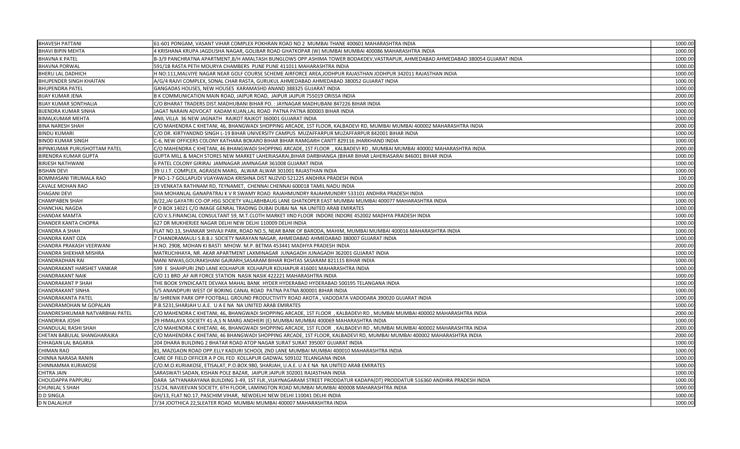| | | |
|---|---|---|
| BHAVESH PATTANI | 61-601 PONGAM, VASANT VIHAR COMPLEX POKHRAN ROAD NO 2 MUMBAI THANE 400601 MAHARASHTRA INDIA | 1000.00 |
| BHAVI BIPIN MEHTA | 4 KRISHANA KRUPA JAGDUSHA NAGAR, GOLIBAR ROAD GHATKOPAR (W) MUMBAI MUMBAI 400086 MAHARASHTRA INDIA | 1000.00 |
| BHAVNA K PATEL | B-3/9 PANCHRATNA APARTMENT,B/H AMALTASH BUNGLOWS OPP.ASHIMA TOWER BODAKDEV,VASTRAPUR, AHMEDABAD AHMEDABAD 380054 GUJARAT INDIA | 1000.00 |
| BHAVNA PORWAL | 591/1B RASTA PETH MOURYA CHAMBERS PUNE PUNE 411011 MAHARASHTRA INDIA | 1000.00 |
| BHERU LAL DADHICH | H NO:111,MALVIYE NAGAR NEAR GOLF COURSE SCHEME AIRFORCE AREA,JODHPUR RAJASTHAN JODHPUR 342011 RAJASTHAN INDIA | 1000.00 |
| BHUPENDER SINGH KHAITAN | A/G/4 RAJVI COMPLEX, SONAL CHAR RASTA, GURUKUL AHMEDABAD AHMEDABAD 380052 GUJARAT INDIA | 1000.00 |
| BHUPENDRA PATEL | GANGADAS HOUSES, NEW HOUSES KARAMASHD ANAND 388325 GUJARAT INDIA | 1000.00 |
| BIJAY KUMAR JENA | B K COMMUNICATION MAIN ROAD, JAIPUR ROAD, JAIPUR JAJPUR 755019 ORISSA INDIA | 2000.00 |
| BIJAY KUMAR SONTHALIA | C/O BHARAT TRADERS DIST.MADHUBANI BIHAR PO. : JAYNAGAR MADHUBANI 847226 BIHAR INDIA | 1000.00 |
| BIJENDRA KUMAR SINHA | JAGAT NARAIN ADVOCAT KADAM KUAN,LAL ROAD PATNA PATNA 800003 BIHAR INDIA | 1000.00 |
| BIMALKUMAR MEHTA | ANIL VILLA 36 NEW JAGNATH RAJKOT RAJKOT 360001 GUJARAT INDIA | 1000.00 |
| BINA NARESH SHAH | C/O MAHENDRA C KHETANI, 46, BHANGWADI SHOPPING ARCADE, 1ST FLOOR, KALBADEVI RD, MUMBAI MUMBAI 400002 MAHARASHTRA INDIA | 2000.00 |
| BINDU KUMARI | C/O DR. KIRTYANDND SINGH L-19 BIHAR UNIVERSITY CAMPUS MUZAFFARPUR MUZAFFARPUR 842001 BIHAR INDIA | 1000.00 |
| BINOD KUMAR SINGH | C-6, NEW OFFICERS COLONY KATHARA BOKARO BIHAR BIHAR RAMGARH CANTT 829116 JHARKHAND INDIA | 1000.00 |
| BIPINKUMAR PURUSHOTTAM PATEL | C/O MAHENDRA C KHETANI, 46 BHANGWADI SHOPPING ARCADE, 1ST FLOOR , KALBADEVI RD , MUMBAI MUMBAI 400002 MAHARASHTRA INDIA | 2000.00 |
| BIRENDRA KUMAR GUPTA | GUPTA MILL & MACH STORES NEW MARKET LAHERIASARAI,BIHAR DARBHANGA (BIHAR BIHAR LAHERIASARAI 846001 BIHAR INDIA | 1000.00 |
| BIRJESH NATHWANI | 6 PATEL COLONY GIRIRAJ JAMNAGAR JAMNAGAR 361008 GUJARAT INDIA | 1000.00 |
| BISHAN DEVI | 39 U.I.T. COMPLEX, AGRASEN MARG, ALWAR ALWAR 301001 RAJASTHAN INDIA | 1000.00 |
| BOMMASANI TIRUMALA RAO | P NO-1-7 GOLLAPUDI VIJAYAWADA KRISHNA DIST NUZVID 521225 ANDHRA PRADESH INDIA | 100.00 |
| CAVALE MOHAN RAO | 19 VENKATA RATHNAM RD, TEYNAMET, CHENNAI CHENNAI 600018 TAMIL NADU INDIA | 2000.00 |
| CHAGANI DEVI | SHA MOHANLAL GANAPATRAJ K V R SWAMY ROAD RAJAHMUNDRY RAJAHMUNDRY 533101 ANDHRA PRADESH INDIA | 1000.00 |
| CHAMPABEN SHAH | B/22,JAI GAYATRI CO-OP.HSG SOCIETY VALLABHBAUG LANE GHATKOPER EAST MUMBAI MUMBAI 400077 MAHARASHTRA INDIA | 1000.00 |
| CHANCHAL NAGDA | P O BOX 14021 C/O IMAGE GENRAL TRADING DUBAI DUBAI NA NA UNITED ARAB EMIRATES | 1000.00 |
| CHANDAK MAMTA | C/O.V.S.FINANCIAL CONSULTANT 59, M.T.CLOTH MARKET IIND FLOOR INDORE INDORE 452002 MADHYA PRADESH INDIA | 1000.00 |
| CHANDER KANTA CHOPRA | 627 DR MUKHERJEE NAGAR DELHI NEW DELHI 110009 DELHI INDIA | 1000.00 |
| CHANDRA A SHAH | FLAT NO.13, SHANKAR SHIVAJI PARK, ROAD NO.5, NEAR BANK OF BARODA, MAHIM, MUMBAI MUMBAI 400016 MAHARASHTRA INDIA | 1000.00 |
| CHANDRA KANT OZA | 7 CHANDRAMAULI S.B.B.J. SOCIETY NARAYAN NAGAR, AHMEDABAD AHMEDABAD 380007 GUJARAT INDIA | 1000.00 |
| CHANDRA PRAKASH VEERWANI | H.NO. 2908, MOHAN KI BASTI MHOW. M.P. BETMA 453441 MADHYA PRADESH INDIA | 2000.00 |
| CHANDRA SHEKHAR MISHRA | MATRUCHHAYA, NR. AKAR APARTMENT LAXMINAGAR JUNAGADH JUNAGADH 362001 GUJARAT INDIA | 1000.00 |
| CHANDRADHAN RAI | MANI NIWAS,GOURAKSHANI GAJRARH,SASARAM BIHAR ROHTAS SASARAM 821115 BIHAR INDIA | 1000.00 |
| CHANDRAKANT HARSHET VANKAR | 599 E SHAHPURI 2ND LANE KOLHAPUR KOLHAPUR KOLHAPUR 416001 MAHARASHTRA INDIA | 1000.00 |
| CHANDRAKANT NAIK | C/O 11 BRD ,AF AIR FORCE STATION NASIK NASIK 422221 MAHARASHTRA INDIA | 1000.00 |
| CHANDRAKANT P SHAH | THE BOOK SYNDICAATE DEVAKA MAHAL BANK HYDER HYDERABAD HYDERABAD 500195 TELANGANA INDIA | 1000.00 |
| CHANDRAKANT SINHA | 5/5 ANANDPURI WEST OF BORING CANAL ROAD PATNA PATNA 800001 BIHAR INDIA | 1000.00 |
| CHANDRAKANTA PATEL | B/ SHRENIK PARK OPP FOOTBALL GROUND PRODUCTIVITY ROAD AKOTA , VADODATA VADODARA 390020 GUJARAT INDIA | 1000.00 |
| CHANDRAMOHAN M GOPALAN | P.B.5231,SHARJAH U.A.E. U A E NA NA UNITED ARAB EMIRATES | 1000.00 |
| CHANDRESHKUMAR NATVARBHAI PATEL | C/O MAHENDRA C KHETANI, 46, BHANGWADI SHOPPING ARCADE, 1ST FLOOR , KALBADEVI RD , MUMBAI MUMBAI 400002 MAHARASHTRA INDIA | 2000.00 |
| CHANDRIKA JOSHI | 29 HIMALAYA SOCIETY 41-A,S N MARG ANDHERI (E) MUMBAI MUMBAI 400069 MAHARASHTRA INDIA | 1000.00 |
| CHANDULAL RASHI SHAH | C/O MAHENDRA C KHETANI, 46, BHANGWADI SHOPPING ARCADE, 1ST FLOOR , KALBADEVI RD , MUMBAI MUMBAI 400002 MAHARASHTRA INDIA | 2000.00 |
| CHETAN BABULAL SHANGHARAJKA | C/O MAHENDRA C KHETANI, 46 BHANGWADI SHOPPING ARCADE, 1ST FLOOR, KALBADEVI RD, MUMBAI MUMBAI 400002 MAHARASHTRA INDIA | 2000.00 |
| CHHAGAN LAL BAGARIA | 204 DHARA BUILDING 2 BHATAR ROAD ATOP NAGAR SURAT SURAT 395007 GUJARAT INDIA | 1000.00 |
| CHIMAN RAO | 81, MAZGAON ROAD OPP.ELLY KADURI SCHOOL 2ND LANE MUMBAI MUMBAI 400010 MAHARASHTRA INDIA | 1000.00 |
| CHINNA NARASA RANIN | CARE OF FIELD OFFICER A P OIL FED KOLLAPUR GADWAL 509102 TELANGANA INDIA | 1000.00 |
| CHINNAMMA KURIAKOSE | C/O.M.O.KURIAKOSE, ETISALAT, P.O.BOX.980, SHARJAH, U.A.E. U A E NA NA UNITED ARAB EMIRATES | 1000.00 |
| CHITRA JAIN | SARASWATI SADAN, KISHAN POLE BAZAR, JAIPUR JAIPUR 302001 RAJASTHAN INDIA | 1000.00 |
| CHOUDAPPA PAPPURU | DARA SATYANARAYANA BUILDING 3-49, 1ST FLR.,VIJAYNAGARAM STREET PRODDATUR KADAPA(DT) PRODDATUR 516360 ANDHRA PRADESH INDIA | 1000.00 |
| CHUNILAL S SHAH | 15/24, NAVJEEVAN SOCIETY, 6TH FLOOR, LAMINGTON ROAD MUMBAI MUMBAI 400008 MAHARASHTRA INDIA | 1000.00 |
| D D SINGLA | GH/13, FLAT NO.17, PASCHIM VIHAR, NEWDELHI NEW DELHI 110041 DELHI INDIA | 1000.00 |
| D N DALALHUF | 7/34 JOOTHICA 22,SLEATER ROAD MUMBAI MUMBAI 400007 MAHARASHTRA INDIA | 1000.00 |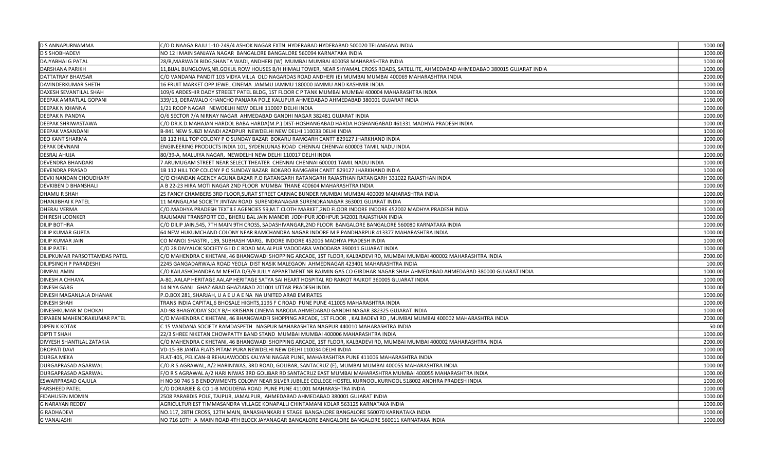| | | |
|---|---|---|
| D S ANNAPURNAMMA | C/O D.NAAGA RAJU 1-10-249/4 ASHOK NAGAR EXTN HYDERABAD HYDERABAD 500020 TELANGANA INDIA | 1000.00 |
| D S SHOBHADEVI | NO 12 I MAIN SANJAYA NAGAR BANGALORE BANGALORE 560094 KARNATAKA INDIA | 1000.00 |
| DAJYABHAI G PATAL | 28/B,MARWADI BIDG,SHANTA WADI, ANDHERI (W) MUMBAI MUMBAI 400058 MAHARASHTRA INDIA | 1000.00 |
| DARSHANA PARIKH | 11,BIJAL BUNGLOWS,NR.GOKUL ROW HOUSES B/H HIMALI TOWER, NEAR SHYAMAL CROSS ROADS, SATELLITE, AHMEDABAD AHMEDABAD 380015 GUJARAT INDIA | 1000.00 |
| DATTATRAY BHAVSAR | C/O VANDANA PANDIT 103 VIDYA VILLA OLD NAGARDAS ROAD ANDHERI (E) MUMBAI MUMBAI 400069 MAHARASHTRA INDIA | 2000.00 |
| DAVINDERKUMAR SHETH | 16 FRUIT MARKET OPP JEWEL CINEMA JAMMU JAMMU 180000 JAMMU AND KASHMIR INDIA | 1000.00 |
| DAXESH SEVANTILAL SHAH | 109/6 ARDESHIR DADY STREEET PATEL BLDG, 1ST FLOOR C P TANK MUMBAI MUMBAI 400004 MAHARASHTRA INDIA | 1000.00 |
| DEEPAK AMRATLAL GOPANI | 339/13, DERAWALO KHANCHO PANJARA POLE KALUPUR AHMEDABAD AHMEDABAD 380001 GUJARAT INDIA | 1160.00 |
| DEEPAK N KHANNA | 1/21 ROOP NAGAR NEWDELHI NEW DELHI 110007 DELHI INDIA | 1000.00 |
| DEEPAK N PANDYA | O/6 SECTOR 7/A NIRNAY NAGAR AHMEDABAD GANDHI NAGAR 382481 GUJARAT INDIA | 1000.00 |
| DEEPAK SHRIWASTAWA | C/O DR.K.D.MAHAJAN HARDOL BABA HARDA(M.P.) DIST-HOSHANGABAD HARDA HOSHANGABAD 461331 MADHYA PRADESH INDIA | 1000.00 |
| DEEPAK VASANDANI | B-841 NEW SUBZI MANDI AZADPUR NEWDELHI NEW DELHI 110033 DELHI INDIA | 1000.00 |
| DEO KANT SHARMA | 1B 112 HILL TOP COLONY P O SUNDAY BAZAR BOKARU RAMGARH CANTT 829127 JHARKHAND INDIA | 1000.00 |
| DEPAK DEVNANI | ENGINEERING PRODUCTS INDIA 101, SYDENLUNAS ROAD CHENNAI CHENNAI 600003 TAMIL NADU INDIA | 1000.00 |
| DESRAJ AHUJA | 80/39-A, MALUIYA NAGAR, NEWDELHI NEW DELHI 110017 DELHI INDIA | 1000.00 |
| DEVENDRA BHANDARI | 7 ARUMUGAM STREET NEAR SELECT THEATER CHENNAI CHENNAI 600001 TAMIL NADU INDIA | 1000.00 |
| DEVENDRA PRASAD | 1B 112 HILL TOP COLONY P O SUNDAY BAZAR BOKARO RAMGARH CANTT 829127 JHARKHAND INDIA | 1000.00 |
| DEVKI NANDAN CHOUDHARY | C/O CHANDAN AGENCY AGUNA BAZAR P.O RATANGARH RATANGARH RAJASTHAN RATANGARH 331022 RAJASTHAN INDIA | 1000.00 |
| DEVKIBEN D BHANSHALI | A B 22-23 HIRA MOTI NAGAR 2ND FLOOR MUMBAI THANE 400604 MAHARASHTRA INDIA | 1000.00 |
| DHAMU R SHAH | 25 FANCY CHAMBERS 3RD FLOOR,SURAT STREET CARNAC BUNDER MUMBAI MUMBAI 400009 MAHARASHTRA INDIA | 1000.00 |
| DHANJIBHAI K PATEL | 11 MANGALAM SOCIETY JINTAN ROAD SURENDRANAGAR SURENDRANAGAR 363001 GUJARAT INDIA | 1000.00 |
| DHERAJ VERMA | C/O.MADHYA PRADESH TEXTILE AGENCIES 59,M.T.CLOTH MARKET,2ND FLOOR INDORE INDORE 452002 MADHYA PRADESH INDIA | 1000.00 |
| DHIRESH LOONKER | RAJUMANI TRANSPORT CO., BHERU BAL JAIN MANDIR JODHPUR JODHPUR 342001 RAJASTHAN INDIA | 1000.00 |
| DILIP BOTHRA | C/O DILIP JAIN,545, 7TH MAIN 9TH CROSS, SADASHIVANGAR,2ND FLOOR BANGALORE BANGALORE 560080 KARNATAKA INDIA | 1000.00 |
| DILIP KUMAR GUPTA | 64 NEW HUKUMCHAND COLONY NEAR RAMCHANDRA NAGAR INDORE M P PANDHARPUR 413377 MAHARASHTRA INDIA | 1000.00 |
| DILIP KUMAR JAIN | CO MANOJ SHASTRI, 139, SUBHASH MARG, INDORE INDORE 452006 MADHYA PRADESH INDIA | 1000.00 |
| DILIP PATEL | C/O 28 DIVYALOK SOCIETY G I D C ROAD MAJALPUR VADODARA VADODARA 390011 GUJARAT INDIA | 1000.00 |
| DILIPKUMAR PARSOTTAMDAS PATEL | C/O MAHENDRA C KHETANI, 46 BHANGWADI SHOPPING ARCADE, 1ST FLOOR, KALBADEVI RD, MUMBAI MUMBAI 400002 MAHARASHTRA INDIA | 2000.00 |
| DILIPSINGH P PARADESHI | 2245 GANGADARWAJA ROAD YEOLA DIST NASIK MALEGAON AHMEDNAGAR 423401 MAHARASHTRA INDIA | 100.00 |
| DIMPAL AMIN | C/O KAILASHCHANDRA M MEHTA D/3/9 JULLY APPARTMENT NR RAJMIN GAS CO GIRDHAR NAGAR SHAH AHMEDABAD AHMEDABAD 380000 GUJARAT INDIA | 1000.00 |
| DINESH A CHHAYA | A-80, AALAP HERITAGE AALAP HERITAGE SATYA SAI HEART HOSPITAL RD RAJKOT RAJKOT 360005 GUJARAT INDIA | 1000.00 |
| DINESH GARG | 14 NIYA GANJ GHAZIABAD GHAZIABAD 201001 UTTAR PRADESH INDIA | 1000.00 |
| DINESH MAGANLALA DHANAK | P.O.BOX 281, SHARJAH, U A E U A E NA NA UNITED ARAB EMIRATES | 1000.00 |
| DINESH SHAH | TRANS INDIA CAPITAL,6 BHOSALE HIGHTS,1195 F C ROAD PUNE PUNE 411005 MAHARASHTRA INDIA | 1000.00 |
| DINESHKUMAR M DHOKAI | AD-98 BHAGYODAY SOCY B/H KRISHAN CINEMA NARODA AHMEDABAD GANDHI NAGAR 382325 GUJARAT INDIA | 1000.00 |
| DIPABEN MAHENDRAKUMAR PATEL | C/O MAHENDRA C KHETANI, 46 BHANGWADFI SHOPPING ARCADE, 1ST FLOOR , KALBADEVI RD , MUMBAI MUMBAI 400002 MAHARASHTRA INDIA | 2000.00 |
| DIPEN K KOTAK | C 15 VANDANA SOCIETY RAMDASPETH NAGPUR MAHARASHTRA NAGPUR 440010 MAHARASHTRA INDIA | 50.00 |
| DIPTI T SHAH | 22/3 SHREE NIKETAN CHOWPATTY BAND STAND MUMBAI MUMBAI 400006 MAHARASHTRA INDIA | 1000.00 |
| DIVYESH SHANTILAL ZATAKIA | C/O MAHENDRA C KHETANI, 46 BHANGWADI SHOPPING ARCADE, 1ST FLOOR, KALBADEVI RD, MUMBAI MUMBAI 400002 MAHARASHTRA INDIA | 2000.00 |
| DROPATI DAVI | VD-15-3B JANTA FLATS PITAM PURA NEWDELHI NEW DELHI 110034 DELHI INDIA | 1000.00 |
| DURGA MEKA | FLAT-405, PELICAN-B REHAJAWOODS KALYANI NAGAR PUNE, MAHARASHTRA PUNE 411006 MAHARASHTRA INDIA | 1000.00 |
| DURGAPRASAD AGARWAL | C/O.R.S.AGRAWAL, A/2 HARINIWAS, 3RD ROAD, GOLIBAR, SANTACRUZ (E), MUMBAI MUMBAI 400055 MAHARASHTRA INDIA | 1000.00 |
| DURGAPRASAD AGARWAL | F/O R S AGRAWAL A/2 HARI NIWAS 3RD GOLIBAR RD SANTACRUZ EAST MUMBAI MAHARASHTRA MUMBAI 400055 MAHARASHTRA INDIA | 1000.00 |
| ESWARPRASAD GAJULA | H NO 50 746 5 B ENDOWMENTS COLONY NEAR SILVER JUBILEE COLLEGE HOSTEL KURNOOL KURNOOL 518002 ANDHRA PRADESH INDIA | 1000.00 |
| FARSHEED PATEL | C/O DORABJEE & CO 1-B MOLIDENA ROAD PUNE PUNE 411001 MAHARASHTRA INDIA | 1000.00 |
| FIDAHUSEN MOMIN | 2508 PARABDIS POLE, TAJPUR, JAMALPUR, AHMEDABAD AHMEDABAD 380001 GUJARAT INDIA | 1000.00 |
| G NARAYAN REDDY | AGRICULTURIEST TIMMASANDRA VILLAGE KONAPALLI CHINTAMANI KOLAR 563125 KARNATAKA INDIA | 1000.00 |
| G RADHADEVI | NO.117, 28TH CROSS, 12TH MAIN, BANASHANKARI II STAGE. BANGALORE BANGALORE 560070 KARNATAKA INDIA | 1000.00 |
| G VANAJASHI | NO 716 10TH A MAIN ROAD 4TH BLOCK JAYANAGAR BANGALORE BANGALORE BANGALORE 560011 KARNATAKA INDIA | 1000.00 |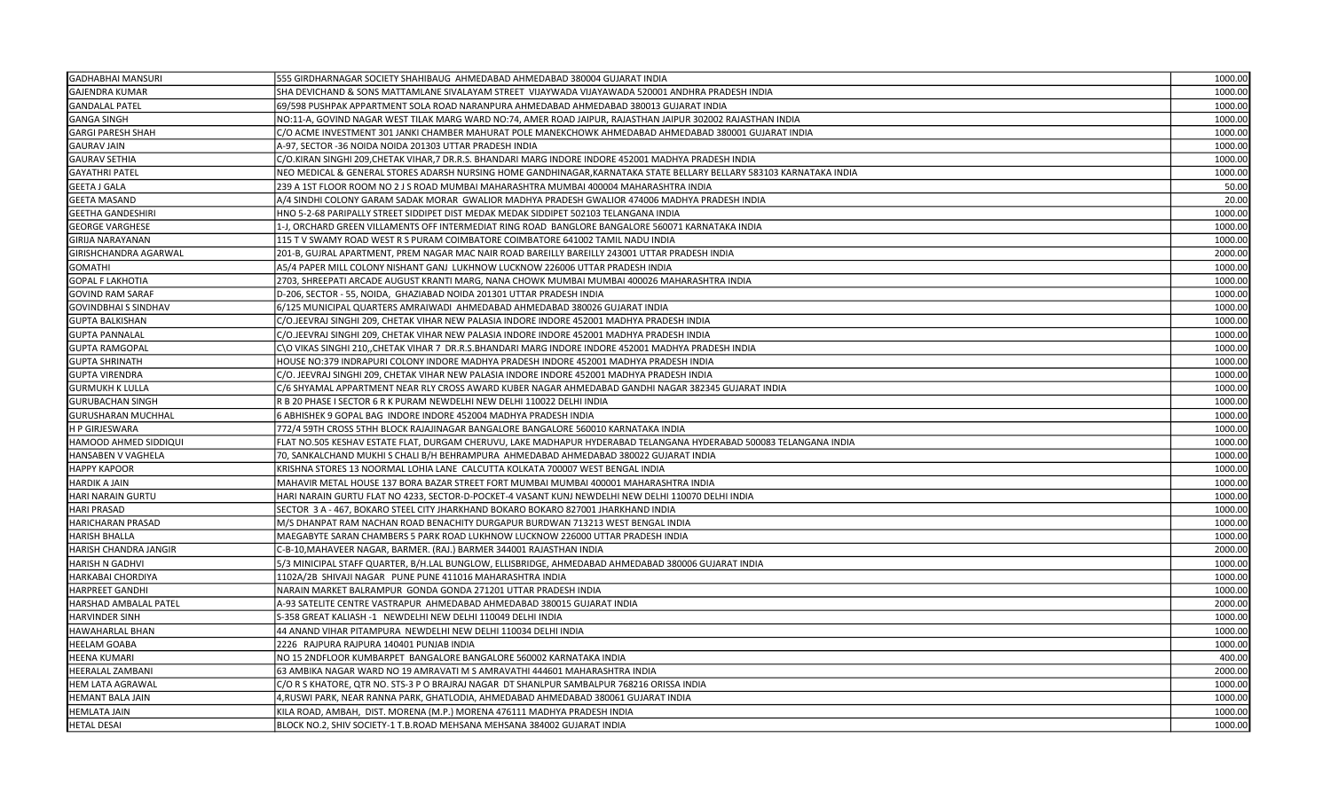| | | |
|---|---|---|
| GADHABHAI MANSURI | 555 GIRDHARNAGAR SOCIETY SHAHIBAUG AHMEDABAD AHMEDABAD 380004 GUJARAT INDIA | 1000.00 |
| GAJENDRA KUMAR | SHA DEVICHAND & SONS MATTAMLANE SIVALAYAM STREET VIJAYWADA VIJAYAWADA 520001 ANDHRA PRADESH INDIA | 1000.00 |
| GANDALAL PATEL | 69/598 PUSHPAK APPARTMENT SOLA ROAD NARANPURA AHMEDABAD AHMEDABAD 380013 GUJARAT INDIA | 1000.00 |
| GANGA SINGH | NO:11-A, GOVIND NAGAR WEST TILAK MARG WARD NO:74, AMER ROAD JAIPUR, RAJASTHAN JAIPUR 302002 RAJASTHAN INDIA | 1000.00 |
| GARGI PARESH SHAH | C/O ACME INVESTMENT 301 JANKI CHAMBER MAHURAT POLE MANEKCHOWK AHMEDABAD AHMEDABAD 380001 GUJARAT INDIA | 1000.00 |
| GAURAV JAIN | A-97, SECTOR -36 NOIDA NOIDA 201303 UTTAR PRADESH INDIA | 1000.00 |
| GAURAV SETHIA | C/O.KIRAN SINGHI 209,CHETAK VIHAR,7 DR.R.S. BHANDARI MARG INDORE INDORE 452001 MADHYA PRADESH INDIA | 1000.00 |
| GAYATHRI PATEL | NEO MEDICAL & GENERAL STORES ADARSH NURSING HOME GANDHINAGAR,KARNATAKA STATE BELLARY BELLARY 583103 KARNATAKA INDIA | 1000.00 |
| GEETA J GALA | 239 A 1ST FLOOR ROOM NO 2 J S ROAD MUMBAI MAHARASHTRA MUMBAI 400004 MAHARASHTRA INDIA | 50.00 |
| GEETA MASAND | A/4 SINDHI COLONY GARAM SADAK MORAR GWALIOR MADHYA PRADESH GWALIOR 474006 MADHYA PRADESH INDIA | 20.00 |
| GEETHA GANDESHIRI | HNO 5-2-68 PARIPALLY STREET SIDDIPET DIST MEDAK MEDAK SIDDIPET 502103 TELANGANA INDIA | 1000.00 |
| GEORGE VARGHESE | 1-J, ORCHARD GREEN VILLAMENTS OFF INTERMEDIAT RING ROAD BANGLORE BANGALORE 560071 KARNATAKA INDIA | 1000.00 |
| GIRIJA NARAYANAN | 115 T V SWAMY ROAD WEST R S PURAM COIMBATORE COIMBATORE 641002 TAMIL NADU INDIA | 1000.00 |
| GIRISHCHANDRA AGARWAL | 201-B, GUJRAL APARTMENT, PREM NAGAR MAC NAIR ROAD BAREILLY BAREILLY 243001 UTTAR PRADESH INDIA | 2000.00 |
| GOMATHI | A5/4 PAPER MILL COLONY NISHANT GANJ LUKHNOW LUCKNOW 226006 UTTAR PRADESH INDIA | 1000.00 |
| GOPAL F LAKHOTIA | 2703, SHREEPATI ARCADE AUGUST KRANTI MARG, NANA CHOWK MUMBAI MUMBAI 400026 MAHARASHTRA INDIA | 1000.00 |
| GOVIND RAM SARAF | D-206, SECTOR - 55, NOIDA, GHAZIABAD NOIDA 201301 UTTAR PRADESH INDIA | 1000.00 |
| GOVINDBHAI S SINDHAV | 6/125 MUNICIPAL QUARTERS AMRAIWADI AHMEDABAD AHMEDABAD 380026 GUJARAT INDIA | 1000.00 |
| GUPTA BALKISHAN | C/O.JEEVRAJ SINGHI 209, CHETAK VIHAR NEW PALASIA INDORE INDORE 452001 MADHYA PRADESH INDIA | 1000.00 |
| GUPTA PANNALAL | C/O.JEEVRAJ SINGHI 209, CHETAK VIHAR NEW PALASIA INDORE INDORE 452001 MADHYA PRADESH INDIA | 1000.00 |
| GUPTA RAMGOPAL | C\O VIKAS SINGHI 210,,CHETAK VIHAR 7 DR.R.S.BHANDARI MARG INDORE INDORE 452001 MADHYA PRADESH INDIA | 1000.00 |
| GUPTA SHRINATH | HOUSE NO:379 INDRAPURI COLONY INDORE MADHYA PRADESH INDORE 452001 MADHYA PRADESH INDIA | 1000.00 |
| GUPTA VIRENDRA | C/O. JEEVRAJ SINGHI 209, CHETAK VIHAR NEW PALASIA INDORE INDORE 452001 MADHYA PRADESH INDIA | 1000.00 |
| GURMUKH K LULLA | C/6 SHYAMAL APPARTMENT NEAR RLY CROSS AWARD KUBER NAGAR AHMEDABAD GANDHI NAGAR 382345 GUJARAT INDIA | 1000.00 |
| GURUBACHAN SINGH | R B 20 PHASE I SECTOR 6 R K PURAM NEWDELHI NEW DELHI 110022 DELHI INDIA | 1000.00 |
| GURUSHARAN MUCHHAL | 6 ABHISHEK 9 GOPAL BAG INDORE INDORE 452004 MADHYA PRADESH INDIA | 1000.00 |
| H P GIRJESWARA | 772/4 59TH CROSS 5THH BLOCK RAJAJINAGAR BANGALORE BANGALORE 560010 KARNATAKA INDIA | 1000.00 |
| HAMOOD AHMED SIDDIQUI | FLAT NO.505 KESHAV ESTATE FLAT, DURGAM CHERUVU, LAKE MADHAPUR HYDERABAD TELANGANA HYDERABAD 500083 TELANGANA INDIA | 1000.00 |
| HANSABEN V VAGHELA | 70, SANKALCHAND MUKHI S CHALI B/H BEHRAMPURA AHMEDABAD AHMEDABAD 380022 GUJARAT INDIA | 1000.00 |
| HAPPY KAPOOR | KRISHNA STORES 13 NOORMAL LOHIA LANE CALCUTTA KOLKATA 700007 WEST BENGAL INDIA | 1000.00 |
| HARDIK A JAIN | MAHAVIR METAL HOUSE 137 BORA BAZAR STREET FORT MUMBAI MUMBAI 400001 MAHARASHTRA INDIA | 1000.00 |
| HARI NARAIN GURTU | HARI NARAIN GURTU FLAT NO 4233, SECTOR-D-POCKET-4 VASANT KUNJ NEWDELHI NEW DELHI 110070 DELHI INDIA | 1000.00 |
| HARI PRASAD | SECTOR 3 A - 467, BOKARO STEEL CITY JHARKHAND BOKARO BOKARO 827001 JHARKHAND INDIA | 1000.00 |
| HARICHARAN PRASAD | M/S DHANPAT RAM NACHAN ROAD BENACHITY DURGAPUR BURDWAN 713213 WEST BENGAL INDIA | 1000.00 |
| HARISH BHALLA | MAEGABYTE SARAN CHAMBERS 5 PARK ROAD LUKHNOW LUCKNOW 226000 UTTAR PRADESH INDIA | 1000.00 |
| HARISH CHANDRA JANGIR | C-B-10,MAHAVEER NAGAR, BARMER. (RAJ.) BARMER 344001 RAJASTHAN INDIA | 2000.00 |
| HARISH N GADHVI | 5/3 MINICIPAL STAFF QUARTER, B/H.LAL BUNGLOW, ELLISBRIDGE, AHMEDABAD AHMEDABAD 380006 GUJARAT INDIA | 1000.00 |
| HARKABAI CHORDIYA | 1102A/2B SHIVAJI NAGAR PUNE PUNE 411016 MAHARASHTRA INDIA | 1000.00 |
| HARPREET GANDHI | NARAIN MARKET BALRAMPUR GONDA GONDA 271201 UTTAR PRADESH INDIA | 1000.00 |
| HARSHAD AMBALAL PATEL | A-93 SATELITE CENTRE VASTRAPUR AHMEDABAD AHMEDABAD 380015 GUJARAT INDIA | 2000.00 |
| HARVINDER SINH | S-358 GREAT KALIASH -1 NEWDELHI NEW DELHI 110049 DELHI INDIA | 1000.00 |
| HAWAHARLAL BHAN | 44 ANAND VIHAR PITAMPURA NEWDELHI NEW DELHI 110034 DELHI INDIA | 1000.00 |
| HEELAM GOABA | 2226 RAJPURA RAJPURA 140401 PUNJAB INDIA | 1000.00 |
| HEENA KUMARI | NO 15 2NDFLOOR KUMBARPET BANGALORE BANGALORE 560002 KARNATAKA INDIA | 400.00 |
| HEERALAL ZAMBANI | 63 AMBIKA NAGAR WARD NO 19 AMRAVATI M S AMRAVATHI 444601 MAHARASHTRA INDIA | 2000.00 |
| HEM LATA AGRAWAL | C/O R S KHATORE, QTR NO. STS-3 P O BRAJRAJ NAGAR DT SHANLPUR SAMBALPUR 768216 ORISSA INDIA | 1000.00 |
| HEMANT BALA JAIN | 4,RUSWI PARK, NEAR RANNA PARK, GHATLODIA, AHMEDABAD AHMEDABAD 380061 GUJARAT INDIA | 1000.00 |
| HEMLATA JAIN | KILA ROAD, AMBAH, DIST. MORENA (M.P.) MORENA 476111 MADHYA PRADESH INDIA | 1000.00 |
| HETAL DESAI | BLOCK NO.2, SHIV SOCIETY-1 T.B.ROAD MEHSANA MEHSANA 384002 GUJARAT INDIA | 1000.00 |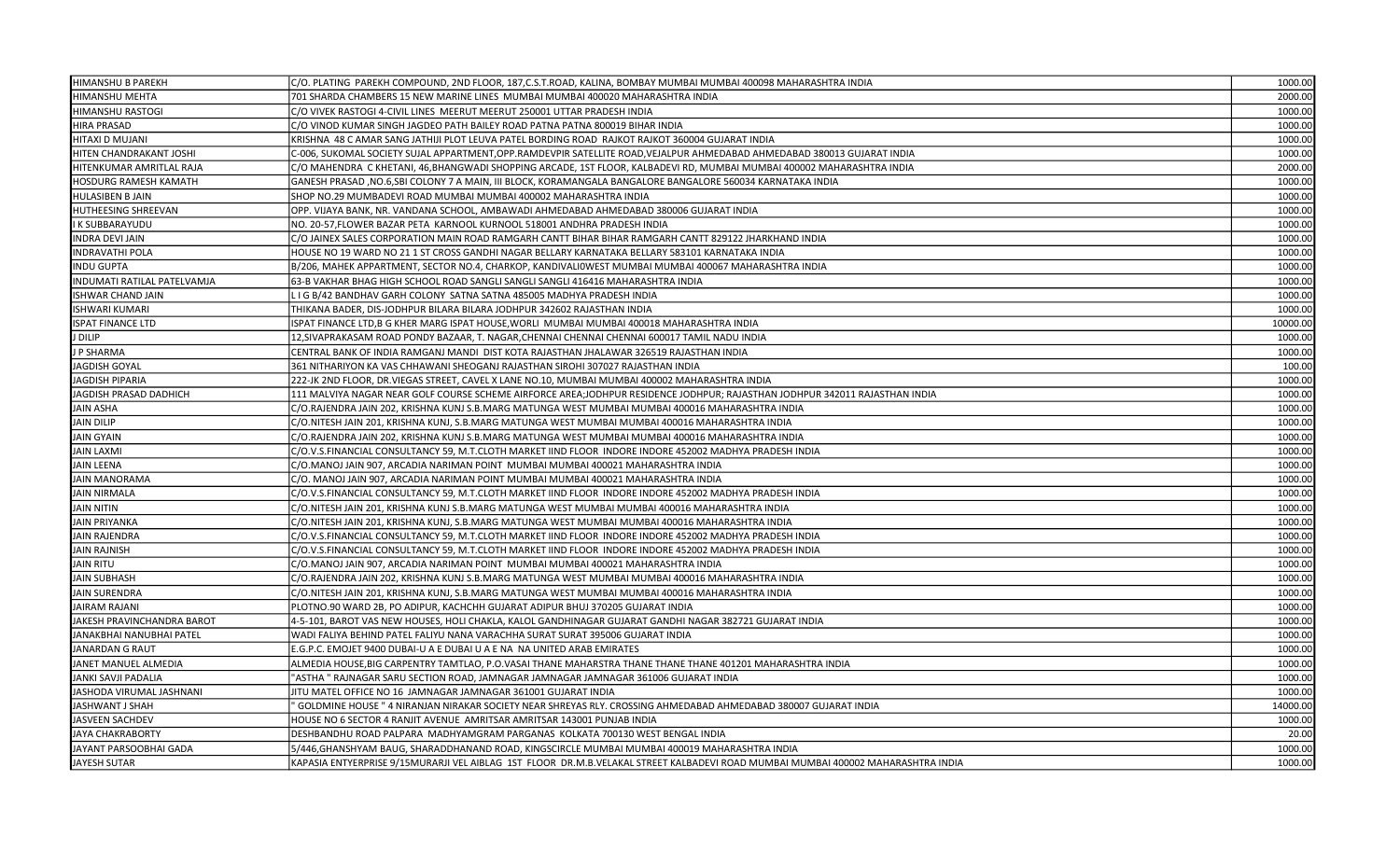| | | |
|---|---|---|
| HIMANSHU B PAREKH | C/O. PLATING PAREKH COMPOUND, 2ND FLOOR, 187,C.S.T.ROAD, KALINA, BOMBAY MUMBAI MUMBAI 400098 MAHARASHTRA INDIA | 1000.00 |
| HIMANSHU MEHTA | 701 SHARDA CHAMBERS 15 NEW MARINE LINES MUMBAI MUMBAI 400020 MAHARASHTRA INDIA | 2000.00 |
| HIMANSHU RASTOGI | C/O VIVEK RASTOGI 4-CIVIL LINES MEERUT MEERUT 250001 UTTAR PRADESH INDIA | 1000.00 |
| HIRA PRASAD | C/O VINOD KUMAR SINGH JAGDEO PATH BAILEY ROAD PATNA PATNA 800019 BIHAR INDIA | 1000.00 |
| HITAXI D MUJANI | KRISHNA 48 C AMAR SANG JATHIJI PLOT LEUVA PATEL BORDING ROAD RAJKOT RAJKOT 360004 GUJARAT INDIA | 1000.00 |
| HITEN CHANDRAKANT JOSHI | C-006, SUKOMAL SOCIETY SUJAL APPARTMENT,OPP.RAMDEVPIR SATELLITE ROAD,VEJALPUR AHMEDABAD AHMEDABAD 380013 GUJARAT INDIA | 1000.00 |
| HITENKUMAR AMRITLAL RAJA | C/O MAHENDRA C KHETANI, 46,BHANGWADI SHOPPING ARCADE, 1ST FLOOR, KALBADEVI RD, MUMBAI MUMBAI 400002 MAHARASHTRA INDIA | 2000.00 |
| HOSDURG RAMESH KAMATH | GANESH PRASAD ,NO.6,SBI COLONY 7 A MAIN, III BLOCK, KORAMANGALA BANGALORE BANGALORE 560034 KARNATAKA INDIA | 1000.00 |
| HULASIBEN B JAIN | SHOP NO.29 MUMBADEVI ROAD MUMBAI MUMBAI 400002 MAHARASHTRA INDIA | 1000.00 |
| HUTHEESING SHREEVAN | OPP. VIJAYA BANK, NR. VANDANA SCHOOL, AMBAWADI AHMEDABAD AHMEDABAD 380006 GUJARAT INDIA | 1000.00 |
| I K SUBBARAYUDU | NO. 20-57,FLOWER BAZAR PETA KARNOOL KURNOOL 518001 ANDHRA PRADESH INDIA | 1000.00 |
| INDRA DEVI JAIN | C/O JAINEX SALES CORPORATION MAIN ROAD RAMGARH CANTT BIHAR BIHAR RAMGARH CANTT 829122 JHARKHAND INDIA | 1000.00 |
| INDRAVATHI POLA | HOUSE NO 19 WARD NO 21 1 ST CROSS GANDHI NAGAR BELLARY KARNATAKA BELLARY 583101 KARNATAKA INDIA | 1000.00 |
| INDU GUPTA | B/206, MAHEK APPARTMENT, SECTOR NO.4, CHARKOP, KANDIVALI0WEST MUMBAI MUMBAI 400067 MAHARASHTRA INDIA | 1000.00 |
| INDUMATI RATILAL PATELVAMJA | 63-B VAKHAR BHAG HIGH SCHOOL ROAD SANGLI SANGLI SANGLI 416416 MAHARASHTRA INDIA | 1000.00 |
| ISHWAR CHAND JAIN | L I G B/42 BANDHAV GARH COLONY SATNA SATNA 485005 MADHYA PRADESH INDIA | 1000.00 |
| ISHWARI KUMARI | THIKANA BADER, DIS-JODHPUR BILARA BILARA JODHPUR 342602 RAJASTHAN INDIA | 1000.00 |
| ISPAT FINANCE LTD | ISPAT FINANCE LTD,B G KHER MARG ISPAT HOUSE,WORLI MUMBAI MUMBAI 400018 MAHARASHTRA INDIA | 10000.00 |
| J DILIP | 12,SIVAPRAKASAM ROAD PONDY BAZAAR, T. NAGAR,CHENNAI CHENNAI CHENNAI 600017 TAMIL NADU INDIA | 1000.00 |
| J P SHARMA | CENTRAL BANK OF INDIA RAMGANJ MANDI DIST KOTA RAJASTHAN JHALAWAR 326519 RAJASTHAN INDIA | 1000.00 |
| JAGDISH GOYAL | 361 NITHARIYON KA VAS CHHAWANI SHEOGANJ RAJASTHAN SIROHI 307027 RAJASTHAN INDIA | 100.00 |
| JAGDISH PIPARIA | 222-JK 2ND FLOOR, DR.VIEGAS STREET, CAVEL X LANE NO.10, MUMBAI MUMBAI 400002 MAHARASHTRA INDIA | 1000.00 |
| JAGDISH PRASAD DADHICH | 111 MALVIYA NAGAR NEAR GOLF COURSE SCHEME AIRFORCE AREA;JODHPUR RESIDENCE JODHPUR; RAJASTHAN JODHPUR 342011 RAJASTHAN INDIA | 1000.00 |
| JAIN ASHA | C/O.RAJENDRA JAIN 202, KRISHNA KUNJ S.B.MARG MATUNGA WEST MUMBAI MUMBAI 400016 MAHARASHTRA INDIA | 1000.00 |
| JAIN DILIP | C/O.NITESH JAIN 201, KRISHNA KUNJ, S.B.MARG MATUNGA WEST MUMBAI MUMBAI 400016 MAHARASHTRA INDIA | 1000.00 |
| JAIN GYAIN | C/O.RAJENDRA JAIN 202, KRISHNA KUNJ S.B.MARG MATUNGA WEST MUMBAI MUMBAI 400016 MAHARASHTRA INDIA | 1000.00 |
| JAIN LAXMI | C/O.V.S.FINANCIAL CONSULTANCY 59, M.T.CLOTH MARKET IIND FLOOR INDORE INDORE 452002 MADHYA PRADESH INDIA | 1000.00 |
| JAIN LEENA | C/O.MANOJ JAIN 907, ARCADIA NARIMAN POINT MUMBAI MUMBAI 400021 MAHARASHTRA INDIA | 1000.00 |
| JAIN MANORAMA | C/O. MANOJ JAIN 907, ARCADIA NARIMAN POINT MUMBAI MUMBAI 400021 MAHARASHTRA INDIA | 1000.00 |
| JAIN NIRMALA | C/O.V.S.FINANCIAL CONSULTANCY 59, M.T.CLOTH MARKET IIND FLOOR INDORE INDORE 452002 MADHYA PRADESH INDIA | 1000.00 |
| JAIN NITIN | C/O.NITESH JAIN 201, KRISHNA KUNJ S.B.MARG MATUNGA WEST MUMBAI MUMBAI 400016 MAHARASHTRA INDIA | 1000.00 |
| JAIN PRIYANKA | C/O.NITESH JAIN 201, KRISHNA KUNJ, S.B.MARG MATUNGA WEST MUMBAI MUMBAI 400016 MAHARASHTRA INDIA | 1000.00 |
| JAIN RAJENDRA | C/O.V.S.FINANCIAL CONSULTANCY 59, M.T.CLOTH MARKET IIND FLOOR INDORE INDORE 452002 MADHYA PRADESH INDIA | 1000.00 |
| JAIN RAJNISH | C/O.V.S.FINANCIAL CONSULTANCY 59, M.T.CLOTH MARKET IIND FLOOR INDORE INDORE 452002 MADHYA PRADESH INDIA | 1000.00 |
| JAIN RITU | C/O.MANOJ JAIN 907, ARCADIA NARIMAN POINT MUMBAI MUMBAI 400021 MAHARASHTRA INDIA | 1000.00 |
| JAIN SUBHASH | C/O.RAJENDRA JAIN 202, KRISHNA KUNJ S.B.MARG MATUNGA WEST MUMBAI MUMBAI 400016 MAHARASHTRA INDIA | 1000.00 |
| JAIN SURENDRA | C/O.NITESH JAIN 201, KRISHNA KUNJ, S.B.MARG MATUNGA WEST MUMBAI MUMBAI 400016 MAHARASHTRA INDIA | 1000.00 |
| JAIRAM RAJANI | PLOTNO.90 WARD 2B, PO ADIPUR, KACHCHH GUJARAT ADIPUR BHUJ 370205 GUJARAT INDIA | 1000.00 |
| JAKESH PRAVINCHANDRA BAROT | 4-5-101, BAROT VAS NEW HOUSES, HOLI CHAKLA, KALOL GANDHINAGAR GUJARAT GANDHI NAGAR 382721 GUJARAT INDIA | 1000.00 |
| JANAKBHAI NANUBHAI PATEL | WADI FALIYA BEHIND PATEL FALIYU NANA VARACHHA SURAT SURAT 395006 GUJARAT INDIA | 1000.00 |
| JANARDAN G RAUT | E.G.P.C. EMOJET 9400 DUBAI-U A E DUBAI U A E NA NA UNITED ARAB EMIRATES | 1000.00 |
| JANET MANUEL ALMEDIA | ALMEDIA HOUSE,BIG CARPENTRY TAMTLAO, P.O.VASAI THANE MAHARSTRA THANE THANE 401201 MAHARASHTRA INDIA | 1000.00 |
| JANKI SAVJI PADALIA | "ASTHA " RAJNAGAR SARU SECTION ROAD, JAMNAGAR JAMNAGAR JAMNAGAR 361006 GUJARAT INDIA | 1000.00 |
| JASHODA VIRUMAL JASHNANI | JITU MATEL OFFICE NO 16 JAMNAGAR JAMNAGAR 361001 GUJARAT INDIA | 1000.00 |
| JASHWANT J SHAH | " GOLDMINE HOUSE " 4 NIRANJAN NIRAKAR SOCIETY NEAR SHREYAS RLY. CROSSING AHMEDABAD AHMEDABAD 380007 GUJARAT INDIA | 14000.00 |
| JASVEEN SACHDEV | HOUSE NO 6 SECTOR 4 RANJIT AVENUE AMRITSAR AMRITSAR 143001 PUNJAB INDIA | 1000.00 |
| JAYA CHAKRABORTY | DESHBANDHU ROAD PALPARA MADHYAMGRAM PARGANAS KOLKATA 700130 WEST BENGAL INDIA | 20.00 |
| JAYANT PARSOOBHAI GADA | 5/446,GHANSHYAM BAUG, SHARADDHANAND ROAD, KINGSCIRCLE MUMBAI MUMBAI 400019 MAHARASHTRA INDIA | 1000.00 |
| JAYESH SUTAR | KAPASIA ENTYERPRISE 9/15MURARJI VEL AIBLAG 1ST FLOOR DR.M.B.VELAKAL STREET KALBADEVI ROAD MUMBAI MUMBAI 400002 MAHARASHTRA INDIA | 1000.00 |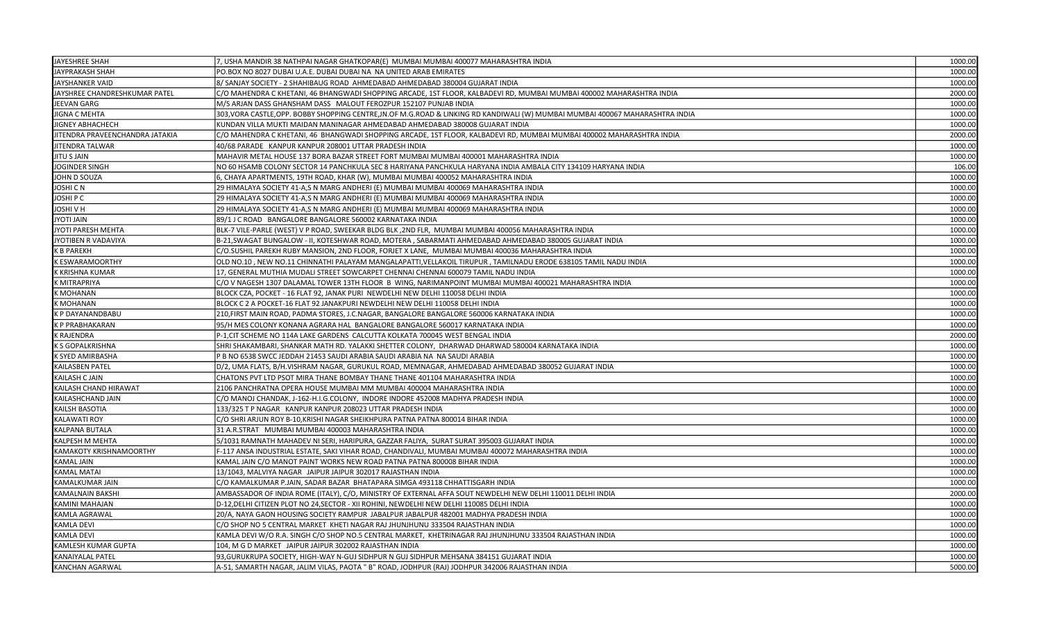| | | |
|---|---|---|
| JAYESHREE SHAH | 7, USHA MANDIR 38 NATHPAI NAGAR GHATKOPAR(E) MUMBAI MUMBAI 400077 MAHARASHTRA INDIA | 1000.00 |
| JAYPRAKASH SHAH | PO.BOX NO 8027 DUBAI U.A.E. DUBAI DUBAI NA NA UNITED ARAB EMIRATES | 1000.00 |
| JAYSHANKER VAID | 8/ SANJAY SOCIETY - 2 SHAHIBAUG ROAD AHMEDABAD AHMEDABAD 380004 GUJARAT INDIA | 1000.00 |
| JAYSHREE CHANDRESHKUMAR PATEL | C/O MAHENDRA C KHETANI, 46 BHANGWADI SHOPPING ARCADE, 1ST FLOOR, KALBADEVI RD, MUMBAI MUMBAI 400002 MAHARASHTRA INDIA | 2000.00 |
| JEEVAN GARG | M/S ARJAN DASS GHANSHAM DASS MALOUT FEROZPUR 152107 PUNJAB INDIA | 1000.00 |
| JIGNA C MEHTA | 303,VORA CASTLE,OPP. BOBBY SHOPPING CENTRE,JN.OF M.G.ROAD & LINKING RD KANDIWALI (W) MUMBAI MUMBAI 400067 MAHARASHTRA INDIA | 1000.00 |
| JIGNEY ABHACHECH | KUNDAN VILLA MUKTI MAIDAN MANINAGAR AHMEDABAD AHMEDABAD 380008 GUJARAT INDIA | 1000.00 |
| JITENDRA PRAVEENCHANDRA JATAKIA | C/O MAHENDRA C KHETANI, 46 BHANGWADI SHOPPING ARCADE, 1ST FLOOR, KALBADEVI RD, MUMBAI MUMBAI 400002 MAHARASHTRA INDIA | 2000.00 |
| JITENDRA TALWAR | 40/68 PARADE KANPUR KANPUR 208001 UTTAR PRADESH INDIA | 1000.00 |
| JITU S JAIN | MAHAVIR METAL HOUSE 137 BORA BAZAR STREET FORT MUMBAI MUMBAI 400001 MAHARASHTRA INDIA | 1000.00 |
| JOGINDER SINGH | NO 60 HSAMB COLONY SECTOR 14 PANCHKULA SEC 8 HARIYANA PANCHKULA HARYANA INDIA AMBALA CITY 134109 HARYANA INDIA | 106.00 |
| JOHN D SOUZA | 6, CHAYA APARTMENTS, 19TH ROAD, KHAR (W), MUMBAI MUMBAI 400052 MAHARASHTRA INDIA | 1000.00 |
| JOSHI C N | 29 HIMALAYA SOCIETY 41-A,S N MARG ANDHERI (E) MUMBAI MUMBAI 400069 MAHARASHTRA INDIA | 1000.00 |
| JOSHI P C | 29 HIMALAYA SOCIETY 41-A,S N MARG ANDHERI (E) MUMBAI MUMBAI 400069 MAHARASHTRA INDIA | 1000.00 |
| JOSHI V H | 29 HIMALAYA SOCIETY 41-A,S N MARG ANDHERI (E) MUMBAI MUMBAI 400069 MAHARASHTRA INDIA | 1000.00 |
| JYOTI JAIN | 89/1 J C ROAD BANGALORE BANGALORE 560002 KARNATAKA INDIA | 1000.00 |
| JYOTI PARESH MEHTA | BLK-7 VILE-PARLE (WEST) V P ROAD, SWEEKAR BLDG BLK ,2ND FLR, MUMBAI MUMBAI 400056 MAHARASHTRA INDIA | 1000.00 |
| JYOTIBEN R VADAVIYA | B-21,SWAGAT BUNGALOW - II, KOTESHWAR ROAD, MOTERA , SABARMATI AHMEDABAD AHMEDABAD 380005 GUJARAT INDIA | 1000.00 |
| K B PAREKH | C/O.SUSHIL PAREKH RUBY MANSION, 2ND FLOOR, FORJET X LANE, MUMBAI MUMBAI 400036 MAHARASHTRA INDIA | 1000.00 |
| K ESWARAMOORTHY | OLD NO.10 , NEW NO.11 CHINNATHI PALAYAM MANGALAPATTI,VELLAKOIL TIRUPUR , TAMILNADU ERODE 638105 TAMIL NADU INDIA | 1000.00 |
| K KRISHNA KUMAR | 17, GENERAL MUTHIA MUDALI STREET SOWCARPET CHENNAI CHENNAI 600079 TAMIL NADU INDIA | 1000.00 |
| K MITRAPRIYA | C/O V NAGESH 1307 DALAMAL TOWER 13TH FLOOR B WING, NARIMANPOINT MUMBAI MUMBAI 400021 MAHARASHTRA INDIA | 1000.00 |
| K MOHANAN | BLOCK CZA, POCKET - 16 FLAT 92, JANAK PURI NEWDELHI NEW DELHI 110058 DELHI INDIA | 1000.00 |
| K MOHANAN | BLOCK C 2 A POCKET-16 FLAT 92 JANAKPURI NEWDELHI NEW DELHI 110058 DELHI INDIA | 1000.00 |
| K P DAYANANDBABU | 210,FIRST MAIN ROAD, PADMA STORES, J.C.NAGAR, BANGALORE BANGALORE 560006 KARNATAKA INDIA | 1000.00 |
| K P PRABHAKARAN | 95/H MES COLONY KONANA AGRARA HAL BANGALORE BANGALORE 560017 KARNATAKA INDIA | 1000.00 |
| K RAJENDRA | P-1,CIT SCHEME NO 114A LAKE GARDENS CALCUTTA KOLKATA 700045 WEST BENGAL INDIA | 2000.00 |
| K S GOPALKRISHNA | SHRI SHAKAMBARI, SHANKAR MATH RD. YALAKKI SHETTER COLONY, DHARWAD DHARWAD 580004 KARNATAKA INDIA | 1000.00 |
| K SYED AMIRBASHA | P B NO 6538 SWCC JEDDAH 21453 SAUDI ARABIA SAUDI ARABIA NA NA SAUDI ARABIA | 1000.00 |
| KAILASBEN PATEL | D/2, UMA FLATS, B/H.VISHRAM NAGAR, GURUKUL ROAD, MEMNAGAR, AHMEDABAD AHMEDABAD 380052 GUJARAT INDIA | 1000.00 |
| KAILASH C JAIN | CHATONS PVT LTD PSOT MIRA THANE BOMBAY THANE THANE 401104 MAHARASHTRA INDIA | 1000.00 |
| KAILASH CHAND HIRAWAT | 2106 PANCHRATNA OPERA HOUSE MUMBAI MM MUMBAI 400004 MAHARASHTRA INDIA | 1000.00 |
| KAILASHCHAND JAIN | C/O MANOJ CHANDAK, J-162-H.I.G.COLONY, INDORE INDORE 452008 MADHYA PRADESH INDIA | 1000.00 |
| KAILSH BASOTIA | 133/325 T P NAGAR KANPUR KANPUR 208023 UTTAR PRADESH INDIA | 1000.00 |
| KALAWATI ROY | C/O SHRI ARJUN ROY B-10,KRISHI NAGAR SHEIKHPURA PATNA PATNA 800014 BIHAR INDIA | 1000.00 |
| KALPANA BUTALA | 31 A.R.STRAT MUMBAI MUMBAI 400003 MAHARASHTRA INDIA | 1000.00 |
| KALPESH M MEHTA | 5/1031 RAMNATH MAHADEV NI SERI, HARIPURA, GAZZAR FALIYA, SURAT SURAT 395003 GUJARAT INDIA | 1000.00 |
| KAMAKOTY KRISHNAMOORTHY | F-117 ANSA INDUSTRIAL ESTATE, SAKI VIHAR ROAD, CHANDIVALI, MUMBAI MUMBAI 400072 MAHARASHTRA INDIA | 1000.00 |
| KAMAL JAIN | KAMAL JAIN C/O MANOT PAINT WORKS NEW ROAD PATNA PATNA 800008 BIHAR INDIA | 1000.00 |
| KAMAL MATAI | 13/1043, MALVIYA NAGAR JAIPUR JAIPUR 302017 RAJASTHAN INDIA | 1000.00 |
| KAMALKUMAR JAIN | C/O KAMALKUMAR P.JAIN, SADAR BAZAR BHATAPARA SIMGA 493118 CHHATTISGARH INDIA | 1000.00 |
| KAMALNAIN BAKSHI | AMBASSADOR OF INDIA ROME (ITALY), C/O, MINISTRY OF EXTERNAL AFFA SOUT NEWDELHI NEW DELHI 110011 DELHI INDIA | 2000.00 |
| KAMINI MAHAJAN | D-12,DELHI CITIZEN PLOT NO 24,SECTOR - XII ROHINI, NEWDELHI NEW DELHI 110085 DELHI INDIA | 1000.00 |
| KAMLA AGRAWAL | 20/A, NAYA GAON HOUSING SOCIETY RAMPUR JABALPUR JABALPUR 482001 MADHYA PRADESH INDIA | 1000.00 |
| KAMLA DEVI | C/O SHOP NO 5 CENTRAL MARKET KHETI NAGAR RAJ JHUNJHUNU 333504 RAJASTHAN INDIA | 1000.00 |
| KAMLA DEVI | KAMLA DEVI W/O R.A. SINGH C/O SHOP NO.5 CENTRAL MARKET, KHETRINAGAR RAJ JHUNJHUNU 333504 RAJASTHAN INDIA | 1000.00 |
| KAMLESH KUMAR GUPTA | 104, M G D MARKET JAIPUR JAIPUR 302002 RAJASTHAN INDIA | 1000.00 |
| KANAIYALAL PATEL | 93,GURUKRUPA SOCIETY, HIGH-WAY N-GUJ SIDHPUR N GUJ SIDHPUR MEHSANA 384151 GUJARAT INDIA | 1000.00 |
| KANCHAN AGARWAL | A-51, SAMARTH NAGAR, JALIM VILAS, PAOTA " B" ROAD, JODHPUR (RAJ) JODHPUR 342006 RAJASTHAN INDIA | 5000.00 |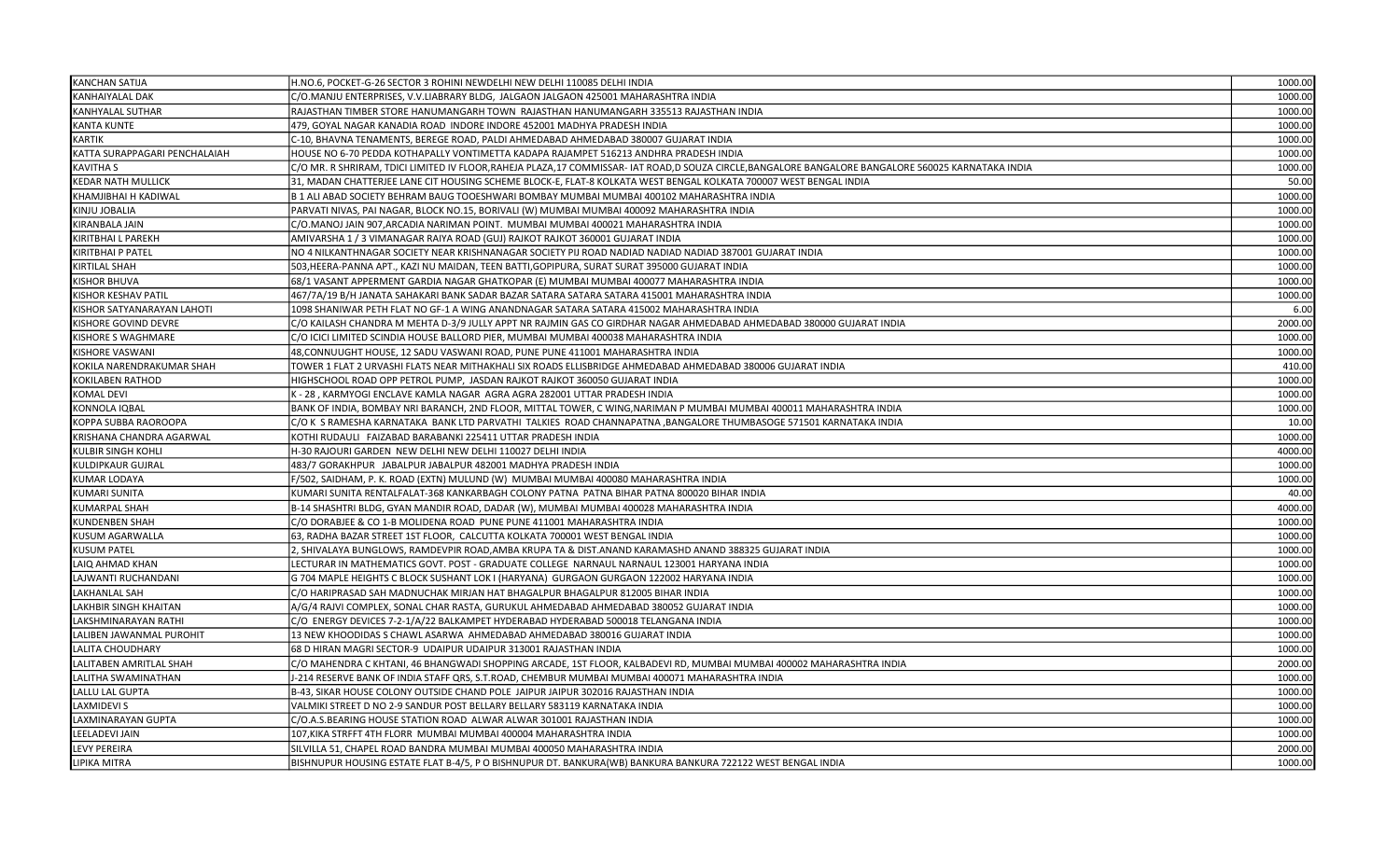| | | |
|---|---|---|
| KANCHAN SATIJA | H.NO.6, POCKET-G-26 SECTOR 3 ROHINI NEWDELHI NEW DELHI 110085 DELHI INDIA | 1000.00 |
| KANHAIYALAL DAK | C/O.MANJU ENTERPRISES, V.V.LIABRARY BLDG, JALGAON JALGAON 425001 MAHARASHTRA INDIA | 1000.00 |
| KANHYALAL SUTHAR | RAJASTHAN TIMBER STORE HANUMANGARH TOWN RAJASTHAN HANUMANGARH 335513 RAJASTHAN INDIA | 1000.00 |
| KANTA KUNTE | 479, GOYAL NAGAR KANADIA ROAD INDORE INDORE 452001 MADHYA PRADESH INDIA | 1000.00 |
| KARTIK | C-10, BHAVNA TENAMENTS, BEREGE ROAD, PALDI AHMEDABAD AHMEDABAD 380007 GUJARAT INDIA | 1000.00 |
| KATTA SURAPPAGARI PENCHALAIAH | HOUSE NO 6-70 PEDDA KOTHAPALLY VONTIMETTA KADAPA RAJAMPET 516213 ANDHRA PRADESH INDIA | 1000.00 |
| KAVITHA S | C/O MR. R SHRIRAM, TDICI LIMITED IV FLOOR,RAHEJA PLAZA,17 COMMISSAR- IAT ROAD,D SOUZA CIRCLE,BANGALORE BANGALORE BANGALORE 560025 KARNATAKA INDIA | 1000.00 |
| KEDAR NATH MULLICK | 31, MADAN CHATTERJEE LANE CIT HOUSING SCHEME BLOCK-E, FLAT-8 KOLKATA WEST BENGAL KOLKATA 700007 WEST BENGAL INDIA | 50.00 |
| KHAMJIBHAI H KADIWAL | B 1 ALI ABAD SOCIETY BEHRAM BAUG TOOESHWARI BOMBAY MUMBAI MUMBAI 400102 MAHARASHTRA INDIA | 1000.00 |
| KINJU JOBALIA | PARVATI NIVAS, PAI NAGAR, BLOCK NO.15, BORIVALI (W) MUMBAI MUMBAI 400092 MAHARASHTRA INDIA | 1000.00 |
| KIRANBALA JAIN | C/O.MANOJ JAIN 907,ARCADIA NARIMAN POINT. MUMBAI MUMBAI 400021 MAHARASHTRA INDIA | 1000.00 |
| KIRITBHAI L PAREKH | AMIVARSHA 1 / 3 VIMANAGAR RAIYA ROAD (GUJ) RAJKOT RAJKOT 360001 GUJARAT INDIA | 1000.00 |
| KIRITBHAI P PATEL | NO 4 NILKANTHNAGAR SOCIETY NEAR KRISHNANAGAR SOCIETY PIJ ROAD NADIAD NADIAD NADIAD 387001 GUJARAT INDIA | 1000.00 |
| KIRTILAL SHAH | 503,HEERA-PANNA APT., KAZI NU MAIDAN, TEEN BATTI,GOPIPURA, SURAT SURAT 395000 GUJARAT INDIA | 1000.00 |
| KISHOR BHUVA | 68/1 VASANT APPERMENT GARDIA NAGAR GHATKOPAR (E) MUMBAI MUMBAI 400077 MAHARASHTRA INDIA | 1000.00 |
| KISHOR KESHAV PATIL | 467/7A/19 B/H JANATA SAHAKARI BANK SADAR BAZAR SATARA SATARA SATARA 415001 MAHARASHTRA INDIA | 1000.00 |
| KISHOR SATYANARAYAN LAHOTI | 1098 SHANIWAR PETH FLAT NO GF-1 A WING ANANDNAGAR SATARA SATARA 415002 MAHARASHTRA INDIA | 6.00 |
| KISHORE GOVIND DEVRE | C/O KAILASH CHANDRA M MEHTA D-3/9 JULLY APPT NR RAJMIN GAS CO GIRDHAR NAGAR AHMEDABAD AHMEDABAD 380000 GUJARAT INDIA | 2000.00 |
| KISHORE S WAGHMARE | C/O ICICI LIMITED SCINDIA HOUSE BALLORD PIER, MUMBAI MUMBAI 400038 MAHARASHTRA INDIA | 1000.00 |
| KISHORE VASWANI | 48,CONNUUGHT HOUSE, 12 SADU VASWANI ROAD, PUNE PUNE 411001 MAHARASHTRA INDIA | 1000.00 |
| KOKILA NARENDRAKUMAR SHAH | TOWER 1 FLAT 2 URVASHI FLATS NEAR MITHAKHALI SIX ROADS ELLISBRIDGE AHMEDABAD AHMEDABAD 380006 GUJARAT INDIA | 410.00 |
| KOKILABEN RATHOD | HIGHSCHOOL ROAD OPP PETROL PUMP, JASDAN RAJKOT RAJKOT 360050 GUJARAT INDIA | 1000.00 |
| KOMAL DEVI | K - 28 , KARMYOGI ENCLAVE KAMLA NAGAR AGRA AGRA 282001 UTTAR PRADESH INDIA | 1000.00 |
| KONNOLA IQBAL | BANK OF INDIA, BOMBAY NRI BARANCH, 2ND FLOOR, MITTAL TOWER, C WING,NARIMAN P MUMBAI MUMBAI 400011 MAHARASHTRA INDIA | 1000.00 |
| KOPPA SUBBA RAOROOPA | C/O K S RAMESHA KARNATAKA BANK LTD PARVATHI TALKIES ROAD CHANNAPATNA ,BANGALORE THUMBASOGE 571501 KARNATAKA INDIA | 10.00 |
| KRISHANA CHANDRA AGARWAL | KOTHI RUDAULI FAIZABAD BARABANKI 225411 UTTAR PRADESH INDIA | 1000.00 |
| KULBIR SINGH KOHLI | H-30 RAJOURI GARDEN NEW DELHI NEW DELHI 110027 DELHI INDIA | 4000.00 |
| KULDIPKAUR GUJRAL | 483/7 GORAKHPUR JABALPUR JABALPUR 482001 MADHYA PRADESH INDIA | 1000.00 |
| KUMAR LODAYA | F/502, SAIDHAM, P. K. ROAD (EXTN) MULUND (W) MUMBAI MUMBAI 400080 MAHARASHTRA INDIA | 1000.00 |
| KUMARI SUNITA | KUMARI SUNITA RENTALFALAT-368 KANKARBAGH COLONY PATNA PATNA BIHAR PATNA 800020 BIHAR INDIA | 40.00 |
| KUMARPAL SHAH | B-14 SHASHTRI BLDG, GYAN MANDIR ROAD, DADAR (W), MUMBAI MUMBAI 400028 MAHARASHTRA INDIA | 4000.00 |
| KUNDENBEN SHAH | C/O DORABJEE & CO 1-B MOLIDENA ROAD PUNE PUNE 411001 MAHARASHTRA INDIA | 1000.00 |
| KUSUM AGARWALLA | 63, RADHA BAZAR STREET 1ST FLOOR, CALCUTTA KOLKATA 700001 WEST BENGAL INDIA | 1000.00 |
| KUSUM PATEL | 2, SHIVALAYA BUNGLOWS, RAMDEVPIR ROAD,AMBA KRUPA TA & DIST.ANAND KARAMASHD ANAND 388325 GUJARAT INDIA | 1000.00 |
| LAIQ AHMAD KHAN | LECTURAR IN MATHEMATICS GOVT. POST - GRADUATE COLLEGE NARNAUL NARNAUL 123001 HARYANA INDIA | 1000.00 |
| LAJWANTI RUCHANDANI | G 704 MAPLE HEIGHTS C BLOCK SUSHANT LOK I (HARYANA) GURGAON GURGAON 122002 HARYANA INDIA | 1000.00 |
| LAKHANLAL SAH | C/O HARIPRASAD SAH MADNUCHAK MIRJAN HAT BHAGALPUR BHAGALPUR 812005 BIHAR INDIA | 1000.00 |
| LAKHBIR SINGH KHAITAN | A/G/4 RAJVI COMPLEX, SONAL CHAR RASTA, GURUKUL AHMEDABAD AHMEDABAD 380052 GUJARAT INDIA | 1000.00 |
| LAKSHMINARAYAN RATHI | C/O ENERGY DEVICES 7-2-1/A/22 BALKAMPET HYDERABAD HYDERABAD 500018 TELANGANA INDIA | 1000.00 |
| LALIBEN JAWANMAL PUROHIT | 13 NEW KHOODIDAS S CHAWL ASARWA AHMEDABAD AHMEDABAD 380016 GUJARAT INDIA | 1000.00 |
| LALITA CHOUDHARY | 68 D HIRAN MAGRI SECTOR-9 UDAIPUR UDAIPUR 313001 RAJASTHAN INDIA | 1000.00 |
| LALITABEN AMRITLAL SHAH | C/O MAHENDRA C KHTANI, 46 BHANGWADI SHOPPING ARCADE, 1ST FLOOR, KALBADEVI RD, MUMBAI MUMBAI 400002 MAHARASHTRA INDIA | 2000.00 |
| LALITHA SWAMINATHAN | J-214 RESERVE BANK OF INDIA STAFF QRS, S.T.ROAD, CHEMBUR MUMBAI MUMBAI 400071 MAHARASHTRA INDIA | 1000.00 |
| LALLU LAL GUPTA | B-43, SIKAR HOUSE COLONY OUTSIDE CHAND POLE JAIPUR JAIPUR 302016 RAJASTHAN INDIA | 1000.00 |
| LAXMIDEVI S | VALMIKI STREET D NO 2-9 SANDUR POST BELLARY BELLARY 583119 KARNATAKA INDIA | 1000.00 |
| LAXMINARAYAN GUPTA | C/O.A.S.BEARING HOUSE STATION ROAD ALWAR ALWAR 301001 RAJASTHAN INDIA | 1000.00 |
| LEELADEVI JAIN | 107,KIKA STRFFT 4TH FLORR MUMBAI MUMBAI 400004 MAHARASHTRA INDIA | 1000.00 |
| LEVY PEREIRA | SILVILLA 51, CHAPEL ROAD BANDRA MUMBAI MUMBAI 400050 MAHARASHTRA INDIA | 2000.00 |
| LIPIKA MITRA | BISHNUPUR HOUSING ESTATE FLAT B-4/5, P O BISHNUPUR DT. BANKURA(WB) BANKURA BANKURA 722122 WEST BENGAL INDIA | 1000.00 |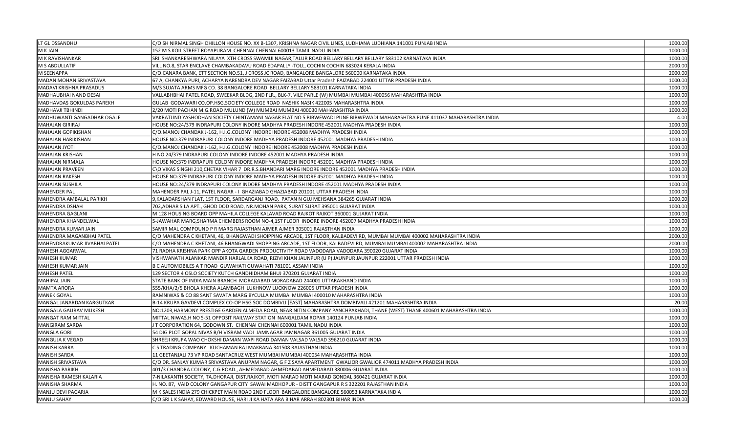| | | |
|---|---|---|
| LT GL DSSANDHU | C/O SH NIRMAL SINGH DHILLON HOUSE NO. XX B-1307, KRISHNA NAGAR CIVIL LINES, LUDHIANA LUDHIANA 141001 PUNJAB INDIA | 1000.00 |
| M K JAIN | 152 M S KOIL STREET ROYAPURAM CHENNAI CHENNAI 600013 TAMIL NADU INDIA | 1000.00 |
| M K RAVISHANKAR | SRI SHANKARESHWARA NILAYA XTH CROSS SWAMIJI NAGAR,TALUR ROAD BELLARY BELLARY BELLARY 583102 KARNATAKA INDIA | 1000.00 |
| M S ABDULLATIF | VILL NO.8, STAR ENCLAVE CHAMBAKADAVU ROAD EDAPALLY -TOLL, COCHIN COCHIN 683024 KERALA INDIA | 2000.00 |
| M SEENAPPA | C/O.CANARA BANK, ETT SECTION NO.51, J CROSS JC ROAD, BANGALORE BANGALORE 560000 KARNATAKA INDIA | 2000.00 |
| MADAN MOHAN SRIVASTAVA | 67 A, CHANKYA PURI, ACHARYA NARENDRA DEV NAGAR FAIZABAD Uttar Pradesh FAIZABAD 224001 UTTAR PRADESH INDIA | 1000.00 |
| MADAVI KRISHNA PRASADUS | M/S SUJATA ARMS MFG CO. 38 BANGALORE ROAD BELLARY BELLARY 583101 KARNATAKA INDIA | 1000.00 |
| MADHAUBHAI NAND DESAI | VALLABHBHAI PATEL ROAD, SWEEKAR BLDG, 2ND FLR., BLK-7, VILE PARLE (W) MUMBAI MUMBAI 400056 MAHARASHTRA INDIA | 1000.00 |
| MADHAVDAS GOKULDAS PAREKH | GULAB GODAWARI CO.OP.HSG.SOCIETY COLLEGE ROAD NASHIK NASIK 422005 MAHARASHTRA INDIA | 1000.00 |
| MADHAVJI TBHINDI | 2/20 MOTI PACHAN M.G.ROAD MULUND (W) MUMBAI MUMBAI 400030 MAHARASHTRA INDIA | 1000.00 |
| MADHUWANTI GANGADHAR OGALE | VAKRATUND YASHODHAN SOCIETY CHINTAMANI NAGAR FLAT NO 5 BIBWEWADI PUNE BIBWEWADI MAHARASHTRA PUNE 411037 MAHARASHTRA INDIA | 4.00 |
| MAHAJAN GIRIRAJ | HOUSE NO:24/379 INDRAPURI COLONY INDORE MADHYA PRADESH INDORE 452001 MADHYA PRADESH INDIA | 1000.00 |
| MAHAJAN GOPIKISHAN | C/O.MANOJ CHANDAK J-162, H.I.G.COLONY INDORE INDORE 452008 MADHYA PRADESH INDIA | 1000.00 |
| MAHAJAN HARIKISHAN | HOUSE NO:379 INDRAPURI COLONY INDORE MADHYA PRADESH INDORE 452001 MADHYA PRADESH INDIA | 1000.00 |
| MAHAJAN JYOTI | C/O.MANOJ CHANDAK J-162, H.I.G.COLONY INDORE INDORE 452008 MADHYA PRADESH INDIA | 1000.00 |
| MAHAJAN KRISHAN | H NO 24/379 INDRAPURI COLONY INDORE INDORE 452001 MADHYA PRADESH INDIA | 1000.00 |
| MAHAJAN NIRMALA | HOUSE NO:379 INDRAPURI COLONY INDORE MADHYA PRADESH INDORE 452001 MADHYA PRADESH INDIA | 1000.00 |
| MAHAJAN PRAVEEN | C\O VIKAS SINGHI 210,CHETAK VIHAR 7 DR.R.S.BHANDARI MARG INDORE INDORE 452001 MADHYA PRADESH INDIA | 1000.00 |
| MAHAJAN RAKESH | HOUSE NO:379 INDRAPURI COLONY INDORE MADHYA PRADESH INDORE 452001 MADHYA PRADESH INDIA | 1000.00 |
| MAHAJAN SUSHILA | HOUSE NO:24/379 INDRAPURI COLONY INDORE MADHYA PRADESH INDORE 452001 MADHYA PRADESH INDIA | 1000.00 |
| MAHENDER PAL | MAHENDER PAL J-11, PATEL NAGAR - I GHAZIABAD GHAZIABAD 201001 UTTAR PRADESH INDIA | 1000.00 |
| MAHENDRA AMBALAL PARIKH | 9,KALADARSHAN FLAT, 1ST FLOOR, SARDARGANJ ROAD, PATAN N GUJ MEHSANA 384265 GUJARAT INDIA | 1000.00 |
| MAHENDRA DSHAH | 702,ADHAR SILA APT., GHOD DOD ROAD, NR.MOHAN PARK, SURAT SURAT 395001 GUJARAT INDIA | 1000.00 |
| MAHENDRA GAGLANI | M 128 HOUSING BOARD OPP MAHILA COLLEGE KALAVAD ROAD RAJKOT RAJKOT 360001 GUJARAT INDIA | 1000.00 |
| MAHENDRA KHANDELWAL | 5-JAWAHAR MARG,SHARMA CHEMBERS ROOM NO-4,1ST FLOOR INDORE INDORE 452007 MADHYA PRADESH INDIA | 1000.00 |
| MAHENDRA KUMAR JAIN | SAMIR MAL COMPOUND P R MARG RAJASTHAN AJMER AJMER 305001 RAJASTHAN INDIA | 1000.00 |
| MAHENDRA MAGANBHAI PATEL | C/O MAHENDRA C KHETANI, 46, BHANGWADI SHOIPPING ARCADE, 1ST FLOOR, KALBADEVI RD, MUMBAI MUMBAI 400002 MAHARASHTRA INDIA | 2000.00 |
| MAHENDRAKUMAR JIVABHAI PATEL | C/O MAHENDRA C KHETANI, 46 BHANGWADI SHOPPING ARCADE, 1ST FLOOR, KALBADEVI RD, MUMBAI MUMBAI 400002 MAHARASHTRA INDIA | 2000.00 |
| MAHESH AGGARWAL | 71 RADHA KRISHNA PARK OPP AKOTA GARDEN PRODUCTIVITY ROAD VADODARA VADODARA 390020 GUJARAT INDIA | 1000.00 |
| MAHESH KUMAR | VISHWANATH ALANKAR MANDIR HARLALKA ROAD, RIZIVI KHAN JAUNPUR (U P) JAUNPUR JAUNPUR 222001 UTTAR PRADESH INDIA | 1000.00 |
| MAHESH KUMAR JAIN | B C AUTOMOBILES A T ROAD GUWAHATI GUWAHATI 781001 ASSAM INDIA | 1000.00 |
| MAHESH PATEL | 129 SECTOR 4 OSLO SOCIETY KUTCH GANDHIDHAM BHUJ 370201 GUJARAT INDIA | 1000.00 |
| MAHIPAL JAIN | STATE BANK OF INDIA MAIN BRANCH MORADABAD MORADABAD 244001 UTTARAKHAND INDIA | 1000.00 |
| MAMTA ARORA | 555/KHA/2/5 BHOLA KHERA ALAMBAGH LUKHNOW LUCKNOW 226005 UTTAR PRADESH INDIA | 1000.00 |
| MANEK GOYAL | RAMNIWAS & CO 88 SANT SAVATA MARG BYCULLA MUMBAI MUMBAI 400010 MAHARASHTRA INDIA | 1000.00 |
| MANGAL JANARDAN KARGUTKAR | B-14 KRUPA GAVDEVI COMPLEX CO-OP HSG SOC DOMBIVLI [EAST] MAHARASHTRA DOMBIVALI 421201 MAHARASHTRA INDIA | 20.00 |
| MANGALA GAURAV MUKESH | NO:1203,HARMONY PRESTIGE GARDEN ALMEDA ROAD, NEAR NITIN COMPANY PANCHPAKHADI, THANE (WEST) THANE 400601 MAHARASHTRA INDIA | 1000.00 |
| MANGAT RAM MITTAL | MITTAL NIWAS,H NO S-51 OPPOSIT RAILWAY STATION NANGALDAM ROPAR 140124 PUNJAB INDIA | 1000.00 |
| MANGIRAM SARDA | J T CORPORATION 64, GODOWN ST. CHENNAI CHENNAI 600001 TAMIL NADU INDIA | 1000.00 |
| MANGLA GORI | 54 DIG PLOT GOPAL NIVAS B/H VISRAM VADI JAMNAGAR JAMNAGAR 361005 GUJARAT INDIA | 1000.00 |
| MANGUJA K VEGAD | SHREEJI KRUPA WAO CHOKSHI DAMAN WAPI ROAD DAMAN VALSAD VALSAD 396210 GUJARAT INDIA | 1000.00 |
| MANISH KABRA | C S TRADING COMPANY KUCHAMAN RAJ MAKRANA 341508 RAJASTHAN INDIA | 1000.00 |
| MANISH SARDA | 11 GEETANJALI 73 VP ROAD SANTACRUZ WEST MUMBAI MUMBAI 400054 MAHARASHTRA INDIA | 1000.00 |
| MANISH SRIVASTAVA | C/O DR. SANJAY KUMAR SRIVASTAVA ANUPAM NAGAR, G F Z SAYA APARTMENT GWALIOR GWALIOR 474011 MADHYA PRADESH INDIA | 1000.00 |
| MANISHA PARIKH | 401/3 CHANDRA COLONY, C.G ROAD., AHMEDABAD AHMEDABAD AHMEDABAD 380006 GUJARAT INDIA | 1000.00 |
| MANISHA RAMESH KALARIA | 7-NILAKANTH SOCIETY, TA.DHORAJI, DIST.RAJKOT, MOTI MARAD MOTI MARAD GONDAL 360421 GUJARAT INDIA | 1000.00 |
| MANISHA SHARMA | H. NO. 87, VAID COLONY GANGAPUR CITY SAWAI MADHOPUR - DISTT GANGAPUR R S 322201 RAJASTHAN INDIA | 1000.00 |
| MANJU DEVI PAGARIA | M K SALES INDIA 279 CHICKPET MAIN ROAD 2ND FLOOR BANGALORE BANGALORE 560053 KARNATAKA INDIA | 1000.00 |
| MANJU SAHAY | C/O SRI L K SAHAY, EDWARD HOUSE, HARI JI KA HATA ARA BIHAR ARRAH 802301 BIHAR INDIA | 1000.00 |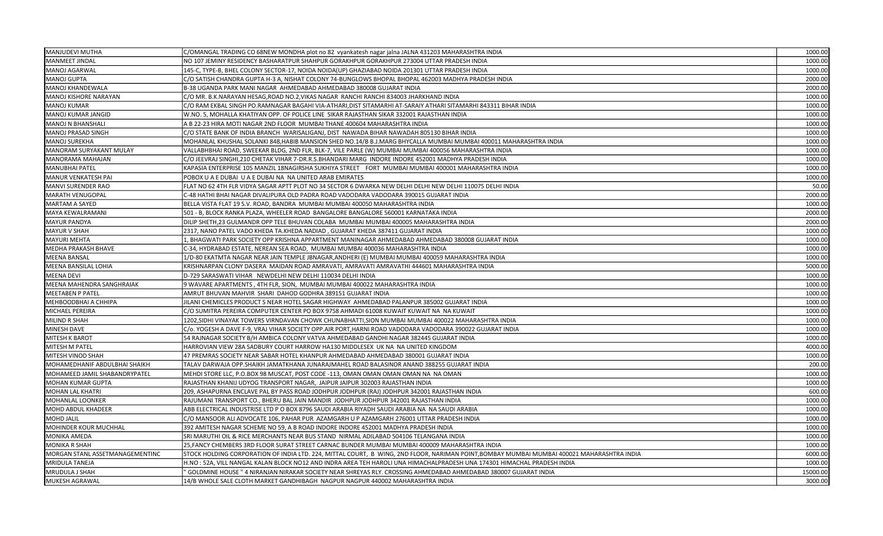| | | |
|---|---|---|
| MANJUDEVI MUTHA | C/OMANGAL TRADING CO 68NEW MONDHA plot no 82 vyankatesh nagar jalna JALNA 431203 MAHARASHTRA INDIA | 1000.00 |
| MANMEET JINDAL | NO 107 JEMINY RESIDENCY BASHARATPUR SHAHPUR GORAKHPUR GORAKHPUR 273004 UTTAR PRADESH INDIA | 1000.00 |
| MANOJ AGARWAL | 145-C, TYPE-B, BHEL COLONY SECTOR-17, NOIDA NOIDA(UP) GHAZIABAD NOIDA 201301 UTTAR PRADESH INDIA | 1000.00 |
| MANOJ GUPTA | C/O SATISH CHANDRA GUPTA H-3 A, NISHAT COLONY 74-BUNGLOWS BHOPAL BHOPAL 462003 MADHYA PRADESH INDIA | 2000.00 |
| MANOJ KHANDEWALA | B-38 UGANDA PARK MANI NAGAR AHMEDABAD AHMEDABAD 380008 GUJARAT INDIA | 2000.00 |
| MANOJ KISHORE NARAYAN | C/O MR. B.K.NARAYAN HESAG,ROAD NO.2,VIKAS NAGAR RANCHI RANCHI 834003 JHARKHAND INDIA | 1000.00 |
| MANOJ KUMAR | C/O RAM EKBAL SINGH PO.RAMNAGAR BAGAHI VIA-ATHARI,DIST SITAMARHI AT-SARAIY ATHARI SITAMARHI 843311 BIHAR INDIA | 1000.00 |
| MANOJ KUMAR JANGID | W.NO. 5, MOHALLA KHATIYAN OPP. OF POLICE LINE SIKAR RAJASTHAN SIKAR 332001 RAJASTHAN INDIA | 1000.00 |
| MANOJ N BHANSHALI | A B 22-23 HIRA MOTI NAGAR 2ND FLOOR MUMBAI THANE 400604 MAHARASHTRA INDIA | 1000.00 |
| MANOJ PRASAD SINGH | C/O STATE BANK OF INDIA BRANCH WARISALIGANJ, DIST NAWADA BIHAR NAWADAH 805130 BIHAR INDIA | 1000.00 |
| MANOJ SUREKHA | MOHANLAL KHUSHAL SOLANKI 848,HABIB MANSION SHED NO.14/B B.J.MARG BHYCALLA MUMBAI MUMBAI 400011 MAHARASHTRA INDIA | 1000.00 |
| MANORAM SURYAKANT MULAY | VALLABHBHAI ROAD, SWEEKAR BLDG, 2ND FLR, BLK-7, VILE PARLE (W) MUMBAI MUMBAI 400056 MAHARASHTRA INDIA | 1000.00 |
| MANORAMA MAHAJAN | C/O JEEVRAJ SINGHI,210 CHETAK VIHAR 7-DR.R.S.BHANDARI MARG INDORE INDORE 452001 MADHYA PRADESH INDIA | 1000.00 |
| MANUBHAI PATEL | KAPASIA ENTERPRISE 105 MANZIL 18NAGIRSHA SUKHIYA STREET FORT MUMBAI MUMBAI 400001 MAHARASHTRA INDIA | 1000.00 |
| MANUR VENKATESH PAI | POBOX U A E DUBAI U A E DUBAI NA NA UNITED ARAB EMIRATES | 1000.00 |
| MANVI SURENDER RAO | FLAT NO 62 4TH FLR VIDYA SAGAR APTT PLOT NO 34 SECTOR 6 DWARKA NEW DELHI DELHI NEW DELHI 110075 DELHI INDIA | 50.00 |
| MARATH VENUGOPAL | C-48 HATHI BHAI NAGAR DIVALIPURA OLD PADRA ROAD VADODARA VADODARA 390015 GUJARAT INDIA | 2000.00 |
| MARTAM A SAYED | BELLA VISTA FLAT 19 S.V. ROAD, BANDRA MUMBAI MUMBAI 400050 MAHARASHTRA INDIA | 1000.00 |
| MAYA KEWALRAMANI | 501 - B, BLOCK RANKA PLAZA, WHEELER ROAD BANGALORE BANGALORE 560001 KARNATAKA INDIA | 2000.00 |
| MAYUR PANDYA | DILIP SHETH,23 GULMANDR OPP TELE BHUVAN COLABA MUMBAI MUMBAI 400005 MAHARASHTRA INDIA | 2000.00 |
| MAYUR V SHAH | 2317, NANO PATEL VADO KHEDA TA.KHEDA NADIAD , GUJARAT KHEDA 387411 GUJARAT INDIA | 1000.00 |
| MAYURI MEHTA | 1, BHAGWATI PARK SOCIETY OPP KRISHNA APPARTMENT MANINAGAR AHMEDABAD AHMEDABAD 380008 GUJARAT INDIA | 1000.00 |
| MEDHA PRAKASH BHAVE | C-34, HYDRABAD ESTATE, NEREAN SEA ROAD, MUMBAI MUMBAI 400036 MAHARASHTRA INDIA | 1000.00 |
| MEENA BANSAL | 1/D-80 EKATMTA NAGAR NEAR JAIN TEMPLE JBNAGAR,ANDHERI (E) MUMBAI MUMBAI 400059 MAHARASHTRA INDIA | 1000.00 |
| MEENA BANSILAL LOHIA | KRISHNARPAN CLONY DASERA MAIDAN ROAD AMRAVATI, AMRAVATI AMRAVATHI 444601 MAHARASHTRA INDIA | 5000.00 |
| MEENA DEVI | D-729 SARASWATI VIHAR NEWDELHI NEW DELHI 110034 DELHI INDIA | 1000.00 |
| MEENA MAHENDRA SANGHRAIAK | 9 WAVARE APARTMENTS , 4TH FLR, SION, MUMBAI MUMBAI 400022 MAHARASHTRA INDIA | 1000.00 |
| MEETABEN P PATEL | AMRUT BHUVAN MAHVIR SHARI DAHOD GODHRA 389151 GUJARAT INDIA | 1000.00 |
| MEHBOODBHAI A CHHIPA | JILANI CHEMICLES PRODUCT S NEAR HOTEL SAGAR HIGHWAY AHMEDABAD PALANPUR 385002 GUJARAT INDIA | 1000.00 |
| MICHAEL PEREIRA | C/O SUMITRA PEREIRA COMPUTER CENTER PO BOX 9758 AHMADI 61008 KUWAIT KUWAIT NA NA KUWAIT | 1000.00 |
| MILIND R SHAH | 1202,SIDHI VINAYAK TOWERS VIRNDAVAN CHOWK CHUNABHATTI,SION MUMBAI MUMBAI 400022 MAHARASHTRA INDIA | 1000.00 |
| MINESH DAVE | C/o. YOGESH A DAVE F-9, VRAJ VIHAR SOCIETY OPP.AIR PORT,HARNI ROAD VADODARA VADODARA 390022 GUJARAT INDIA | 1000.00 |
| MITESH K BAROT | 54 RAJNAGAR SOCIETY B/H AMBICA COLONY VATVA AHMEDABAD GANDHI NAGAR 382445 GUJARAT INDIA | 1000.00 |
| MITESH M PATEL | HARROVIAN VIEW 28A SADBURY COURT HARROW HA130 MIDDLESEX UK NA NA UNITED KINGDOM | 4000.00 |
| MITESH VINOD SHAH | 47 PREMRAS SOCIETY NEAR SABAR HOTEL KHANPUR AHMEDABAD AHMEDABAD 380001 GUJARAT INDIA | 1000.00 |
| MOHAMEDHANIF ABDULBHAI SHAIKH | TALAV DARWAJA OPP.SHAIKH JAMATKHANA JUNARAJMAHEL ROAD BALASINOR ANAND 388255 GUJARAT INDIA | 200.00 |
| MOHAMEED JAMIL SHABANDRYPATEL | MEHDI STORE LLC, P.O.BOX 98 MUSCAT, POST CODE -113, OMAN OMAN OMAN OMAN NA NA OMAN | 1000.00 |
| MOHAN KUMAR GUPTA | RAJASTHAN KHANIJ UDYOG TRANSPORT NAGAR, JAIPUR JAIPUR 302003 RAJASTHAN INDIA | 1000.00 |
| MOHAN LAL KHATRI | 209, ASHAPURNA ENCLAVE PAL BY PASS ROAD JODHPUR JODHPUR (RAJ) JODHPUR 342001 RAJASTHAN INDIA | 600.00 |
| MOHANLAL LOONKER | RAJUMANI TRANSPORT CO., BHERU BAL JAIN MANDIR JODHPUR JODHPUR 342001 RAJASTHAN INDIA | 1000.00 |
| MOHD ABDUL KHADEER | ABB ELECTRICAL INDUSTRISE LTD P O BOX 8796 SAUDI ARABIA RIYADH SAUDI ARABIA NA NA SAUDI ARABIA | 1000.00 |
| MOHD JALIL | C/O MANSOOR ALI ADVOCATE 106, PAHAR PUR AZAMGARH U P AZAMGARH 276001 UTTAR PRADESH INDIA | 1000.00 |
| MOHINDER KOUR MUCHHAL | 392 AMITESH NAGAR SCHEME NO 59, A B ROAD INDORE INDORE 452001 MADHYA PRADESH INDIA | 1000.00 |
| MONIKA AMEDA | SRI MARUTHI OIL & RICE MERCHANTS NEAR BUS STAND NIRMAL ADILABAD 504106 TELANGANA INDIA | 1000.00 |
| MONIKA R SHAH | 25,FANCY CHEMBERS 3RD FLOOR SURAT STREET CARNAC BUNDER MUMBAI MUMBAI 400009 MAHARASHTRA INDIA | 1000.00 |
| MORGAN STANL ASSETMANAGEMENTINC | STOCK HOLDING CORPORATION OF INDIA LTD. 224, MITTAL COURT, B WING, 2ND FLOOR, NARIMAN POINT,BOMBAY MUMBAI MUMBAI 400021 MAHARASHTRA INDIA | 6000.00 |
| MRIDULA TANEJA | H.NO : 52A, VILL NANGAL KALAN BLOCK NO12 AND INDRA AREA TEH HAROLI UNA HIMACHALPRADESH UNA 174301 HIMACHAL PRADESH INDIA | 1000.00 |
| MRUDULA J SHAH | " GOLDMINE HOUSE " 4 NIRANJAN NIRAKAR SOCIETY NEAR SHREYAS RLY. CROSSING AHMEDABAD AHMEDABAD 380007 GUJARAT INDIA | 15000.00 |
| MUKESH AGRAWAL | 14/B WHOLE SALE CLOTH MARKET GANDHIBAGH NAGPUR NAGPUR 440002 MAHARASHTRA INDIA | 3000.00 |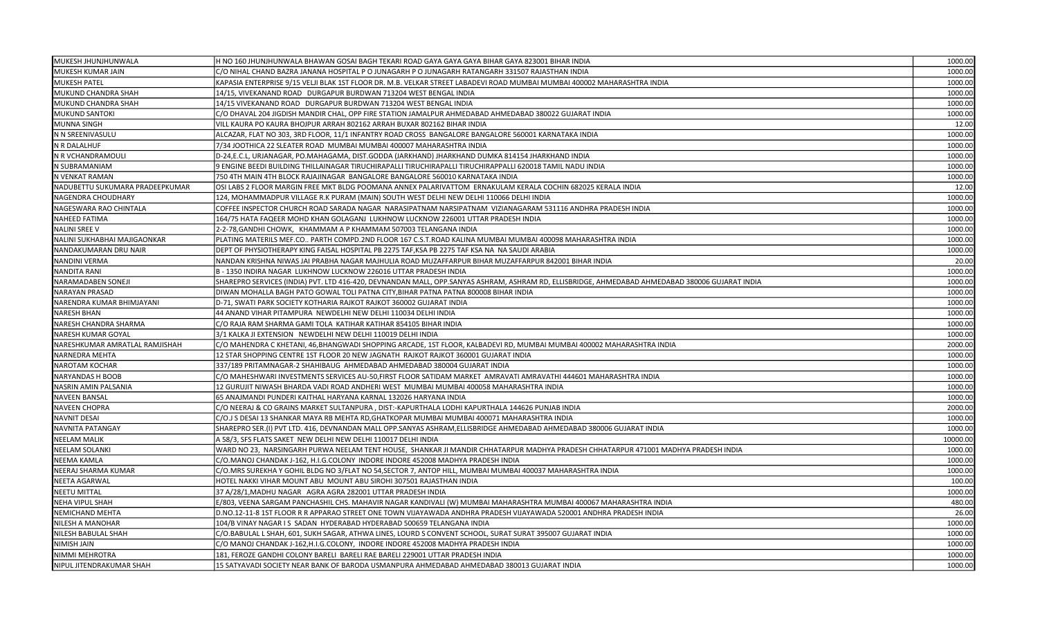| | | |
|---|---|---|
| MUKESH JHUNJHUNWALA | H NO 160 JHUNJHUNWALA BHAWAN GOSAI BAGH TEKARI ROAD GAYA GAYA GAYA BIHAR GAYA 823001 BIHAR INDIA | 1000.00 |
| MUKESH KUMAR JAIN | C/O NIHAL CHAND BAZRA JANANA HOSPITAL P O JUNAGARH P O JUNAGARH RATANGARH 331507 RAJASTHAN INDIA | 1000.00 |
| MUKESH PATEL | KAPASIA ENTERPRISE 9/15 VELJI BLAK 1ST FLOOR DR. M.B. VELKAR STREET LABADEVI ROAD MUMBAI MUMBAI 400002 MAHARASHTRA INDIA | 1000.00 |
| MUKUND CHANDRA SHAH | 14/15, VIVEKANAND ROAD DURGAPUR BURDWAN 713204 WEST BENGAL INDIA | 1000.00 |
| MUKUND CHANDRA SHAH | 14/15 VIVEKANAND ROAD DURGAPUR BURDWAN 713204 WEST BENGAL INDIA | 1000.00 |
| MUKUND SANTOKI | C/O DHAVAL 204 JIGDISH MANDIR CHAL, OPP FIRE STATION JAMALPUR AHMEDABAD AHMEDABAD 380022 GUJARAT INDIA | 1000.00 |
| MUNNA SINGH | VILL KAURA PO KAURA BHOJPUR ARRAH 802162 ARRAH BUXAR 802162 BIHAR INDIA | 12.00 |
| N N SREENIVASULU | ALCAZAR, FLAT NO 303, 3RD FLOOR, 11/1 INFANTRY ROAD CROSS BANGALORE BANGALORE 560001 KARNATAKA INDIA | 1000.00 |
| N R DALALHUF | 7/34 JOOTHICA 22 SLEATER ROAD MUMBAI MUMBAI 400007 MAHARASHTRA INDIA | 1000.00 |
| N R VCHANDRAMOULI | D-24,E.C.L, URJANAGAR, PO.MAHAGAMA, DIST.GODDA (JARKHAND) JHARKHAND DUMKA 814154 JHARKHAND INDIA | 1000.00 |
| N SUBRAMANIAM | 9 ENGINE BEEDI BUILDING THILLAINAGAR TIRUCHIRAPALLI TIRUCHIRAPALLI TIRUCHIRAPPALLI 620018 TAMIL NADU INDIA | 1000.00 |
| N VENKAT RAMAN | 750 4TH MAIN 4TH BLOCK RAJAJINAGAR BANGALORE BANGALORE 560010 KARNATAKA INDIA | 1000.00 |
| NADUBETTU SUKUMARA PRADEEPKUMAR | OSI LABS 2 FLOOR MARGIN FREE MKT BLDG POOMANA ANNEX PALARIVATTOM ERNAKULAM KERALA COCHIN 682025 KERALA INDIA | 12.00 |
| NAGENDRA CHOUDHARY | 124, MOHAMMADPUR VILLAGE R.K PURAM (MAIN) SOUTH WEST DELHI NEW DELHI 110066 DELHI INDIA | 1000.00 |
| NAGESWARA RAO CHINTALA | COFFEE INSPECTOR CHURCH ROAD SARADA NAGAR NARASIPATNAM NARSIPATNAM VIZIANAGARAM 531116 ANDHRA PRADESH INDIA | 1000.00 |
| NAHEED FATIMA | 164/75 HATA FAQEER MOHD KHAN GOLAGANJ LUKHNOW LUCKNOW 226001 UTTAR PRADESH INDIA | 1000.00 |
| NALINI SREE V | 2-2-78,GANDHI CHOWK, KHAMMAM A P KHAMMAM 507003 TELANGANA INDIA | 1000.00 |
| NALINI SUKHABHAI MAJIGAONKAR | PLATING MATERILS MEF.CO.. PARTH COMPD.2ND FLOOR 167 C.S.T.ROAD KALINA MUMBAI MUMBAI 400098 MAHARASHTRA INDIA | 1000.00 |
| NANDAKUMARAN DRU NAIR | DEPT OF PHYSIOTHERAPY KING FAISAL HOSPITAL PB 2275 TAF,KSA PB 2275 TAF KSA NA NA SAUDI ARABIA | 1000.00 |
| NANDINI VERMA | NANDAN KRISHNA NIWAS JAI PRABHA NAGAR MAJHULIA ROAD MUZAFFARPUR BIHAR MUZAFFARPUR 842001 BIHAR INDIA | 20.00 |
| NANDITA RANI | B - 1350 INDIRA NAGAR LUKHNOW LUCKNOW 226016 UTTAR PRADESH INDIA | 1000.00 |
| NARAMADABEN SONEJI | SHAREPRO SERVICES (INDIA) PVT. LTD 416-420, DEVNANDAN MALL, OPP.SANYAS ASHRAM, ASHRAM RD, ELLISBRIDGE, AHMEDABAD AHMEDABAD 380006 GUJARAT INDIA | 1000.00 |
| NARAYAN PRASAD | DIWAN MOHALLA BAGH PATO GOWAL TOLI PATNA CITY,BIHAR PATNA PATNA 800008 BIHAR INDIA | 1000.00 |
| NARENDRA KUMAR BHIMJAYANI | D-71, SWATI PARK SOCIETY KOTHARIA RAJKOT RAJKOT 360002 GUJARAT INDIA | 1000.00 |
| NARESH BHAN | 44 ANAND VIHAR PITAMPURA NEWDELHI NEW DELHI 110034 DELHI INDIA | 1000.00 |
| NARESH CHANDRA SHARMA | C/O RAJA RAM SHARMA GAMI TOLA KATIHAR KATIHAR 854105 BIHAR INDIA | 1000.00 |
| NARESH KUMAR GOYAL | 3/1 KALKA JI EXTENSION NEWDELHI NEW DELHI 110019 DELHI INDIA | 1000.00 |
| NARESHKUMAR AMRATLAL RAMJISHAH | C/O MAHENDRA C KHETANI, 46,BHANGWADI SHOPPING ARCADE, 1ST FLOOR, KALBADEVI RD, MUMBAI MUMBAI 400002 MAHARASHTRA INDIA | 2000.00 |
| NARNEDRA MEHTA | 12 STAR SHOPPING CENTRE 1ST FLOOR 20 NEW JAGNATH RAJKOT RAJKOT 360001 GUJARAT INDIA | 1000.00 |
| NAROTAM KOCHAR | 337/189 PRITAMNAGAR-2 SHAHIBAUG AHMEDABAD AHMEDABAD 380004 GUJARAT INDIA | 1000.00 |
| NARYANDAS H BOOB | C/O MAHESHWARI INVESTMENTS SERVICES AU-50,FIRST FLOOR SATIDAM MARKET AMRAVATI AMRAVATHI 444601 MAHARASHTRA INDIA | 1000.00 |
| NASRIN AMIN PALSANIA | 12 GURUJIT NIWASH BHARDA VADI ROAD ANDHERI WEST MUMBAI MUMBAI 400058 MAHARASHTRA INDIA | 1000.00 |
| NAVEEN BANSAL | 65 ANAJMANDI PUNDERI KAITHAL HARYANA KARNAL 132026 HARYANA INDIA | 1000.00 |
| NAVEEN CHOPRA | C/O NEERAJ & CO GRAINS MARKET SULTANPURA , DIST:-KAPURTHALA LODHI KAPURTHALA 144626 PUNJAB INDIA | 2000.00 |
| NAVNIT DESAI | C/O.J S DESAI 13 SHANKAR MAYA RB MEHTA RD,GHATKOPAR MUMBAI MUMBAI 400071 MAHARASHTRA INDIA | 1000.00 |
| NAVNITA PATANGAY | SHAREPRO SER.(I) PVT LTD. 416, DEVNANDAN MALL OPP.SANYAS ASHRAM,ELLISBRIDGE AHMEDABAD AHMEDABAD 380006 GUJARAT INDIA | 1000.00 |
| NEELAM MALIK | A 58/3, SFS FLATS SAKET NEW DELHI NEW DELHI 110017 DELHI INDIA | 10000.00 |
| NEELAM SOLANKI | WARD NO 23, NARSINGARH PURWA NEELAM TENT HOUSE, SHANKAR JI MANDIR CHHATARPUR MADHYA PRADESH CHHATARPUR 471001 MADHYA PRADESH INDIA | 1000.00 |
| NEEMA KAMLA | C/O.MANOJ CHANDAK J-162, H.I.G.COLONY INDORE INDORE 452008 MADHYA PRADESH INDIA | 1000.00 |
| NEERAJ SHARMA KUMAR | C/O.MRS SUREKHA Y GOHIL BLDG NO 3/FLAT NO 54,SECTOR 7, ANTOP HILL, MUMBAI MUMBAI 400037 MAHARASHTRA INDIA | 1000.00 |
| NEETA AGARWAL | HOTEL NAKKI VIHAR MOUNT ABU MOUNT ABU SIROHI 307501 RAJASTHAN INDIA | 100.00 |
| NEETU MITTAL | 37 A/28/1,MADHU NAGAR AGRA AGRA 282001 UTTAR PRADESH INDIA | 1000.00 |
| NEHA VIPUL SHAH | E/803, VEENA SARGAM PANCHASHIL CHS. MAHAVIR NAGAR KANDIVALI (W) MUMBAI MAHARASHTRA MUMBAI 400067 MAHARASHTRA INDIA | 480.00 |
| NEMICHAND MEHTA | D.NO.12-11-8 1ST FLOOR R R APPARAO STREET ONE TOWN VIJAYAWADA ANDHRA PRADESH VIJAYAWADA 520001 ANDHRA PRADESH INDIA | 26.00 |
| NILESH A MANOHAR | 104/B VINAY NAGAR I S SADAN HYDERABAD HYDERABAD 500659 TELANGANA INDIA | 1000.00 |
| NILESH BABULAL SHAH | C/O.BABULAL L SHAH, 601, SUKH SAGAR, ATHWA LINES, LOURD S CONVENT SCHOOL, SURAT SURAT 395007 GUJARAT INDIA | 1000.00 |
| NIMISH JAIN | C/O MANOJ CHANDAK J-162,H.I.G.COLONY, INDORE INDORE 452008 MADHYA PRADESH INDIA | 1000.00 |
| NIMMI MEHROTRA | 181, FEROZE GANDHI COLONY BARELI BARELI RAE BARELI 229001 UTTAR PRADESH INDIA | 1000.00 |
| NIPUL JITENDRAKUMAR SHAH | 15 SATYAVADI SOCIETY NEAR BANK OF BARODA USMANPURA AHMEDABAD AHMEDABAD 380013 GUJARAT INDIA | 1000.00 |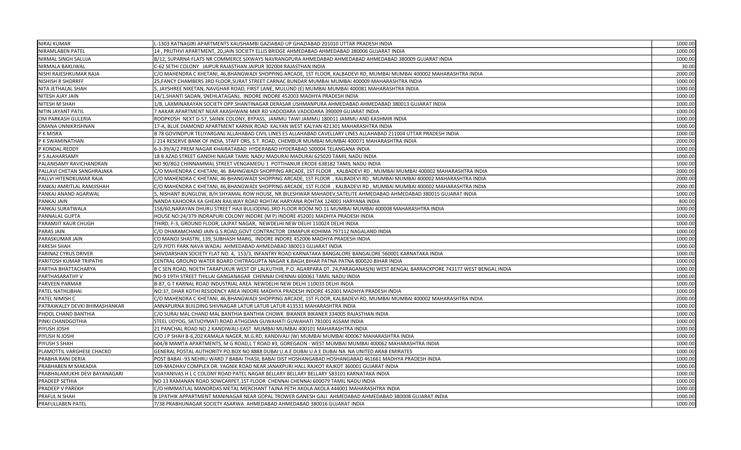| | | |
|---|---|---|
| NIRAJ KUMAR | L-1303 RATNAGIRI APARTMENTS KAUSHAMBI GAZIABAD UP GHAZIABAD 201010 UTTAR PRADESH INDIA | 1000.00 |
| NIRAMLABEN PATEL | 14 , PRUTHVI APARTMENT, 20,JAIN SOCIETY ELLIS BRIDGE AHMEDABAD AHMEDABAD 380006 GUJARAT INDIA | 1000.00 |
| NIRMAL SINGH SALUJA | B/12, SUPARNA FLATS NR COMMERCE SIXWAYS NAVRANGPURA AHMEDABAD AHMEDABAD AHMEDABAD 380009 GUJARAT INDIA | 1000.00 |
| NIRMALA BAKLIWAL | C-62 SETHI COLONY JAIPUR RAJASTHAN JAIPUR 302004 RAJASTHAN INDIA | 30.00 |
| NISHI RAJESHKUMAR RAJA | C/O MAHENDRA C KHETANI, 46,BHANGWADI SHOPPING ARCADE, 1ST FLOOR, KALBADEVI RD, MUMBAI MUMBAI 400002 MAHARASHTRA INDIA | 2000.00 |
| NISHISH R SHORRFF | 25,FANCY CHAMBERS 3RD FLOOR,SURAT STREET CARNAC BUNDAR MUMBAI MUMBAI 400009 MAHARASHTRA INDIA | 1000.00 |
| NITA JETHALAL SHAH | 5, JAYSHREE NIKETAN, NAVGHAR ROAD, FIRST LANE, MULUND (E) MUMBAI MUMBAI 400081 MAHARASHTRA INDIA | 1000.00 |
| NITESH AJAY JAIN | 14/1,SHANTI SADAN, SNEHLATAGANJ, INDORE INDORE 452003 MADHYA PRADESH INDIA | 1000.00 |
| NITESH M SHAH | 1/B, LAXMINARAYAN SOCIETY OPP.SHANTINAGAR DERASAR USHMANPURA AHMEDABAD AHMEDABAD 380013 GUJARAT INDIA | 1000.00 |
| NITIN JAYANT PATIL | 7 AAKAR APARTMENT NEAR AKASHWANI MKR RD VADODARA VADODARA 390009 GUJARAT INDIA | 1000.00 |
| OM PARKASH GULERIA | ROOPKOSH NEXT D-57, SAINIK COLONY, BYPASS, JAMMU TAWI JAMMU 180011 JAMMU AND KASHMIR INDIA | 1000.00 |
| OMANA UNNIKRISHNAN | 17-A, BLUE DIAMOND APARTMENT KARNIK ROAD KALYAN WEST KALYAN 421301 MAHARASHTRA INDIA | 1000.00 |
| P K MISRA | B 78 GOVINDPUR TELIYARGANJ ALLAHABAD CIVIL LINES ES ALLAHABAD CAVELLARY LINES ALLAHABAD 211004 UTTAR PRADESH INDIA | 1000.00 |
| P K SWAMINATHAN | J 214 RESERVE BANK OF INDIA, STAFF ORS, S.T. ROAD, CHEMBUR MUMBAI MUMBAI 400071 MAHARASHTRA INDIA | 2000.00 |
| P KONDAL REDDY | 6-3-39/A/2 PREM NAGAR KHAIRATABAD HYDERABAD HYDERABAD 500004 TELANGANA INDIA | 1000.00 |
| P S ALAHARSAMY | 18 B AZAD STREET GANDHI NAGAR TAMIL NADU MADURAI MADURAI 625020 TAMIL NADU INDIA | 1000.00 |
| PALANISAMY RAVICHANDRAN | NO 90/8G2 CHINNAMMAL STREET VENGAMEDU 1 POTTHANUR ERODE 638182 TAMIL NADU INDIA | 1000.00 |
| PALLAVI CHETAN SANGHRAJAKA | C/O MAHENDRA C KHETANI, 46 BAHNGWADI SHOPPING ARCADE, 1ST FLOOR , KALBADEVI RD , MUMBAI MUMBAI 400002 MAHARASHTRA INDIA | 2000.00 |
| PALLVI HITENDKUMAR RAJA | C/O MAHENDRA C KHETANI, 46 BHANGWADI SHOPPING ARCADE, 1ST FLOOR , KALBADEVI RD , MUMBAI MUMBAI 400002 MAHARASHTRA INDIA | 2000.00 |
| PANKAJ AMRITLAL RAMJISHAH | C/O MAHENDRA C KHETANI, 46,BHANGWADI SHOPPING ARCADE, 1ST FLOOR , KALBADEVI RD , MUMBAI MUMBAI 400002 MAHARASHTRA INDIA | 2000.00 |
| PANKAJ ANAND AGARWAL | 5, NISHANT BUNGLOW, B/H SHYAMAL ROW HOUSE, NR.BILESHWAR MAHADEV,SATELITE AHMEDABAD AHMEDABAD 380015 GUJARAT INDIA | 1000.00 |
| PANKAJ JAIN | NANDA KAHOORA KA GHEAN RAILWAY ROAD ROHTAK HARYANA ROHTAK 124001 HARYANA INDIA | 800.00 |
| PANKAJ SURATWALA | 158/60,NARAYAN DHURU STREET HAJI BULIODING.3RD FLOOR ROOM NO.11 MUMBAI MUMBAI 400008 MAHARASHTRA INDIA | 1000.00 |
| PANNALAL GUPTA | HOUSE NO:24/379 INDRAPURI COLONY INDORE (M P) INDORE 452001 MADHYA PRADESH INDIA | 1000.00 |
| PARAMJIT KAUR CHUGH | THIRD, F-3, GROUND FLOOR, LAJPAT NAGAR, NEWDELHI NEW DELHI 110024 DELHI INDIA | 1000.00 |
| PARAS JAIN | C/O DHARAMCHAND JAIN G.S.ROAD,GOVT CONTRACTOR DIMAPUR KOHIMA 797112 NAGALAND INDIA | 1000.00 |
| PARASKUMAR JAIN | CO MANOJ SHASTRI, 139, SUBHASH MARG, INDORE INDORE 452006 MADHYA PRADESH INDIA | 1000.00 |
| PARESH SHAH | 2/9 JYOTI PARK NAVA WADAJ AHMEDABAD AHMEDABAD 380013 GUJARAT INDIA | 1000.00 |
| PARINAZ CYRUS DRIVER | SHIVDARSHAN SOCIETY FLAT NO. 4, 153/3, INFANTRY ROAD KARNATAKA BANGALORE BANGALORE 560001 KARNATAKA INDIA | 1000.00 |
| PARITOSH KUMAR TRIPATHI | CENTRAL GROUND WATER BOARD CHITRAGUPTA NAGAR K.BAGH,BIHAR PATNA PATNA 800020 BIHAR INDIA | 1000.00 |
| PARTHA BHATTACHARYA | B C SEN ROAD, NOETH TARAPUKUR WEST OF LALKUTHIR, P.O. AGARPARA DT. 24,PARAGANAS(N) WEST BENGAL BARRACKPORE 743177 WEST BENGAL INDIA | 1000.00 |
| PARTHASARATHY V | NO-9 19TH STREET THILLAI GANGANAGAR CHENNAI CHENNAI 600061 TAMIL NADU INDIA | 1000.00 |
| PARVEEN PARMAR | B-87, G T KARNAL ROAD INDUSTRIAL AREA NEWDELHI NEW DELHI 110033 DELHI INDIA | 1000.00 |
| PATEL NATHUBHAI | NO:37, DHAR KOTHI RESIDENCY AREA INDORE MADHYA PRADESH INDORE 452001 MADHYA PRADESH INDIA | 1000.00 |
| PATEL NIMISH C | C/O MAHENDRA C KHETANI, 46,BHANGWADI SHOPPING ARCADE, 1ST FLOOR, KALBADEVI RD, MUMBAI MUMBAI 400002 MAHARASHTRA INDIA | 2000.00 |
| PATRAWALEY DEVKI BHIMASHANKAR | ANNAPURNA BUILDING SHIVNAGAR LATUR LATUR LATUR 413531 MAHARASHTRA INDIA | 1000.00 |
| PHOOL CHAND BANTHIA | C/O SURAJ MAL CHAND MAL BANTHIA BANTHIA CHOWK BIKANER BIKANER 334005 RAJASTHAN INDIA | 1000.00 |
| PINKI CHANDGOTHIA | STEEL UDYOG, SATIJOYMATI ROAD ATHGOAN GUWAHATI GUWAHATI 781001 ASSAM INDIA | 1000.00 |
| PIYUSH JOSHI | 21 PANCHAL ROAD NO.2 KANDIWALI-EAST MUMBAI MUMBAI 400101 MAHARASHTRA INDIA | 1000.00 |
| PIYUSH N JOSHI | C/O J P SHAH B-6,202 KAMALA NAGER, M.G.RD, KANDIVALI (W) MUMBAI MUMBAI 400067 MAHARASHTRA INDIA | 1000.00 |
| PIYUSH S SHAH | 604/B MAMTA APARTMENTS, M G ROAD,L T ROAD #3, GOREGAON - WEST MUMBAI MUMBAI 400062 MAHARASHTRA INDIA | 1000.00 |
| PLAMOTTIL VARGHESE CHACKO | GENERAL POSTAL AUTHORITY PO.BOX NO 8888 DUBAI U.A.E DUBAI U A E DUBAI NA NA UNITED ARAB EMIRATES | 1000.00 |
| PRABHA RANI DERIA | POST BABAI -93 NEHRU WARD 7 BABAI THASIL BABAI DIST HOSHANGABAD HOSHANGABAD 461661 MADHYA PRADESH INDIA | 1000.00 |
| PRABHABEN M MAKADIA | 109-MADHAV COMPLEX DR. YAGNIK ROAD NEAR JANAKPURI HALL RAJKOT RAJKOT 360001 GUJARAT INDIA | 1000.00 |
| PRABHALAMUKHI DEVI BAYANAGARI | VIJAYANIVAS H L C COLONY ROAD PATEL NAGAR BELLARY BELLARY 583101 KARNATAKA INDIA | 1000.00 |
| PRADEEP SETHIA | NO 13 RAMANAN ROAD SOWCARPET,1ST FLOOR CHENNAI CHENNAI 600079 TAMIL NADU INDIA | 1000.00 |
| PRADEEP V PAREKH | C/O HIMMATLAL MANORDAS METAL MERCHANT TAJNA PETH AKOLA AKOLA 444001 MAHARASHTRA INDIA | 1000.00 |
| PRAFUL N SHAH | B 1PATHIK APPARTMENT MANINAGAR NEAR GOPAL TROWER GANESH GALI AHMEDABAD AHMEDABAD 380008 GUJARAT INDIA | 1000.00 |
| PRAFULLABEN PATEL | 7/38 PRABHUNAGAR SOCIETY ASARWA AHMEDABAD AHMEDABAD 380016 GUJARAT INDIA | 1000.00 |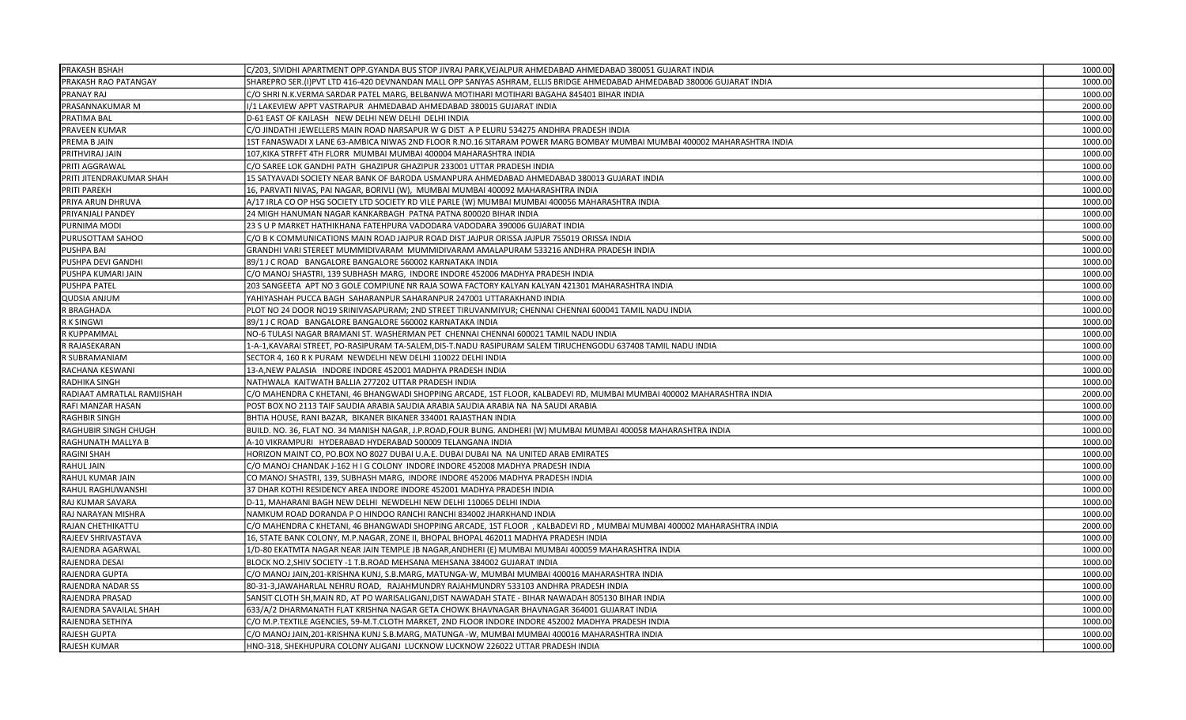| | | |
|---|---|---|
| PRAKASH BSHAH | C/203, SIVIDHI APARTMENT OPP.GYANDA BUS STOP JIVRAJ PARK,VEJALPUR AHMEDABAD AHMEDABAD 380051 GUJARAT INDIA | 1000.00 |
| PRAKASH RAO PATANGAY | SHAREPRO SER.(I)PVT LTD 416-420 DEVNANDAN MALL OPP SANYAS ASHRAM, ELLIS BRIDGE AHMEDABAD AHMEDABAD 380006 GUJARAT INDIA | 1000.00 |
| PRANAY RAJ | C/O SHRI N.K.VERMA SARDAR PATEL MARG, BELBANWA MOTIHARI MOTIHARI BAGAHA 845401 BIHAR INDIA | 1000.00 |
| PRASANNAKUMAR M | I/1 LAKEVIEW APPT VASTRAPUR AHMEDABAD AHMEDABAD 380015 GUJARAT INDIA | 2000.00 |
| PRATIMA BAL | D-61 EAST OF KAILASH NEW DELHI NEW DELHI DELHI INDIA | 1000.00 |
| PRAVEEN KUMAR | C/O JINDATHI JEWELLERS MAIN ROAD NARSAPUR W G DIST A P ELURU 534275 ANDHRA PRADESH INDIA | 1000.00 |
| PREMA B JAIN | 1ST FANASWADI X LANE 63-AMBICA NIWAS 2ND FLOOR R.NO.16 SITARAM POWER MARG BOMBAY MUMBAI 400002 MAHARASHTRA INDIA | 1000.00 |
| PRITHVIRAJ JAIN | 107,KIKA STRFFT 4TH FLORR MUMBAI MUMBAI 400004 MAHARASHTRA INDIA | 1000.00 |
| PRITI AGGRAWAL | C/O SAREE LOK GANDHI PATH GHAZIPUR GHAZIPUR 233001 UTTAR PRADESH INDIA | 1000.00 |
| PRITI JITENDRAKUMAR SHAH | 15 SATYAVADI SOCIETY NEAR BANK OF BARODA USMANPURA AHMEDABAD AHMEDABAD 380013 GUJARAT INDIA | 1000.00 |
| PRITI PAREKH | 16, PARVATI NIVAS, PAI NAGAR, BORIVLI (W), MUMBAI MUMBAI 400092 MAHARASHTRA INDIA | 1000.00 |
| PRIYA ARUN DHRUVA | A/17 IRLA CO OP HSG SOCIETY LTD SOCIETY RD VILE PARLE (W) MUMBAI MUMBAI 400056 MAHARASHTRA INDIA | 1000.00 |
| PRIYANJALI PANDEY | 24 MIGH HANUMAN NAGAR KANKARBAGH PATNA PATNA 800020 BIHAR INDIA | 1000.00 |
| PURNIMA MODI | 23 S U P MARKET HATHIKHANA FATEHPURA VADODARA VADODARA 390006 GUJARAT INDIA | 1000.00 |
| PURUSOTTAM SAHOO | C/O B K COMMUNICATIONS MAIN ROAD JAJPUR ROAD DIST JAJPUR ORISSA JAJPUR 755019 ORISSA INDIA | 5000.00 |
| PUSHPA BAI | GRANDHI VARI STEREET MUMMIDIVARAM MUMMIDIVARAM AMALAPURAM 533216 ANDHRA PRADESH INDIA | 1000.00 |
| PUSHPA DEVI GANDHI | 89/1 J C ROAD BANGALORE BANGALORE 560002 KARNATAKA INDIA | 1000.00 |
| PUSHPA KUMARI JAIN | C/O MANOJ SHASTRI, 139 SUBHASH MARG, INDORE INDORE 452006 MADHYA PRADESH INDIA | 1000.00 |
| PUSHPA PATEL | 203 SANGEETA APT NO 3 GOLE COMPIUNE NR RAJA SOWA FACTORY KALYAN KALYAN 421301 MAHARASHTRA INDIA | 1000.00 |
| QUDSIA ANJUM | YAHIYASHAH PUCCA BAGH SAHARANPUR SAHARANPUR 247001 UTTARAKHAND INDIA | 1000.00 |
| R BRAGHADA | PLOT NO 24 DOOR NO19 SRINIVASAPURAM; 2ND STREET TIRUVANMIYUR; CHENNAI CHENNAI 600041 TAMIL NADU INDIA | 1000.00 |
| R K SINGWI | 89/1 J C ROAD BANGALORE BANGALORE 560002 KARNATAKA INDIA | 1000.00 |
| R KUPPAMMAL | NO-6 TULASI NAGAR BRAMANI ST. WASHERMAN PET CHENNAI CHENNAI 600021 TAMIL NADU INDIA | 1000.00 |
| R RAJASEKARAN | 1-A-1,KAVARAI STREET, PO-RASIPURAM TA-SALEM,DIS-T.NADU RASIPURAM SALEM TIRUCHENGODU 637408 TAMIL NADU INDIA | 1000.00 |
| R SUBRAMANIAM | SECTOR 4, 160 R K PURAM NEWDELHI NEW DELHI 110022 DELHI INDIA | 1000.00 |
| RACHANA KESWANI | 13-A,NEW PALASIA INDORE INDORE 452001 MADHYA PRADESH INDIA | 1000.00 |
| RADHIKA SINGH | NATHWALA KAITWATH BALLIA 277202 UTTAR PRADESH INDIA | 1000.00 |
| RADIAAT AMRATLAL RAMJISHAH | C/O MAHENDRA C KHETANI, 46 BHANGWADI SHOPPING ARCADE, 1ST FLOOR, KALBADEVI RD, MUMBAI MUMBAI 400002 MAHARASHTRA INDIA | 2000.00 |
| RAFI MANZAR HASAN | POST BOX NO 2113 TAIF SAUDIA ARABIA SAUDIA ARABIA SAUDIA ARABIA NA NA SAUDI ARABIA | 1000.00 |
| RAGHBIR SINGH | BHTIA HOUSE, RANI BAZAR, BIKANER BIKANER 334001 RAJASTHAN INDIA | 1000.00 |
| RAGHUBIR SINGH CHUGH | BUILD. NO. 36, FLAT NO. 34 MANISH NAGAR, J.P.ROAD,FOUR BUNG. ANDHERI (W) MUMBAI MUMBAI 400058 MAHARASHTRA INDIA | 1000.00 |
| RAGHUNATH MALLYA B | A-10 VIKRAMPURI HYDERABAD HYDERABAD 500009 TELANGANA INDIA | 1000.00 |
| RAGINI SHAH | HORIZON MAINT CO, PO.BOX NO 8027 DUBAI U.A.E. DUBAI DUBAI NA NA UNITED ARAB EMIRATES | 1000.00 |
| RAHUL JAIN | C/O MANOJ CHANDAK J-162 H I G COLONY INDORE INDORE 452008 MADHYA PRADESH INDIA | 1000.00 |
| RAHUL KUMAR JAIN | CO MANOJ SHASTRI, 139, SUBHASH MARG, INDORE INDORE 452006 MADHYA PRADESH INDIA | 1000.00 |
| RAHUL RAGHUWANSHI | 37 DHAR KOTHI RESIDENCY AREA INDORE INDORE 452001 MADHYA PRADESH INDIA | 1000.00 |
| RAJ KUMAR SAVARA | D-11, MAHARANI BAGH NEW DELHI NEWDELHI NEW DELHI 110065 DELHI INDIA | 1000.00 |
| RAJ NARAYAN MISHRA | NAMKUM ROAD DORANDA P O HINDOO RANCHI RANCHI 834002 JHARKHAND INDIA | 1000.00 |
| RAJAN CHETHIKATTU | C/O MAHENDRA C KHETANI, 46 BHANGWADI SHOPPING ARCADE, 1ST FLOOR , KALBADEVI RD , MUMBAI MUMBAI 400002 MAHARASHTRA INDIA | 2000.00 |
| RAJEEV SHRIVASTAVA | 16, STATE BANK COLONY, M.P.NAGAR, ZONE II, BHOPAL BHOPAL 462011 MADHYA PRADESH INDIA | 1000.00 |
| RAJENDRA AGARWAL | 1/D-80 EKATMTA NAGAR NEAR JAIN TEMPLE JB NAGAR,ANDHERI (E) MUMBAI MUMBAI 400059 MAHARASHTRA INDIA | 1000.00 |
| RAJENDRA DESAI | BLOCK NO.2,SHIV SOCIETY -1 T.B.ROAD MEHSANA MEHSANA 384002 GUJARAT INDIA | 1000.00 |
| RAJENDRA GUPTA | C/O MANOJ JAIN,201-KRISHNA KUNJ, S.B.MARG, MATUNGA-W, MUMBAI MUMBAI 400016 MAHARASHTRA INDIA | 1000.00 |
| RAJENDRA NADAR SS | 80-31-3,JAWAHARLAL NEHRU ROAD, RAJAHMUNDRY RAJAHMUNDRY 533103 ANDHRA PRADESH INDIA | 1000.00 |
| RAJENDRA PRASAD | SANSIT CLOTH SH,MAIN RD, AT PO WARISALIGANJ,DIST NAWADAH STATE - BIHAR NAWADAH 805130 BIHAR INDIA | 1000.00 |
| RAJENDRA SAVAILAL SHAH | 633/A/2 DHARMANATH FLAT KRISHNA NAGAR GETA CHOWK BHAVNAGAR BHAVNAGAR 364001 GUJARAT INDIA | 1000.00 |
| RAJENDRA SETHIYA | C/O M.P.TEXTILE AGENCIES, 59-M.T.CLOTH MARKET, 2ND FLOOR INDORE INDORE 452002 MADHYA PRADESH INDIA | 1000.00 |
| RAJESH GUPTA | C/O MANOJ JAIN,201-KRISHNA KUNJ S.B.MARG, MATUNGA -W, MUMBAI MUMBAI 400016 MAHARASHTRA INDIA | 1000.00 |
| RAJESH KUMAR | HNO-318, SHEKHUPURA COLONY ALIGANJ LUCKNOW LUCKNOW 226022 UTTAR PRADESH INDIA | 1000.00 |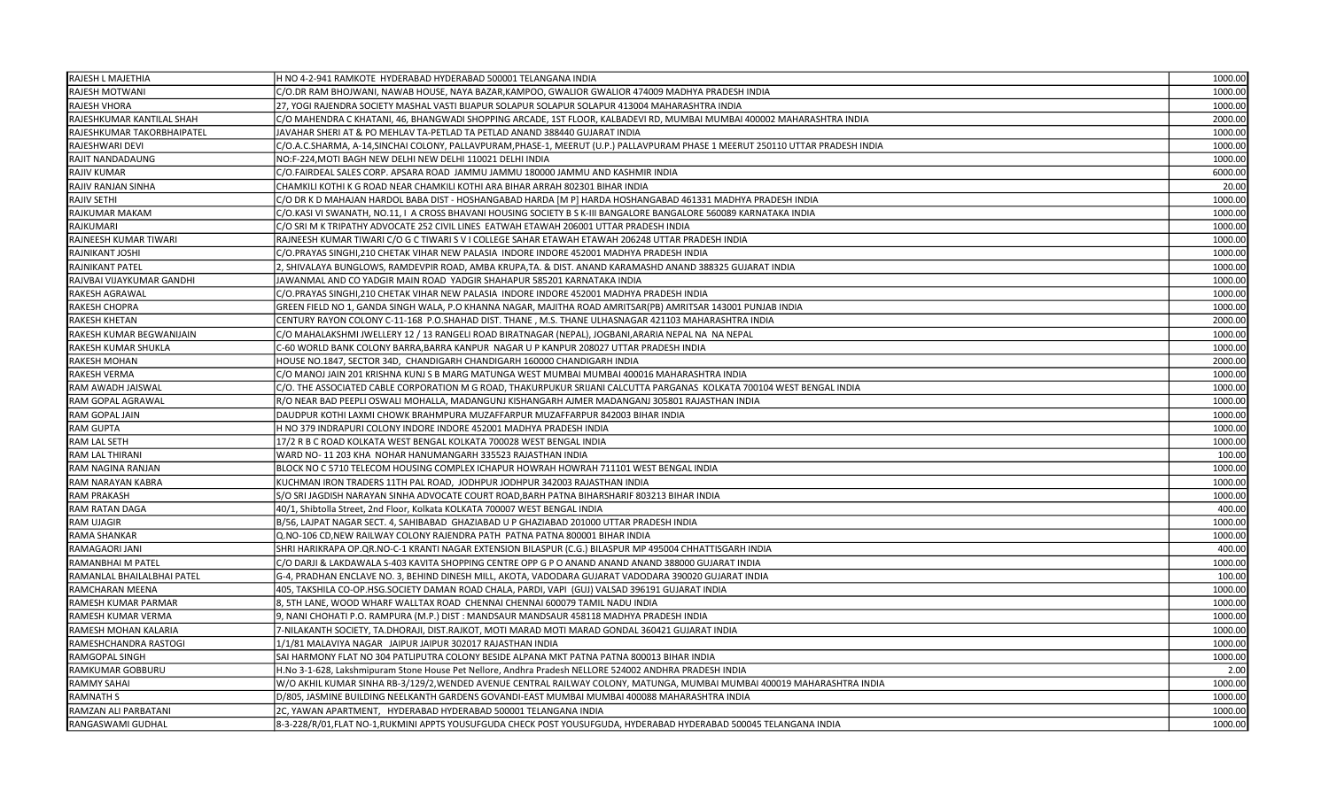| | | |
|---|---|---|
| RAJESH L MAJETHIA | H NO 4-2-941 RAMKOTE HYDERABAD HYDERABAD 500001 TELANGANA INDIA | 1000.00 |
| RAJESH MOTWANI | C/O.DR RAM BHOJWANI, NAWAB HOUSE, NAYA BAZAR,KAMPOO, GWALIOR GWALIOR 474009 MADHYA PRADESH INDIA | 1000.00 |
| RAJESH VHORA | 27, YOGI RAJENDRA SOCIETY MASHAL VASTI BIJAPUR SOLAPUR SOLAPUR 413004 MAHARASHTRA INDIA | 1000.00 |
| RAJESHKUMAR KANTILAL SHAH | C/O MAHENDRA C KHATANI, 46, BHANGWADI SHOPPING ARCADE, 1ST FLOOR, KALBADEVI RD, MUMBAI MUMBAI 400002 MAHARASHTRA INDIA | 2000.00 |
| RAJESHKUMAR TAKORBHAIPATEL | JAVAHAR SHERI AT & PO MEHLAV TA-PETLAD TA PETLAD ANAND 388440 GUJARAT INDIA | 1000.00 |
| RAJESHWARI DEVI | C/O.A.C.SHARMA, A-14,SINCHAI COLONY, PALLAVPURAM,PHASE-1, MEERUT (U.P.) PALLAVPURAM PHASE 1 MEERUT 250110 UTTAR PRADESH INDIA | 1000.00 |
| RAJIT NANDADAUNG | NO:F-224,MOTI BAGH NEW DELHI NEW DELHI 110021 DELHI INDIA | 1000.00 |
| RAJIV KUMAR | C/O.FAIRDEAL SALES CORP. APSARA ROAD JAMMU JAMMU 180000 JAMMU AND KASHMIR INDIA | 6000.00 |
| RAJIV RANJAN SINHA | CHAMKILI KOTHI K G ROAD NEAR CHAMKILI KOTHI ARA BIHAR ARRAH 802301 BIHAR INDIA | 20.00 |
| RAJIV SETHI | C/O DR K D MAHAJAN HARDOL BABA DIST - HOSHANGABAD HARDA [M P] HARDA HOSHANGABAD 461331 MADHYA PRADESH INDIA | 1000.00 |
| RAJKUMAR MAKAM | C/O.KASI VI SWANATH, NO.11, I A CROSS BHAVANI HOUSING SOCIETY B S K-III BANGALORE BANGALORE 560089 KARNATAKA INDIA | 1000.00 |
| RAJKUMARI | C/O SRI M K TRIPATHY ADVOCATE 252 CIVIL LINES EATWAH ETAWAH 206001 UTTAR PRADESH INDIA | 1000.00 |
| RAJNEESH KUMAR TIWARI | RAJNEESH KUMAR TIWARI C/O G C TIWARI S V I COLLEGE SAHAR ETAWAH ETAWAH 206248 UTTAR PRADESH INDIA | 1000.00 |
| RAJNIKANT JOSHI | C/O.PRAYAS SINGHI,210 CHETAK VIHAR NEW PALASIA INDORE INDORE 452001 MADHYA PRADESH INDIA | 1000.00 |
| RAJNIKANT PATEL | 2, SHIVALAYA BUNGLOWS, RAMDEVPIR ROAD, AMBA KRUPA,TA. & DIST. ANAND KARAMASHD ANAND 388325 GUJARAT INDIA | 1000.00 |
| RAJVBAI VIJAYKUMAR GANDHI | JAWANMAL AND CO YADGIR MAIN ROAD YADGIR SHAHAPUR 585201 KARNATAKA INDIA | 1000.00 |
| RAKESH AGRAWAL | C/O.PRAYAS SINGHI,210 CHETAK VIHAR NEW PALASIA INDORE INDORE 452001 MADHYA PRADESH INDIA | 1000.00 |
| RAKESH CHOPRA | GREEN FIELD NO 1, GANDA SINGH WALA, P.O KHANNA NAGAR, MAJITHA ROAD AMRITSAR(PB) AMRITSAR 143001 PUNJAB INDIA | 1000.00 |
| RAKESH KHETAN | CENTURY RAYON COLONY C-11-168 P.O.SHAHAD DIST. THANE , M.S. THANE ULHASNAGAR 421103 MAHARASHTRA INDIA | 2000.00 |
| RAKESH KUMAR BEGWANIJAIN | C/O MAHALAKSHMI JWELLERY 12 / 13 RANGELI ROAD BIRATNAGAR (NEPAL), JOGBANI,ARARIA NEPAL NA NA NEPAL | 1000.00 |
| RAKESH KUMAR SHUKLA | C-60 WORLD BANK COLONY BARRA,BARRA KANPUR NAGAR U P KANPUR 208027 UTTAR PRADESH INDIA | 1000.00 |
| RAKESH MOHAN | HOUSE NO.1847, SECTOR 34D, CHANDIGARH CHANDIGARH 160000 CHANDIGARH INDIA | 2000.00 |
| RAKESH VERMA | C/O MANOJ JAIN 201 KRISHNA KUNJ S B MARG MATUNGA WEST MUMBAI MUMBAI 400016 MAHARASHTRA INDIA | 1000.00 |
| RAM AWADH JAISWAL | C/O. THE ASSOCIATED CABLE CORPORATION M G ROAD, THAKURPUKUR SRIJANI CALCUTTA PARGANAS KOLKATA 700104 WEST BENGAL INDIA | 1000.00 |
| RAM GOPAL AGRAWAL | R/O NEAR BAD PEEPLI OSWALI MOHALLA, MADANGUNJ KISHANGARH AJMER MADANGANJ 305801 RAJASTHAN INDIA | 1000.00 |
| RAM GOPAL JAIN | DAUDPUR KOTHI LAXMI CHOWK BRAHMPURA MUZAFFARPUR MUZAFFARPUR 842003 BIHAR INDIA | 1000.00 |
| RAM GUPTA | H NO 379 INDRAPURI COLONY INDORE INDORE 452001 MADHYA PRADESH INDIA | 1000.00 |
| RAM LAL SETH | 17/2 R B C ROAD KOLKATA WEST BENGAL KOLKATA 700028 WEST BENGAL INDIA | 1000.00 |
| RAM LAL THIRANI | WARD NO- 11 203 KHA NOHAR HANUMANGARH 335523 RAJASTHAN INDIA | 100.00 |
| RAM NAGINA RANJAN | BLOCK NO C 5710 TELECOM HOUSING COMPLEX ICHAPUR HOWRAH HOWRAH 711101 WEST BENGAL INDIA | 1000.00 |
| RAM NARAYAN KABRA | KUCHMAN IRON TRADERS 11TH PAL ROAD, JODHPUR JODHPUR 342003 RAJASTHAN INDIA | 1000.00 |
| RAM PRAKASH | S/O SRI JAGDISH NARAYAN SINHA ADVOCATE COURT ROAD,BARH PATNA BIHARSHARIF 803213 BIHAR INDIA | 1000.00 |
| RAM RATAN DAGA | 40/1, Shibtolla Street, 2nd Floor, Kolkata KOLKATA 700007 WEST BENGAL INDIA | 400.00 |
| RAM UJAGIR | B/56, LAJPAT NAGAR SECT. 4, SAHIBABAD GHAZIABAD U P GHAZIABAD 201000 UTTAR PRADESH INDIA | 1000.00 |
| RAMA SHANKAR | Q.NO-106 CD,NEW RAILWAY COLONY RAJENDRA PATH PATNA PATNA 800001 BIHAR INDIA | 1000.00 |
| RAMAGAORI JANI | SHRI HARIKRAPA OP.QR.NO-C-1 KRANTI NAGAR EXTENSION BILASPUR (C.G.) BILASPUR MP 495004 CHHATTISGARH INDIA | 400.00 |
| RAMANBHAI M PATEL | C/O DARJI & LAKDAWALA S-403 KAVITA SHOPPING CENTRE OPP G P O ANAND ANAND ANAND 388000 GUJARAT INDIA | 1000.00 |
| RAMANLAL BHAILALBHAI PATEL | G-4, PRADHAN ENCLAVE NO. 3, BEHIND DINESH MILL, AKOTA, VADODARA GUJARAT VADODARA 390020 GUJARAT INDIA | 100.00 |
| RAMCHARAN MEENA | 405, TAKSHILA CO-OP.HSG.SOCIETY DAMAN ROAD CHALA, PARDI, VAPI (GUJ) VALSAD 396191 GUJARAT INDIA | 1000.00 |
| RAMESH KUMAR PARMAR | 8, 5TH LANE, WOOD WHARF WALLTAX ROAD CHENNAI CHENNAI 600079 TAMIL NADU INDIA | 1000.00 |
| RAMESH KUMAR VERMA | 9, NANI CHOHATI P.O. RAMPURA (M.P.) DIST : MANDSAUR MANDSAUR 458118 MADHYA PRADESH INDIA | 1000.00 |
| RAMESH MOHAN KALARIA | 7-NILAKANTH SOCIETY, TA.DHORAJI, DIST.RAJKOT, MOTI MARAD MOTI MARAD GONDAL 360421 GUJARAT INDIA | 1000.00 |
| RAMESHCHANDRA RASTOGI | 1/1/81 MALAVIYA NAGAR JAIPUR JAIPUR 302017 RAJASTHAN INDIA | 1000.00 |
| RAMGOPAL SINGH | SAI HARMONY FLAT NO 304 PATLIPUTRA COLONY BESIDE ALPANA MKT PATNA PATNA 800013 BIHAR INDIA | 1000.00 |
| RAMKUMAR GOBBURU | H.No 3-1-628, Lakshmipuram Stone House Pet Nellore, Andhra Pradesh NELLORE 524002 ANDHRA PRADESH INDIA | 2.00 |
| RAMMY SAHAI | W/O AKHIL KUMAR SINHA RB-3/129/2,WENDED AVENUE CENTRAL RAILWAY COLONY, MATUNGA, MUMBAI MUMBAI 400019 MAHARASHTRA INDIA | 1000.00 |
| RAMNATH S | D/805, JASMINE BUILDING NEELKANTH GARDENS GOVANDI-EAST MUMBAI MUMBAI 400088 MAHARASHTRA INDIA | 1000.00 |
| RAMZAN ALI PARBATANI | 2C, YAWAN APARTMENT, HYDERABAD HYDERABAD 500001 TELANGANA INDIA | 1000.00 |
| RANGASWAMI GUDHAL | 8-3-228/R/01,FLAT NO-1,RUKMINI APPTS YOUSUFGUDA CHECK POST YOUSUFGUDA, HYDERABAD HYDERABAD 500045 TELANGANA INDIA | 1000.00 |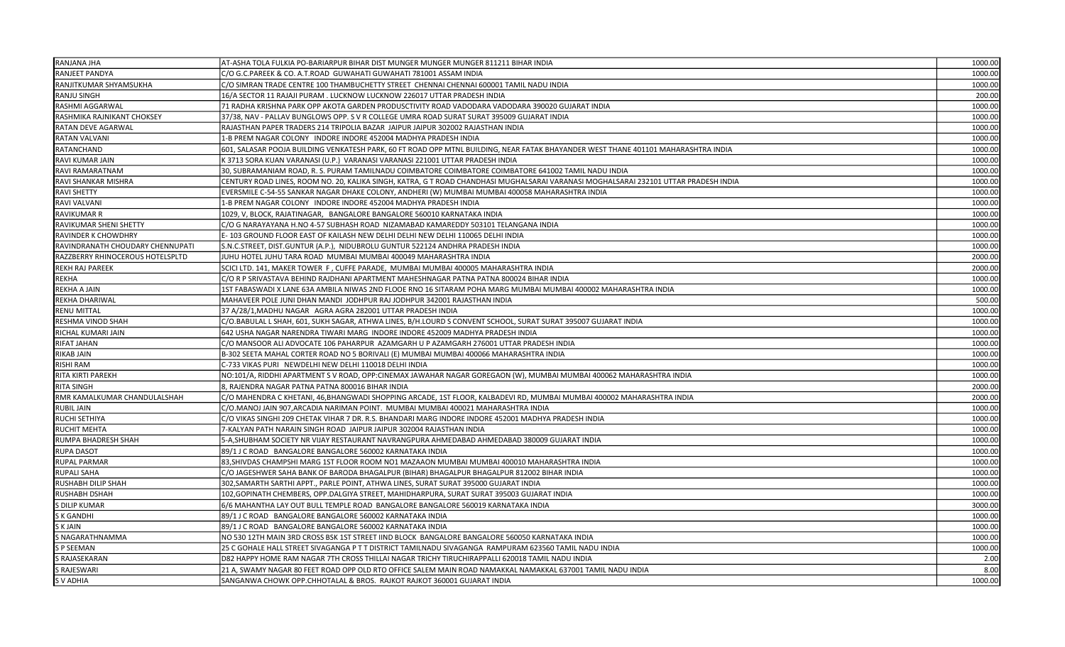| | | |
|---|---|---|
| RANJANA JHA | AT-ASHA TOLA FULKIA PO-BARIARPUR BIHAR DIST MUNGER MUNGER MUNGER 811211 BIHAR INDIA | 1000.00 |
| RANJEET PANDYA | C/O G.C.PAREEK & CO. A.T.ROAD GUWAHATI GUWAHATI 781001 ASSAM INDIA | 1000.00 |
| RANJITKUMAR SHYAMSUKHA | C/O SIMRAN TRADE CENTRE 100 THAMBUCHETTY STREET CHENNAI CHENNAI 600001 TAMIL NADU INDIA | 1000.00 |
| RANJU SINGH | 16/A SECTOR 11 RAJAJI PURAM . LUCKNOW LUCKNOW 226017 UTTAR PRADESH INDIA | 200.00 |
| RASHMI AGGARWAL | 71 RADHA KRISHNA PARK OPP AKOTA GARDEN PRODUSCTIVITY ROAD VADODARA VADODARA 390020 GUJARAT INDIA | 1000.00 |
| RASHMIKA RAJNIKANT CHOKSEY | 37/38, NAV - PALLAV BUNGLOWS OPP. S V R COLLEGE UMRA ROAD SURAT SURAT 395009 GUJARAT INDIA | 1000.00 |
| RATAN DEVE AGARWAL | RAJASTHAN PAPER TRADERS 214 TRIPOLIA BAZAR JAIPUR JAIPUR 302002 RAJASTHAN INDIA | 1000.00 |
| RATAN VALVANI | 1-B PREM NAGAR COLONY INDORE INDORE 452004 MADHYA PRADESH INDIA | 1000.00 |
| RATANCHAND | 601, SALASAR POOJA BUILDING VENKATESH PARK, 60 FT ROAD OPP MTNL BUILDING, NEAR FATAK BHAYANDER WEST THANE 401101 MAHARASHTRA INDIA | 1000.00 |
| RAVI KUMAR JAIN | K 3713 SORA KUAN VARANASI (U.P.) VARANASI VARANASI 221001 UTTAR PRADESH INDIA | 1000.00 |
| RAVI RAMARATNAM | 30, SUBRAMANIAM ROAD, R. S. PURAM TAMILNADU COIMBATORE COIMBATORE COIMBATORE 641002 TAMIL NADU INDIA | 1000.00 |
| RAVI SHANKAR MISHRA | CENTURY ROAD LINES, ROOM NO. 20, KALIKA SINGH, KATRA, G T ROAD CHANDHASI MUGHALSARAI VARANASI MOGHALSARAI 232101 UTTAR PRADESH INDIA | 1000.00 |
| RAVI SHETTY | EVERSMILE C-54-55 SANKAR NAGAR DHAKE COLONY, ANDHERI (W) MUMBAI MUMBAI 400058 MAHARASHTRA INDIA | 1000.00 |
| RAVI VALVANI | 1-B PREM NAGAR COLONY INDORE INDORE 452004 MADHYA PRADESH INDIA | 1000.00 |
| RAVIKUMAR R | 1029, V, BLOCK, RAJATINAGAR, BANGALORE BANGALORE 560010 KARNATAKA INDIA | 1000.00 |
| RAVIKUMAR SHENI SHETTY | C/O G NARAYAYANA H.NO 4-57 SUBHASH ROAD NIZAMABAD KAMAREDDY 503101 TELANGANA INDIA | 1000.00 |
| RAVINDER K CHOWDHRY | E- 103 GROUND FLOOR EAST OF KAILASH NEW DELHI DELHI NEW DELHI 110065 DELHI INDIA | 1000.00 |
| RAVINDRANATH CHOUDARY CHENNUPATI | S.N.C.STREET, DIST.GUNTUR (A.P.), NIDUBROLU GUNTUR 522124 ANDHRA PRADESH INDIA | 1000.00 |
| RAZZBERRY RHINOCEROUS HOTELSPLTD | JUHU HOTEL JUHU TARA ROAD MUMBAI MUMBAI 400049 MAHARASHTRA INDIA | 2000.00 |
| REKH RAJ PAREEK | SCICI LTD. 141, MAKER TOWER F , CUFFE PARADE, MUMBAI MUMBAI 400005 MAHARASHTRA INDIA | 2000.00 |
| REKHA | C/O R P SRIVASTAVA BEHIND RAJDHANI APARTMENT MAHESHNAGAR PATNA PATNA 800024 BIHAR INDIA | 1000.00 |
| REKHA A JAIN | 1ST FABASWADI X LANE 63A AMBILA NIWAS 2ND FLOOE RNO 16 SITARAM POHA MARG MUMBAI MUMBAI 400002 MAHARASHTRA INDIA | 1000.00 |
| REKHA DHARIWAL | MAHAVEER POLE JUNI DHAN MANDI JODHPUR RAJ JODHPUR 342001 RAJASTHAN INDIA | 500.00 |
| RENU MITTAL | 37 A/28/1,MADHU NAGAR AGRA AGRA 282001 UTTAR PRADESH INDIA | 1000.00 |
| RESHMA VINOD SHAH | C/O.BABULAL L SHAH, 601, SUKH SAGAR, ATHWA LINES, B/H.LOURD S CONVENT SCHOOL, SURAT SURAT 395007 GUJARAT INDIA | 1000.00 |
| RICHAL KUMARI JAIN | 642 USHA NAGAR NARENDRA TIWARI MARG INDORE INDORE 452009 MADHYA PRADESH INDIA | 1000.00 |
| RIFAT JAHAN | C/O MANSOOR ALI ADVOCATE 106 PAHARPUR AZAMGARH U P AZAMGARH 276001 UTTAR PRADESH INDIA | 1000.00 |
| RIKAB JAIN | B-302 SEETA MAHAL CORTER ROAD NO 5 BORIVALI (E) MUMBAI MUMBAI 400066 MAHARASHTRA INDIA | 1000.00 |
| RISHI RAM | C-733 VIKAS PURI NEWDELHI NEW DELHI 110018 DELHI INDIA | 1000.00 |
| RITA KIRTI PAREKH | NO:101/A, RIDDHI APARTMENT S V ROAD, OPP:CINEMAX JAWAHAR NAGAR GOREGAON (W), MUMBAI MUMBAI 400062 MAHARASHTRA INDIA | 1000.00 |
| RITA SINGH | 8, RAJENDRA NAGAR PATNA PATNA 800016 BIHAR INDIA | 2000.00 |
| RMR KAMALKUMAR CHANDULALSHAH | C/O MAHENDRA C KHETANI, 46,BHANGWADI SHOPPING ARCADE, 1ST FLOOR, KALBADEVI RD, MUMBAI MUMBAI 400002 MAHARASHTRA INDIA | 2000.00 |
| RUBIL JAIN | C/O.MANOJ JAIN 907,ARCADIA NARIMAN POINT. MUMBAI MUMBAI 400021 MAHARASHTRA INDIA | 1000.00 |
| RUCHI SETHIYA | C/O VIKAS SINGHI 209 CHETAK VIHAR 7 DR. R.S. BHANDARI MARG INDORE INDORE 452001 MADHYA PRADESH INDIA | 1000.00 |
| RUCHIT MEHTA | 7-KALYAN PATH NARAIN SINGH ROAD JAIPUR JAIPUR 302004 RAJASTHAN INDIA | 1000.00 |
| RUMPA BHADRESH SHAH | 5-A,SHUBHAM SOCIETY NR VIJAY RESTAURANT NAVRANGPURA AHMEDABAD AHMEDABAD 380009 GUJARAT INDIA | 1000.00 |
| RUPA DASOT | 89/1 J C ROAD BANGALORE BANGALORE 560002 KARNATAKA INDIA | 1000.00 |
| RUPAL PARMAR | 83,SHIVDAS CHAMPSHI MARG 1ST FLOOR ROOM NO1 MAZAAON MUMBAI MUMBAI 400010 MAHARASHTRA INDIA | 1000.00 |
| RUPALI SAHA | C/O JAGESHWER SAHA BANK OF BARODA BHAGALPUR (BIHAR) BHAGALPUR BHAGALPUR 812002 BIHAR INDIA | 1000.00 |
| RUSHABH DILIP SHAH | 302,SAMARTH SARTHI APPT., PARLE POINT, ATHWA LINES, SURAT SURAT 395000 GUJARAT INDIA | 1000.00 |
| RUSHABH DSHAH | 102,GOPINATH CHEMBERS, OPP.DALGIYA STREET, MAHIDHARPURA, SURAT SURAT 395003 GUJARAT INDIA | 1000.00 |
| S DILIP KUMAR | 6/6 MAHANTHA LAY OUT BULL TEMPLE ROAD BANGALORE BANGALORE 560019 KARNATAKA INDIA | 3000.00 |
| S K GANDHI | 89/1 J C ROAD BANGALORE BANGALORE 560002 KARNATAKA INDIA | 1000.00 |
| S K JAIN | 89/1 J C ROAD BANGALORE BANGALORE 560002 KARNATAKA INDIA | 1000.00 |
| S NAGARATHNAMMA | NO 530 12TH MAIN 3RD CROSS BSK 1ST STREET IIND BLOCK BANGALORE BANGALORE 560050 KARNATAKA INDIA | 1000.00 |
| S P SEEMAN | 25 C GOHALE HALL STREET SIVAGANGA P T T DISTRICT TAMILNADU SIVAGANGA RAMPURAM 623560 TAMIL NADU INDIA | 1000.00 |
| S RAJASEKARAN | D82 HAPPY HOME RAM NAGAR 7TH CROSS THILLAI NAGAR TRICHY TIRUCHIRAPPALLI 620018 TAMIL NADU INDIA | 2.00 |
| S RAJESWARI | 21 A, SWAMY NAGAR 80 FEET ROAD OPP OLD RTO OFFICE SALEM MAIN ROAD NAMAKKAL NAMAKKAL 637001 TAMIL NADU INDIA | 8.00 |
| S V ADHIA | SANGANWA CHOWK OPP.CHHOTALAL & BROS. RAJKOT RAJKOT 360001 GUJARAT INDIA | 1000.00 |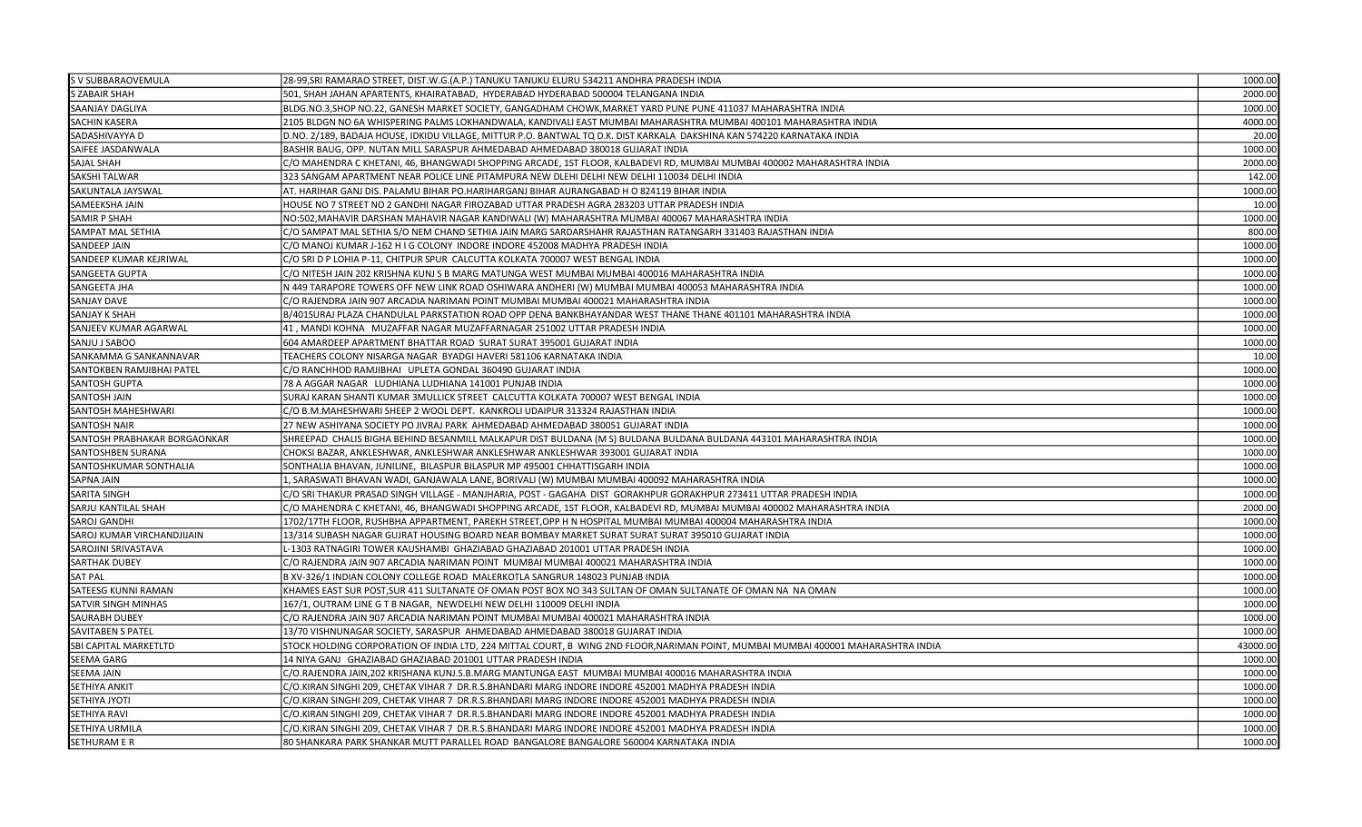| | | |
|---|---|---|
| S V SUBBARAOVEMULA | 28-99,SRI RAMARAO STREET, DIST.W.G.(A.P.) TANUKU TANUKU ELURU 534211 ANDHRA PRADESH INDIA | 1000.00 |
| S ZABAIR SHAH | 501, SHAH JAHAN APARTENTS, KHAIRATABAD, HYDERABAD HYDERABAD 500004 TELANGANA INDIA | 2000.00 |
| SAANJAY DAGLIYA | BLDG.NO.3,SHOP NO.22, GANESH MARKET SOCIETY, GANGADHAM CHOWK,MARKET YARD PUNE PUNE 411037 MAHARASHTRA INDIA | 1000.00 |
| SACHIN KASERA | 2105 BLDGN NO 6A WHISPERING PALMS LOKHANDWALA, KANDIVALI EAST MUMBAI MAHARASHTRA MUMBAI 400101 MAHARASHTRA INDIA | 4000.00 |
| SADASHIVAYYA D | D.NO. 2/189, BADAJA HOUSE, IDKIDU VILLAGE, MITTUR P.O. BANTWAL TQ D.K. DIST KARKALA DAKSHINA KAN 574220 KARNATAKA INDIA | 20.00 |
| SAIFEE JASDANWALA | BASHIR BAUG, OPP. NUTAN MILL SARASPUR AHMEDABAD AHMEDABAD 380018 GUJARAT INDIA | 1000.00 |
| SAJAL SHAH | C/O MAHENDRA C KHETANI, 46, BHANGWADI SHOPPING ARCADE, 1ST FLOOR, KALBADEVI RD, MUMBAI MUMBAI 400002 MAHARASHTRA INDIA | 2000.00 |
| SAKSHI TALWAR | 323 SANGAM APARTMENT NEAR POLICE LINE PITAMPURA NEW DLEHI DELHI NEW DELHI 110034 DELHI INDIA | 142.00 |
| SAKUNTALA JAYSWAL | AT. HARIHAR GANJ DIS. PALAMU BIHAR PO.HARIHARGANJ BIHAR AURANGABAD H O 824119 BIHAR INDIA | 1000.00 |
| SAMEEKSHA JAIN | HOUSE NO 7 STREET NO 2 GANDHI NAGAR FIROZABAD UTTAR PRADESH AGRA 283203 UTTAR PRADESH INDIA | 10.00 |
| SAMIR P SHAH | NO:502,MAHAVIR DARSHAN MAHAVIR NAGAR KANDIWALI (W) MAHARASHTRA MUMBAI 400067 MAHARASHTRA INDIA | 1000.00 |
| SAMPAT MAL SETHIA | C/O SAMPAT MAL SETHIA S/O NEM CHAND SETHIA JAIN MARG SARDARSHAHR RAJASTHAN RATANGARH 331403 RAJASTHAN INDIA | 800.00 |
| SANDEEP JAIN | C/O MANOJ KUMAR J-162 H I G COLONY INDORE INDORE 452008 MADHYA PRADESH INDIA | 1000.00 |
| SANDEEP KUMAR KEJRIWAL | C/O SRI D P LOHIA P-11, CHITPUR SPUR CALCUTTA KOLKATA 700007 WEST BENGAL INDIA | 1000.00 |
| SANGEETA GUPTA | C/O NITESH JAIN 202 KRISHNA KUNJ S B MARG MATUNGA WEST MUMBAI MUMBAI 400016 MAHARASHTRA INDIA | 1000.00 |
| SANGEETA JHA | N 449 TARAPORE TOWERS OFF NEW LINK ROAD OSHIWARA ANDHERI (W) MUMBAI MUMBAI 400053 MAHARASHTRA INDIA | 1000.00 |
| SANJAY DAVE | C/O RAJENDRA JAIN 907 ARCADIA NARIMAN POINT MUMBAI MUMBAI 400021 MAHARASHTRA INDIA | 1000.00 |
| SANJAY K SHAH | B/401SURAJ PLAZA CHANDULAL PARKSTATION ROAD OPP DENA BANKBHAYANDAR WEST THANE THANE 401101 MAHARASHTRA INDIA | 1000.00 |
| SANJEEV KUMAR AGARWAL | 41 , MANDI KOHNA MUZAFFAR NAGAR MUZAFFARNAGAR 251002 UTTAR PRADESH INDIA | 1000.00 |
| SANJU J SABOO | 604 AMARDEEP APARTMENT BHATTAR ROAD SURAT SURAT 395001 GUJARAT INDIA | 1000.00 |
| SANKAMMA G SANKANNAVAR | TEACHERS COLONY NISARGA NAGAR BYADGI HAVERI 581106 KARNATAKA INDIA | 10.00 |
| SANTOKBEN RAMJIBHAI PATEL | C/O RANCHHOD RAMJIBHAI UPLETA GONDAL 360490 GUJARAT INDIA | 1000.00 |
| SANTOSH GUPTA | 78 A AGGAR NAGAR LUDHIANA LUDHIANA 141001 PUNJAB INDIA | 1000.00 |
| SANTOSH JAIN | SURAJ KARAN SHANTI KUMAR 3MULLICK STREET CALCUTTA KOLKATA 700007 WEST BENGAL INDIA | 1000.00 |
| SANTOSH MAHESHWARI | C/O B.M.MAHESHWARI SHEEP 2 WOOL DEPT. KANKROLI UDAIPUR 313324 RAJASTHAN INDIA | 1000.00 |
| SANTOSH NAIR | 27 NEW ASHIYANA SOCIETY PO JIVRAJ PARK AHMEDABAD AHMEDABAD 380051 GUJARAT INDIA | 1000.00 |
| SANTOSH PRABHAKAR BORGAONKAR | SHREEPAD CHALIS BIGHA BEHIND BESANMILL MALKAPUR DIST BULDANA (M S) BULDANA BULDANA 443101 MAHARASHTRA INDIA | 1000.00 |
| SANTOSHBEN SURANA | CHOKSI BAZAR, ANKLESHWAR, ANKLESHWAR ANKLESHWAR ANKLESHWAR 393001 GUJARAT INDIA | 1000.00 |
| SANTOSHKUMAR SONTHALIA | SONTHALIA BHAVAN, JUNILINE, BILASPUR BILASPUR MP 495001 CHHATTISGARH INDIA | 1000.00 |
| SAPNA JAIN | 1, SARASWATI BHAVAN WADI, GANJAWALA LANE, BORIVALI (W) MUMBAI MUMBAI 400092 MAHARASHTRA INDIA | 1000.00 |
| SARITA SINGH | C/O SRI THAKUR PRASAD SINGH VILLAGE - MANJHARIA, POST - GAGAHA DIST GORAKHPUR GORAKHPUR 273411 UTTAR PRADESH INDIA | 1000.00 |
| SARJU KANTILAL SHAH | C/O MAHENDRA C KHETANI, 46, BHANGWADI SHOPPING ARCADE, 1ST FLOOR, KALBADEVI RD, MUMBAI MUMBAI 400002 MAHARASHTRA INDIA | 2000.00 |
| SAROJ GANDHI | 1702/17TH FLOOR, RUSHBHA APPARTMENT, PAREKH STREET,OPP H N HOSPITAL MUMBAI MUMBAI 400004 MAHARASHTRA INDIA | 1000.00 |
| SAROJ KUMAR VIRCHANDJIJAIN | 13/314 SUBASH NAGAR GUJRAT HOUSING BOARD NEAR BOMBAY MARKET SURAT SURAT SURAT 395010 GUJARAT INDIA | 1000.00 |
| SAROJINI SRIVASTAVA | L-1303 RATNAGIRI TOWER KAUSHAMBI GHAZIABAD GHAZIABAD 201001 UTTAR PRADESH INDIA | 1000.00 |
| SARTHAK DUBEY | C/O RAJENDRA JAIN 907 ARCADIA NARIMAN POINT MUMBAI MUMBAI 400021 MAHARASHTRA INDIA | 1000.00 |
| SAT PAL | B XV-326/1 INDIAN COLONY COLLEGE ROAD MALERKOTLA SANGRUR 148023 PUNJAB INDIA | 1000.00 |
| SATEESG KUNNI RAMAN | KHAMES EAST SUR POST,SUR 411 SULTANATE OF OMAN POST BOX NO 343 SULTAN OF OMAN SULTANATE OF OMAN NA NA OMAN | 1000.00 |
| SATVIR SINGH MINHAS | 167/1, OUTRAM LINE G T B NAGAR, NEWDELHI NEW DELHI 110009 DELHI INDIA | 1000.00 |
| SAURABH DUBEY | C/O RAJENDRA JAIN 907 ARCADIA NARIMAN POINT MUMBAI MUMBAI 400021 MAHARASHTRA INDIA | 1000.00 |
| SAVITABEN S PATEL | 13/70 VISHNUNAGAR SOCIETY, SARASPUR AHMEDABAD AHMEDABAD 380018 GUJARAT INDIA | 1000.00 |
| SBI CAPITAL MARKETLTD | STOCK HOLDING CORPORATION OF INDIA LTD, 224 MITTAL COURT, B WING 2ND FLOOR,NARIMAN POINT, MUMBAI MUMBAI 400001 MAHARASHTRA INDIA | 43000.00 |
| SEEMA GARG | 14 NIYA GANJ GHAZIABAD GHAZIABAD 201001 UTTAR PRADESH INDIA | 1000.00 |
| SEEMA JAIN | C/O.RAJENDRA JAIN,202 KRISHANA KUNJ.S.B.MARG MANTUNGA EAST MUMBAI MUMBAI 400016 MAHARASHTRA INDIA | 1000.00 |
| SETHIYA ANKIT | C/O.KIRAN SINGHI 209, CHETAK VIHAR 7 DR.R.S.BHANDARI MARG INDORE INDORE 452001 MADHYA PRADESH INDIA | 1000.00 |
| SETHIYA JYOTI | C/O.KIRAN SINGHI 209, CHETAK VIHAR 7 DR.R.S.BHANDARI MARG INDORE INDORE 452001 MADHYA PRADESH INDIA | 1000.00 |
| SETHIYA RAVI | C/O.KIRAN SINGHI 209, CHETAK VIHAR 7 DR.R.S.BHANDARI MARG INDORE INDORE 452001 MADHYA PRADESH INDIA | 1000.00 |
| SETHIYA URMILA | C/O.KIRAN SINGHI 209, CHETAK VIHAR 7 DR.R.S.BHANDARI MARG INDORE INDORE 452001 MADHYA PRADESH INDIA | 1000.00 |
| SETHURAM E R | 80 SHANKARA PARK SHANKAR MUTT PARALLEL ROAD BANGALORE BANGALORE 560004 KARNATAKA INDIA | 1000.00 |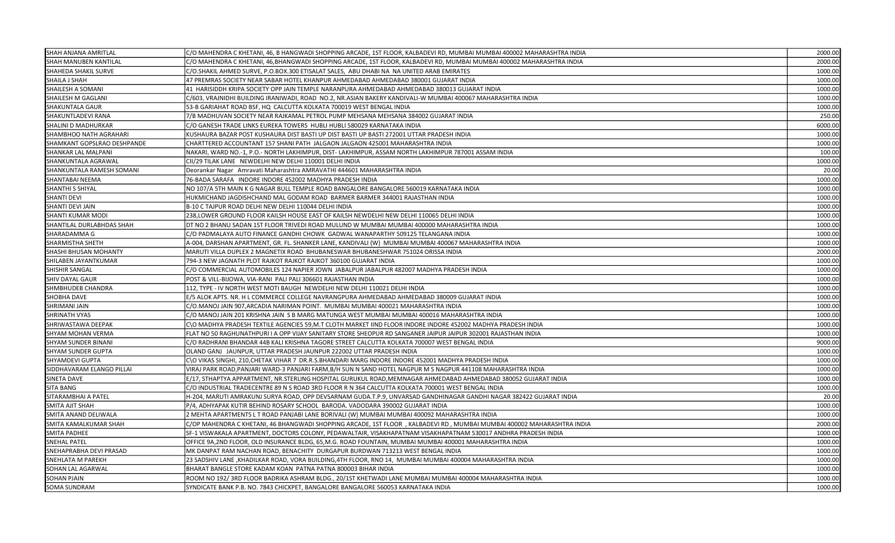| | | |
|---|---|---|
| SHAH ANJANA AMRITLAL | C/O MAHENDRA C KHETANI, 46, B HANGWADI SHOPPING ARCADE, 1ST FLOOR, KALBADEVI RD, MUMBAI MUMBAI 400002 MAHARASHTRA INDIA | 2000.00 |
| SHAH MANUBEN KANTILAL | C/O MAHENDRA C KHETANI, 46,BHANGWADI SHOPPING ARCADE, 1ST FLOOR, KALBADEVI RD, MUMBAI MUMBAI 400002 MAHARASHTRA INDIA | 2000.00 |
| SHAHEDA SHAKIL SURVE | C/O.SHAKIL AHMED SURVE, P.O.BOX.300 ETISALAT SALES, ABU DHABI NA NA UNITED ARAB EMIRATES | 1000.00 |
| SHAILA J SHAH | 47 PREMRAS SOCIETY NEAR SABAR HOTEL KHANPUR AHMEDABAD AHMEDABAD 380001 GUJARAT INDIA | 1000.00 |
| SHAILESH A SOMANI | 41 HARISIDDH KRIPA SOCIETY OPP JAIN TEMPLE NARANPURA AHMEDABAD AHMEDABAD 380013 GUJARAT INDIA | 1000.00 |
| SHAILESH M GAGLANI | C/603, VRAJNIDHI BUILDING IRANIWADI, ROAD NO.2, NR.ASIAN BAKERY KANDIVALI-W MUMBAI 400067 MAHARASHTRA INDIA | 1000.00 |
| SHAKUNTALA GAUR | 53-B GARIAHAT ROAD BSF, HQ CALCUTTA KOLKATA 700019 WEST BENGAL INDIA | 1000.00 |
| SHAKUNTLADEVI RANA | 7/B MADHUVAN SOCIETY NEAR RAJKAMAL PETROL PUMP MEHSANA MEHSANA 384002 GUJARAT INDIA | 250.00 |
| SHALINI D MADHURKAR | C/O GANESH TRADE LINKS EUREKA TOWERS HUBLI HUBLI 580029 KARNATAKA INDIA | 6000.00 |
| SHAMBHOO NATH AGRAHARI | KUSHAURA BAZAR POST KUSHAURA DIST BASTI UP DIST BASTI UP BASTI 272001 UTTAR PRADESH INDIA | 1000.00 |
| SHAMKANT GOPSLRAO DESHPANDE | CHARTTERED ACCOUNTANT 157 SHANI PATH JALGAON JALGAON 425001 MAHARASHTRA INDIA | 1000.00 |
| SHANKAR LAL MALPANI | NAKARI, WARD NO.-1, P.O.- NORTH LAKHIMPUR, DIST- LAKHIMPUR, ASSAM NORTH LAKHIMPUR 787001 ASSAM INDIA | 100.00 |
| SHANKUNTALA AGRAWAL | CII/29 TILAK LANE NEWDELHI NEW DELHI 110001 DELHI INDIA | 1000.00 |
| SHANKUNTALA RAMESH SOMANI | Deorankar Nagar Amravati Maharashtra AMRAVATHI 444601 MAHARASHTRA INDIA | 20.00 |
| SHANTABAI NEEMA | 76-BADA SARAFA INDORE INDORE 452002 MADHYA PRADESH INDIA | 1000.00 |
| SHANTHI S SHIYAL | NO 107/A 5TH MAIN K G NAGAR BULL TEMPLE ROAD BANGALORE BANGALORE 560019 KARNATAKA INDIA | 1000.00 |
| SHANTI DEVI | HUKMICHAND JAGDISHCHAND MAL GODAM ROAD BARMER BARMER 344001 RAJASTHAN INDIA | 1000.00 |
| SHANTI DEVI JAIN | B-10 C TAJPUR ROAD DELHI NEW DELHI 110044 DELHI INDIA | 1000.00 |
| SHANTI KUMAR MODI | 238,LOWER GROUND FLOOR KAILSH HOUSE EAST OF KAILSH NEWDELHI NEW DELHI 110065 DELHI INDIA | 1000.00 |
| SHANTILAL DURLABHDAS SHAH | DT NO 2 BHANU SADAN 1ST FLOOR TRIVEDI ROAD MULUND W MUMBAI MUMBAI 400000 MAHARASHTRA INDIA | 1000.00 |
| SHARADAMMA G | C/O PADMALAYA AUTO FINANCE GANDHI CHOWK GADWAL WANAPARTHY 509125 TELANGANA INDIA | 1000.00 |
| SHARMISTHA SHETH | A-004, DARSHAN APARTMENT, GR. FL. SHANKER LANE, KANDIVALI (W) MUMBAI MUMBAI 400067 MAHARASHTRA INDIA | 1000.00 |
| SHASHI BHUSAN MOHANTY | MARUTI VILLA DUPLEX 2 MAGNETIX ROAD BHUBANESWAR BHUBANESHWAR 751024 ORISSA INDIA | 2000.00 |
| SHILABEN JAYANTKUMAR | 794-3 NEW JAGNATH PLOT RAJKOT RAJKOT RAJKOT 360100 GUJARAT INDIA | 1000.00 |
| SHISHIR SANGAL | C/O COMMERCIAL AUTOMOBILES 124 NAPIER JOWN JABALPUR JABALPUR 482007 MADHYA PRADESH INDIA | 1000.00 |
| SHIV DAYAL GAUR | POST & VILL-BIJOWA, VIA-RANI PALI PALI 306601 RAJASTHAN INDIA | 1000.00 |
| SHMBHUDEB CHANDRA | 112, TYPE - IV NORTH WEST MOTI BAUGH NEWDELHI NEW DELHI 110021 DELHI INDIA | 1000.00 |
| SHOBHA DAVE | E/5 ALOK APTS. NR. H L COMMERCE COLLEGE NAVRANGPURA AHMEDABAD AHMEDABAD 380009 GUJARAT INDIA | 1000.00 |
| SHRIMANI JAIN | C/O.MANOJ JAIN 907,ARCADIA NARIMAN POINT. MUMBAI MUMBAI 400021 MAHARASHTRA INDIA | 1000.00 |
| SHRINATH VYAS | C/O MANOJ JAIN 201 KRISHNA JAIN S B MARG MATUNGA WEST MUMBAI MUMBAI 400016 MAHARASHTRA INDIA | 1000.00 |
| SHRIWASTAWA DEEPAK | C\O MADHYA PRADESH TEXTILE AGENCIES 59,M.T CLOTH MARKET IIND FLOOR INDORE INDORE 452002 MADHYA PRADESH INDIA | 1000.00 |
| SHYAM MOHAN VERMA | FLAT NO 50 RAGHUNATHPURI I A OPP VIJAY SANITARY STORE SHEOPUR RD SANGANER JAIPUR JAIPUR 302001 RAJASTHAN INDIA | 1000.00 |
| SHYAM SUNDER BINANI | C/O RADHRANI BHANDAR 44B KALI KRISHNA TAGORE STREET CALCUTTA KOLKATA 700007 WEST BENGAL INDIA | 9000.00 |
| SHYAM SUNDER GUPTA | OLAND GANJ JAUNPUR, UTTAR PRADESH JAUNPUR 222002 UTTAR PRADESH INDIA | 1000.00 |
| SHYAMDEVI GUPTA | C\O VIKAS SINGHI, 210,CHETAK VIHAR 7 DR.R.S.BHANDARI MARG INDORE INDORE 452001 MADHYA PRADESH INDIA | 1000.00 |
| SIDDHAVARAM ELANGO PILLAI | VIRAJ PARK ROAD,PANJARI WARD-3 PANJARI FARM,B/H SUN N SAND HOTEL NAGPUR M S NAGPUR 441108 MAHARASHTRA INDIA | 1000.00 |
| SINETA DAVE | E/17, STHAPTYA APPARTMENT, NR.STERLING HOSPITAL GURUKUL ROAD,MEMNAGAR AHMEDABAD AHMEDABAD 380052 GUJARAT INDIA | 1000.00 |
| SITA BANG | C/O INDUSTRIAL TRADECENTRE 89 N S ROAD 3RD FLOOR R N 364 CALCUTTA KOLKATA 700001 WEST BENGAL INDIA | 1000.00 |
| SITARAMBHAI A PATEL | H-204, MARUTI AMRAKUNJ SURYA ROAD, OPP DEVSARNAM GUDA.T.P.9, UNVARSAD GANDHINAGAR GANDHI NAGAR 382422 GUJARAT INDIA | 20.00 |
| SMITA AJIT SHAH | P/4, ADHYAPAK KUTIR BEHIND ROSARY SCHOOL BARODA. VADODARA 390002 GUJARAT INDIA | 1000.00 |
| SMITA ANAND DELIWALA | 2 MEHTA APARTMENTS L T ROAD PANJABI LANE BORIVALI (W) MUMBAI MUMBAI 400092 MAHARASHTRA INDIA | 1000.00 |
| SMITA KAMALKUMAR SHAH | C/OP MAHENDRA C KHETANI, 46 BHANGWADI SHOPPING ARCADE, 1ST FLOOR , KALBADEVI RD , MUMBAI MUMBAI 400002 MAHARASHTRA INDIA | 2000.00 |
| SMITA PADHEE | SF-1 VISWAKALA APARTMENT, DOCTORS COLONY, PEDAWALTAIR, VISAKHAPATNAM VISAKHAPATNAM 530017 ANDHRA PRADESH INDIA | 1000.00 |
| SNEHAL PATEL | OFFICE 9A,2ND FLOOR, OLD INSURANCE BLDG, 65,M.G. ROAD FOUNTAIN, MUMBAI MUMBAI 400001 MAHARASHTRA INDIA | 1000.00 |
| SNEHAPRABHA DEVI PRASAD | MK DANPAT RAM NACHAN ROAD, BENACHITY DURGAPUR BURDWAN 713213 WEST BENGAL INDIA | 1000.00 |
| SNEHLATA M PAREKH | 23 SADSHIV LANE ,KHADILKAR ROAD, VORA BUILDING,4TH FLOOR, RNO 14, MUMBAI MUMBAI 400004 MAHARASHTRA INDIA | 1000.00 |
| SOHAN LAL AGARWAL | BHARAT BANGLE STORE KADAM KOAN PATNA PATNA 800003 BIHAR INDIA | 1000.00 |
| SOHAN PJAIN | ROOM NO 192/ 3RD FLOOR BADRIKA ASHRAM BLDG., 20/1ST KHETWADI LANE MUMBAI MUMBAI 400004 MAHARASHTRA INDIA | 1000.00 |
| SOMA SUNDRAM | SYNDICATE BANK P.B. NO. 7843 CHICKPET, BANGALORE BANGALORE 560053 KARNATAKA INDIA | 1000.00 |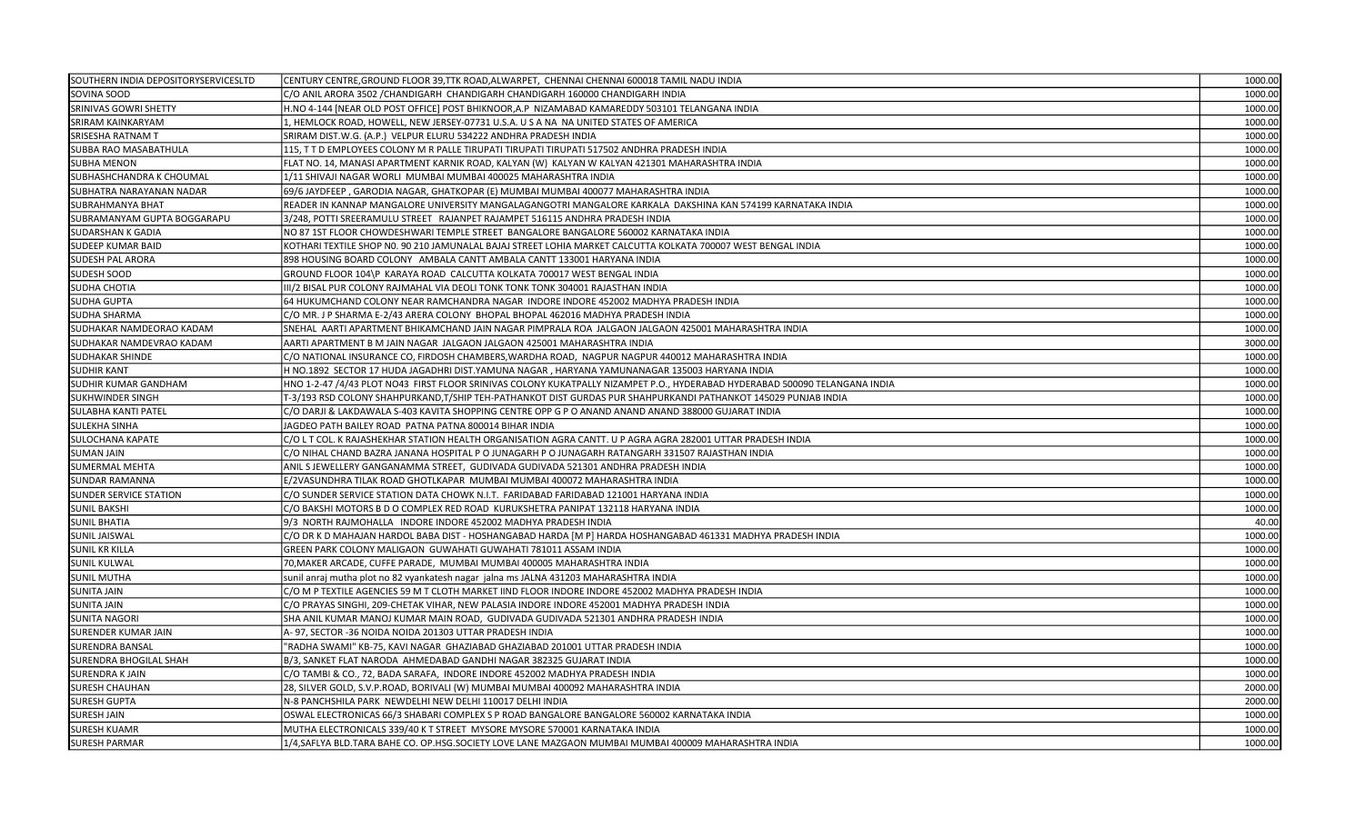| | | |
|---|---|---|
| SOUTHERN INDIA DEPOSITORYSERVICESLTD | CENTURY CENTRE,GROUND FLOOR 39,TTK ROAD,ALWARPET, CHENNAI CHENNAI 600018 TAMIL NADU INDIA | 1000.00 |
| SOVINA SOOD | C/O ANIL ARORA 3502 /CHANDIGARH CHANDIGARH CHANDIGARH 160000 CHANDIGARH INDIA | 1000.00 |
| SRINIVAS GOWRI SHETTY | H.NO 4-144 [NEAR OLD POST OFFICE] POST BHIKNOOR,A.P NIZAMABAD KAMAREDDY 503101 TELANGANA INDIA | 1000.00 |
| SRIRAM KAINKARYAM | 1, HEMLOCK ROAD, HOWELL, NEW JERSEY-07731 U.S.A. U S A NA NA UNITED STATES OF AMERICA | 1000.00 |
| SRISESHA RATNAM T | SRIRAM DIST.W.G. (A.P.) VELPUR ELURU 534222 ANDHRA PRADESH INDIA | 1000.00 |
| SUBBA RAO MASABATHULA | 115, T T D EMPLOYEES COLONY M R PALLE TIRUPATI TIRUPATI TIRUPATI 517502 ANDHRA PRADESH INDIA | 1000.00 |
| SUBHA MENON | FLAT NO. 14, MANASI APARTMENT KARNIK ROAD, KALYAN (W) KALYAN W KALYAN 421301 MAHARASHTRA INDIA | 1000.00 |
| SUBHASHCHANDRA K CHOUMAL | 1/11 SHIVAJI NAGAR WORLI MUMBAI MUMBAI 400025 MAHARASHTRA INDIA | 1000.00 |
| SUBHATRA NARAYANAN NADAR | 69/6 JAYDFEEP , GARODIA NAGAR, GHATKOPAR (E) MUMBAI MUMBAI 400077 MAHARASHTRA INDIA | 1000.00 |
| SUBRAHMANYA BHAT | READER IN KANNAP MANGALORE UNIVERSITY MANGALAGANGOTRI MANGALORE KARKALA DAKSHINA KAN 574199 KARNATAKA INDIA | 1000.00 |
| SUBRAMANYAM GUPTA BOGGARAPU | 3/248, POTTI SREERAMULU STREET RAJANPET RAJAMPET 516115 ANDHRA PRADESH INDIA | 1000.00 |
| SUDARSHAN K GADIA | NO 87 1ST FLOOR CHOWDESHWARI TEMPLE STREET BANGALORE BANGALORE 560002 KARNATAKA INDIA | 1000.00 |
| SUDEEP KUMAR BAID | KOTHARI TEXTILE SHOP N0. 90 210 JAMUNALAL BAJAJ STREET LOHIA MARKET CALCUTTA KOLKATA 700007 WEST BENGAL INDIA | 1000.00 |
| SUDESH PAL ARORA | 898 HOUSING BOARD COLONY AMBALA CANTT AMBALA CANTT 133001 HARYANA INDIA | 1000.00 |
| SUDESH SOOD | GROUND FLOOR 104\P KARAYA ROAD CALCUTTA KOLKATA 700017 WEST BENGAL INDIA | 1000.00 |
| SUDHA CHOTIA | III/2 BISAL PUR COLONY RAJMAHAL VIA DEOLI TONK TONK TONK 304001 RAJASTHAN INDIA | 1000.00 |
| SUDHA GUPTA | 64 HUKUMCHAND COLONY NEAR RAMCHANDRA NAGAR INDORE INDORE 452002 MADHYA PRADESH INDIA | 1000.00 |
| SUDHA SHARMA | C/O MR. J P SHARMA E-2/43 ARERA COLONY BHOPAL BHOPAL 462016 MADHYA PRADESH INDIA | 1000.00 |
| SUDHAKAR NAMDEORAO KADAM | SNEHAL AARTI APARTMENT BHIKAMCHAND JAIN NAGAR PIMPRALA ROA JALGAON JALGAON 425001 MAHARASHTRA INDIA | 1000.00 |
| SUDHAKAR NAMDEVRAO KADAM | AARTI APARTMENT B M JAIN NAGAR JALGAON JALGAON 425001 MAHARASHTRA INDIA | 3000.00 |
| SUDHAKAR SHINDE | C/O NATIONAL INSURANCE CO, FIRDOSH CHAMBERS,WARDHA ROAD, NAGPUR NAGPUR 440012 MAHARASHTRA INDIA | 1000.00 |
| SUDHIR KANT | H NO.1892 SECTOR 17 HUDA JAGADHRI DIST.YAMUNA NAGAR , HARYANA YAMUNANAGAR 135003 HARYANA INDIA | 1000.00 |
| SUDHIR KUMAR GANDHAM | HNO 1-2-47 /4/43 PLOT NO43 FIRST FLOOR SRINIVAS COLONY KUKATPALLY NIZAMPET P.O., HYDERABAD HYDERABAD 500090 TELANGANA INDIA | 1000.00 |
| SUKHWINDER SINGH | T-3/193 RSD COLONY SHAHPURKAND,T/SHIP TEH-PATHANKOT DIST GURDAS PUR SHAHPURKANDI PATHANKOT 145029 PUNJAB INDIA | 1000.00 |
| SULABHA KANTI PATEL | C/O DARJI & LAKDAWALA S-403 KAVITA SHOPPING CENTRE OPP G P O ANAND ANAND ANAND 388000 GUJARAT INDIA | 1000.00 |
| SULEKHA SINHA | JAGDEO PATH BAILEY ROAD PATNA PATNA 800014 BIHAR INDIA | 1000.00 |
| SULOCHANA KAPATE | C/O L T COL. K RAJASHEKHAR STATION HEALTH ORGANISATION AGRA CANTT. U P AGRA AGRA 282001 UTTAR PRADESH INDIA | 1000.00 |
| SUMAN JAIN | C/O NIHAL CHAND BAZRA JANANA HOSPITAL P O JUNAGARH P O JUNAGARH RATANGARH 331507 RAJASTHAN INDIA | 1000.00 |
| SUMERMAL MEHTA | ANIL S JEWELLERY GANGANAMMA STREET, GUDIVADA GUDIVADA 521301 ANDHRA PRADESH INDIA | 1000.00 |
| SUNDAR RAMANNA | E/2VASUNDHRA TILAK ROAD GHOTLKAPAR MUMBAI MUMBAI 400072 MAHARASHTRA INDIA | 1000.00 |
| SUNDER SERVICE STATION | C/O SUNDER SERVICE STATION DATA CHOWK N.I.T. FARIDABAD FARIDABAD 121001 HARYANA INDIA | 1000.00 |
| SUNIL BAKSHI | C/O BAKSHI MOTORS B D O COMPLEX RED ROAD KURUKSHETRA PANIPAT 132118 HARYANA INDIA | 1000.00 |
| SUNIL BHATIA | 9/3 NORTH RAJMOHALLA INDORE INDORE 452002 MADHYA PRADESH INDIA | 40.00 |
| SUNIL JAISWAL | C/O DR K D MAHAJAN HARDOL BABA DIST - HOSHANGABAD HARDA [M P] HARDA HOSHANGABAD 461331 MADHYA PRADESH INDIA | 1000.00 |
| SUNIL KR KILLA | GREEN PARK COLONY MALIGAON GUWAHATI GUWAHATI 781011 ASSAM INDIA | 1000.00 |
| SUNIL KULWAL | 70,MAKER ARCADE, CUFFE PARADE, MUMBAI MUMBAI 400005 MAHARASHTRA INDIA | 1000.00 |
| SUNIL MUTHA | sunil anraj mutha plot no 82 vyankatesh nagar jalna ms JALNA 431203 MAHARASHTRA INDIA | 1000.00 |
| SUNITA JAIN | C/O M P TEXTILE AGENCIES 59 M T CLOTH MARKET IIND FLOOR INDORE INDORE 452002 MADHYA PRADESH INDIA | 1000.00 |
| SUNITA JAIN | C/O PRAYAS SINGHI, 209-CHETAK VIHAR, NEW PALASIA INDORE INDORE 452001 MADHYA PRADESH INDIA | 1000.00 |
| SUNITA NAGORI | SHA ANIL KUMAR MANOJ KUMAR MAIN ROAD, GUDIVADA GUDIVADA 521301 ANDHRA PRADESH INDIA | 1000.00 |
| SURENDER KUMAR JAIN | A- 97, SECTOR -36 NOIDA NOIDA 201303 UTTAR PRADESH INDIA | 1000.00 |
| SURENDRA BANSAL | "RADHA SWAMI" KB-75, KAVI NAGAR GHAZIABAD GHAZIABAD 201001 UTTAR PRADESH INDIA | 1000.00 |
| SURENDRA BHOGILAL SHAH | B/3, SANKET FLAT NARODA AHMEDABAD GANDHI NAGAR 382325 GUJARAT INDIA | 1000.00 |
| SURENDRA K JAIN | C/O TAMBI & CO., 72, BADA SARAFA, INDORE INDORE 452002 MADHYA PRADESH INDIA | 1000.00 |
| SURESH CHAUHAN | 28, SILVER GOLD, S.V.P.ROAD, BORIVALI (W) MUMBAI MUMBAI 400092 MAHARASHTRA INDIA | 2000.00 |
| SURESH GUPTA | N-8 PANCHSHILA PARK NEWDELHI NEW DELHI 110017 DELHI INDIA | 2000.00 |
| SURESH JAIN | OSWAL ELECTRONICAS 66/3 SHABARI COMPLEX S P ROAD BANGALORE BANGALORE 560002 KARNATAKA INDIA | 1000.00 |
| SURESH KUAMR | MUTHA ELECTRONICALS 339/40 K T STREET MYSORE MYSORE 570001 KARNATAKA INDIA | 1000.00 |
| SURESH PARMAR | 1/4,SAFLYA BLD.TARA BAHE CO. OP.HSG.SOCIETY LOVE LANE MAZGAON MUMBAI MUMBAI 400009 MAHARASHTRA INDIA | 1000.00 |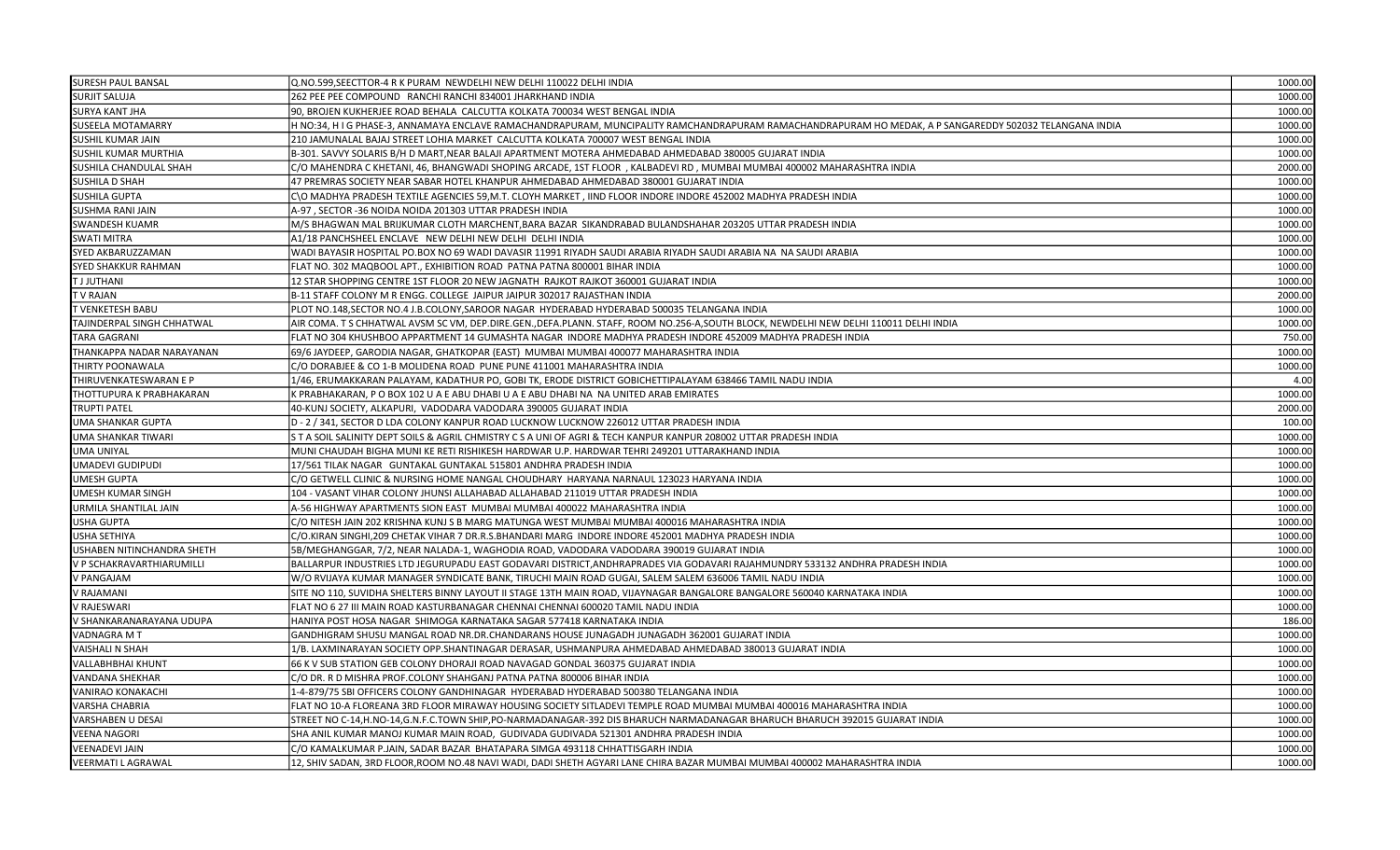| | | |
|---|---|---|
| SURESH PAUL BANSAL | Q.NO.599,SEECTTOR-4 R K PURAM NEWDELHI NEW DELHI 110022 DELHI INDIA | 1000.00 |
| SURJIT SALUJA | 262 PEE PEE COMPOUND RANCHI RANCHI 834001 JHARKHAND INDIA | 1000.00 |
| SURYA KANT JHA | 90, BROJEN KUKHERJEE ROAD BEHALA CALCUTTA KOLKATA 700034 WEST BENGAL INDIA | 1000.00 |
| SUSEELA MOTAMARRY | H NO:34, H I G PHASE-3, ANNAMAYA ENCLAVE RAMACHANDRAPURAM, MUNCIPALITY RAMCHANDRAPURAM RAMACHANDRAPURAM HO MEDAK, A P SANGAREDDY 502032 TELANGANA INDIA | 1000.00 |
| SUSHIL KUMAR JAIN | 210 JAMUNALAL BAJAJ STREET LOHIA MARKET CALCUTTA KOLKATA 700007 WEST BENGAL INDIA | 1000.00 |
| SUSHIL KUMAR MURTHIA | B-301. SAVVY SOLARIS B/H D MART,NEAR BALAJI APARTMENT MOTERA AHMEDABAD AHMEDABAD 380005 GUJARAT INDIA | 1000.00 |
| SUSHILA CHANDULAL SHAH | C/O MAHENDRA C KHETANI, 46, BHANGWADI SHOPING ARCADE, 1ST FLOOR , KALBADEVI RD , MUMBAI MUMBAI 400002 MAHARASHTRA INDIA | 2000.00 |
| SUSHILA D SHAH | 47 PREMRAS SOCIETY NEAR SABAR HOTEL KHANPUR AHMEDABAD AHMEDABAD 380001 GUJARAT INDIA | 1000.00 |
| SUSHILA GUPTA | C\O MADHYA PRADESH TEXTILE AGENCIES 59,M.T. CLOYH MARKET , IIND FLOOR INDORE INDORE 452002 MADHYA PRADESH INDIA | 1000.00 |
| SUSHMA RANI JAIN | A-97 , SECTOR -36 NOIDA NOIDA 201303 UTTAR PRADESH INDIA | 1000.00 |
| SWANDESH KUAMR | M/S BHAGWAN MAL BRIJKUMAR CLOTH MARCHENT,BARA BAZAR SIKANDRABAD BULANDSHAHAR 203205 UTTAR PRADESH INDIA | 1000.00 |
| SWATI MITRA | A1/18 PANCHSHEEL ENCLAVE NEW DELHI NEW DELHI DELHI INDIA | 1000.00 |
| SYED AKBARUZZAMAN | WADI BAYASIR HOSPITAL PO.BOX NO 69 WADI DAVASIR 11991 RIYADH SAUDI ARABIA RIYADH SAUDI ARABIA NA NA SAUDI ARABIA | 1000.00 |
| SYED SHAKKUR RAHMAN | FLAT NO. 302 MAQBOOL APT., EXHIBITION ROAD PATNA PATNA 800001 BIHAR INDIA | 1000.00 |
| T J JUTHANI | 12 STAR SHOPPING CENTRE 1ST FLOOR 20 NEW JAGNATH RAJKOT RAJKOT 360001 GUJARAT INDIA | 1000.00 |
| T V RAJAN | B-11 STAFF COLONY M R ENGG. COLLEGE JAIPUR JAIPUR 302017 RAJASTHAN INDIA | 2000.00 |
| T VENKETESH BABU | PLOT NO.148,SECTOR NO.4 J.B.COLONY,SAROOR NAGAR HYDERABAD HYDERABAD 500035 TELANGANA INDIA | 1000.00 |
| TAJINDERPAL SINGH CHHATWAL | AIR COMA. T S CHHATWAL AVSM SC VM, DEP.DIRE.GEN.,DEFA.PLANN. STAFF, ROOM NO.256-A,SOUTH BLOCK, NEWDELHI NEW DELHI 110011 DELHI INDIA | 1000.00 |
| TARA GAGRANI | FLAT NO 304 KHUSHBOO APPARTMENT 14 GUMASHTA NAGAR INDORE MADHYA PRADESH INDORE 452009 MADHYA PRADESH INDIA | 750.00 |
| THANKAPPA NADAR NARAYANAN | 69/6 JAYDEEP, GARODIA NAGAR, GHATKOPAR (EAST) MUMBAI MUMBAI 400077 MAHARASHTRA INDIA | 1000.00 |
| THIRTY POONAWALA | C/O DORABJEE & CO 1-B MOLIDENA ROAD PUNE PUNE 411001 MAHARASHTRA INDIA | 1000.00 |
| THIRUVENKATESWARAN E P | 1/46, ERUMAKKARAN PALAYAM, KADATHUR PO, GOBI TK, ERODE DISTRICT GOBICHETTIPALAYAM 638466 TAMIL NADU INDIA | 4.00 |
| THOTTUPURA K PRABHAKARAN | K PRABHAKARAN, P O BOX 102 U A E ABU DHABI U A E ABU DHABI NA NA UNITED ARAB EMIRATES | 1000.00 |
| TRUPTI PATEL | 40-KUNJ SOCIETY, ALKAPURI, VADODARA VADODARA 390005 GUJARAT INDIA | 2000.00 |
| UMA SHANKAR GUPTA | D - 2 / 341, SECTOR D LDA COLONY KANPUR ROAD LUCKNOW LUCKNOW 226012 UTTAR PRADESH INDIA | 100.00 |
| UMA SHANKAR TIWARI | S T A SOIL SALINITY DEPT SOILS & AGRIL CHMISTRY C S A UNI OF AGRI & TECH KANPUR KANPUR 208002 UTTAR PRADESH INDIA | 1000.00 |
| UMA UNIYAL | MUNI CHAUDAH BIGHA MUNI KE RETI RISHIKESH HARDWAR U.P. HARDWAR TEHRI 249201 UTTARAKHAND INDIA | 1000.00 |
| UMADEVI GUDIPUDI | 17/561 TILAK NAGAR GUNTAKAL GUNTAKAL 515801 ANDHRA PRADESH INDIA | 1000.00 |
| UMESH GUPTA | C/O GETWELL CLINIC & NURSING HOME NANGAL CHOUDHARY HARYANA NARNAUL 123023 HARYANA INDIA | 1000.00 |
| UMESH KUMAR SINGH | 104 - VASANT VIHAR COLONY JHUNSI ALLAHABAD ALLAHABAD 211019 UTTAR PRADESH INDIA | 1000.00 |
| URMILA SHANTILAL JAIN | A-56 HIGHWAY APARTMENTS SION EAST MUMBAI MUMBAI 400022 MAHARASHTRA INDIA | 1000.00 |
| USHA GUPTA | C/O NITESH JAIN 202 KRISHNA KUNJ S B MARG MATUNGA WEST MUMBAI MUMBAI 400016 MAHARASHTRA INDIA | 1000.00 |
| USHA SETHIYA | C/O.KIRAN SINGHI,209 CHETAK VIHAR 7 DR.R.S.BHANDARI MARG INDORE INDORE 452001 MADHYA PRADESH INDIA | 1000.00 |
| USHABEN NITINCHANDRA SHETH | 5B/MEGHANGGAR, 7/2, NEAR NALADA-1, WAGHODIA ROAD, VADODARA VADODARA 390019 GUJARAT INDIA | 1000.00 |
| V P SCHAKRAVARTHIARUMILLI | BALLARPUR INDUSTRIES LTD JEGURUPADU EAST GODAVARI DISTRICT,ANDHRAPRADES VIA GODAVARI RAJAHMUNDRY 533132 ANDHRA PRADESH INDIA | 1000.00 |
| V PANGAJAM | W/O RVIJAYA KUMAR MANAGER SYNDICATE BANK, TIRUCHI MAIN ROAD GUGAI, SALEM SALEM 636006 TAMIL NADU INDIA | 1000.00 |
| V RAJAMANI | SITE NO 110, SUVIDHA SHELTERS BINNY LAYOUT II STAGE 13TH MAIN ROAD, VIJAYNAGAR BANGALORE BANGALORE 560040 KARNATAKA INDIA | 1000.00 |
| V RAJESWARI | FLAT NO 6 27 III MAIN ROAD KASTURBANAGAR CHENNAI CHENNAI 600020 TAMIL NADU INDIA | 1000.00 |
| V SHANKARANARAYANA UDUPA | HANIYA POST HOSA NAGAR SHIMOGA KARNATAKA SAGAR 577418 KARNATAKA INDIA | 186.00 |
| VADNAGRA M T | GANDHIGRAM SHUSU MANGAL ROAD NR.DR.CHANDARANS HOUSE JUNAGADH JUNAGADH 362001 GUJARAT INDIA | 1000.00 |
| VAISHALI N SHAH | 1/B. LAXMINARAYAN SOCIETY OPP.SHANTINAGAR DERASAR, USHMANPURA AHMEDABAD AHMEDABAD 380013 GUJARAT INDIA | 1000.00 |
| VALLABHBHAI KHUNT | 66 K V SUB STATION GEB COLONY DHORAJI ROAD NAVAGAD GONDAL 360375 GUJARAT INDIA | 1000.00 |
| VANDANA SHEKHAR | C/O DR. R D MISHRA PROF.COLONY SHAHGANJ PATNA PATNA 800006 BIHAR INDIA | 1000.00 |
| VANIRAO KONAKACHI | 1-4-879/75 SBI OFFICERS COLONY GANDHINAGAR HYDERABAD HYDERABAD 500380 TELANGANA INDIA | 1000.00 |
| VARSHA CHABRIA | FLAT NO 10-A FLOREANA 3RD FLOOR MIRAWAY HOUSING SOCIETY SITLADEVI TEMPLE ROAD MUMBAI MUMBAI 400016 MAHARASHTRA INDIA | 1000.00 |
| VARSHABEN U DESAI | STREET NO C-14,H.NO-14,G.N.F.C.TOWN SHIP,PO-NARMADANAGAR-392 DIS BHARUCH NARMADANAGAR BHARUCH BHARUCH 392015 GUJARAT INDIA | 1000.00 |
| VEENA NAGORI | SHA ANIL KUMAR MANOJ KUMAR MAIN ROAD, GUDIVADA GUDIVADA 521301 ANDHRA PRADESH INDIA | 1000.00 |
| VEENADEVI JAIN | C/O KAMALKUMAR P.JAIN, SADAR BAZAR BHATAPARA SIMGA 493118 CHHATTISGARH INDIA | 1000.00 |
| VEERMATI L AGRAWAL | 12, SHIV SADAN, 3RD FLOOR,ROOM NO.48 NAVI WADI, DADI SHETH AGYARI LANE CHIRA BAZAR MUMBAI MUMBAI 400002 MAHARASHTRA INDIA | 1000.00 |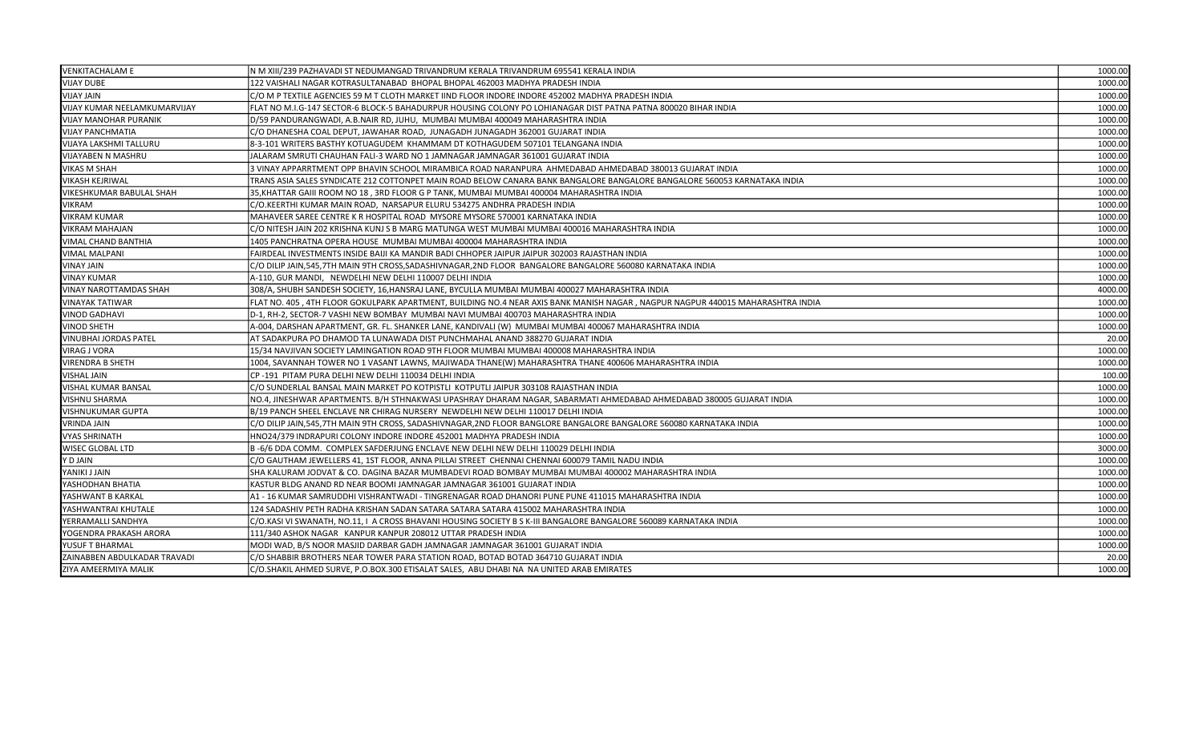| | | |
|---|---|---|
| VENKITACHALAM E | N M XIII/239 PAZHAVADI ST NEDUMANGAD TRIVANDRUM KERALA TRIVANDRUM 695541 KERALA INDIA | 1000.00 |
| VIJAY DUBE | 122 VAISHALI NAGAR KOTRASULTANABAD BHOPAL BHOPAL 462003 MADHYA PRADESH INDIA | 1000.00 |
| VIJAY JAIN | C/O M P TEXTILE AGENCIES 59 M T CLOTH MARKET IIND FLOOR INDORE INDORE 452002 MADHYA PRADESH INDIA | 1000.00 |
| VIJAY KUMAR NEELAMKUMARVIJAY | FLAT NO M.I.G-147 SECTOR-6 BLOCK-5 BAHADURPUR HOUSING COLONY PO LOHIANAGAR DIST PATNA PATNA 800020 BIHAR INDIA | 1000.00 |
| VIJAY MANOHAR PURANIK | D/59 PANDURANGWADI, A.B.NAIR RD, JUHU, MUMBAI MUMBAI 400049 MAHARASHTRA INDIA | 1000.00 |
| VIJAY PANCHMATIA | C/O DHANESHA COAL DEPUT, JAWAHAR ROAD, JUNAGADH JUNAGADH 362001 GUJARAT INDIA | 1000.00 |
| VIJAYA LAKSHMI TALLURU | 8-3-101 WRITERS BASTHY KOTUAGUDEM KHAMMAM DT KOTHAGUDEM 507101 TELANGANA INDIA | 1000.00 |
| VIJAYABEN N MASHRU | JALARAM SMRUTI CHAUHAN FALI-3 WARD NO 1 JAMNAGAR JAMNAGAR 361001 GUJARAT INDIA | 1000.00 |
| VIKAS M SHAH | 3 VINAY APPARRTMENT OPP BHAVIN SCHOOL MIRAMBICA ROAD NARANPURA AHMEDABAD AHMEDABAD 380013 GUJARAT INDIA | 1000.00 |
| VIKASH KEJRIWAL | TRANS ASIA SALES SYNDICATE 212 COTTONPET MAIN ROAD BELOW CANARA BANK BANGALORE BANGALORE 560053 KARNATAKA INDIA | 1000.00 |
| VIKESHKUMAR BABULAL SHAH | 35,KHATTAR GAIII ROOM NO 18 , 3RD FLOOR G P TANK, MUMBAI MUMBAI 400004 MAHARASHTRA INDIA | 1000.00 |
| VIKRAM | C/O.KEERTHI KUMAR MAIN ROAD, NARSAPUR ELURU 534275 ANDHRA PRADESH INDIA | 1000.00 |
| VIKRAM KUMAR | MAHAVEER SAREE CENTRE K R HOSPITAL ROAD MYSORE MYSORE 570001 KARNATAKA INDIA | 1000.00 |
| VIKRAM MAHAJAN | C/O NITESH JAIN 202 KRISHNA KUNJ S B MARG MATUNGA WEST MUMBAI MUMBAI 400016 MAHARASHTRA INDIA | 1000.00 |
| VIMAL CHAND BANTHIA | 1405 PANCHRATNA OPERA HOUSE MUMBAI MUMBAI 400004 MAHARASHTRA INDIA | 1000.00 |
| VIMAL MALPANI | FAIRDEAL INVESTMENTS INSIDE BAIJI KA MANDIR BADI CHHOPER JAIPUR JAIPUR 302003 RAJASTHAN INDIA | 1000.00 |
| VINAY JAIN | C/O DILIP JAIN,545,7TH MAIN 9TH CROSS,SADASHIVNAGAR,2ND FLOOR BANGALORE BANGALORE 560080 KARNATAKA INDIA | 1000.00 |
| VINAY KUMAR | A-110, GUR MANDI, NEWDELHI NEW DELHI 110007 DELHI INDIA | 1000.00 |
| VINAY NAROTTAMDAS SHAH | 308/A, SHUBH SANDESH SOCIETY, 16,HANSRAJ LANE, BYCULLA MUMBAI MUMBAI 400027 MAHARASHTRA INDIA | 4000.00 |
| VINAYAK TATIWAR | FLAT NO. 405 , 4TH FLOOR GOKULPARK APARTMENT, BUILDING NO.4 NEAR AXIS BANK MANISH NAGAR , NAGPUR NAGPUR 440015 MAHARASHTRA INDIA | 1000.00 |
| VINOD GADHAVI | D-1, RH-2, SECTOR-7 VASHI NEW BOMBAY MUMBAI NAVI MUMBAI 400703 MAHARASHTRA INDIA | 1000.00 |
| VINOD SHETH | A-004, DARSHAN APARTMENT, GR. FL. SHANKER LANE, KANDIVALI (W) MUMBAI MUMBAI 400067 MAHARASHTRA INDIA | 1000.00 |
| VINUBHAI JORDAS PATEL | AT SADAKPURA PO DHAMOD TA LUNAWADA DIST PUNCHMAHAL ANAND 388270 GUJARAT INDIA | 20.00 |
| VIRAG J VORA | 15/34 NAVJIVAN SOCIETY LAMINGATION ROAD 9TH FLOOR MUMBAI MUMBAI 400008 MAHARASHTRA INDIA | 1000.00 |
| VIRENDRA B SHETH | 1004, SAVANNAH TOWER NO 1 VASANT LAWNS, MAJIWADA THANE(W) MAHARASHTRA THANE 400606 MAHARASHTRA INDIA | 1000.00 |
| VISHAL JAIN | CP -191 PITAM PURA DELHI NEW DELHI 110034 DELHI INDIA | 100.00 |
| VISHAL KUMAR BANSAL | C/O SUNDERLAL BANSAL MAIN MARKET PO KOTPISTLI KOTPUTLI JAIPUR 303108 RAJASTHAN INDIA | 1000.00 |
| VISHNU SHARMA | NO.4, JINESHWAR APARTMENTS. B/H STHNAKWASI UPASHRAY DHARAM NAGAR, SABARMATI AHMEDABAD AHMEDABAD 380005 GUJARAT INDIA | 1000.00 |
| VISHNUKUMAR GUPTA | B/19 PANCH SHEEL ENCLAVE NR CHIRAG NURSERY NEWDELHI NEW DELHI 110017 DELHI INDIA | 1000.00 |
| VRINDA JAIN | C/O DILIP JAIN,545,7TH MAIN 9TH CROSS, SADASHIVNAGAR,2ND FLOOR BANGLORE BANGALORE BANGALORE 560080 KARNATAKA INDIA | 1000.00 |
| VYAS SHRINATH | HNO24/379 INDRAPURI COLONY INDORE INDORE 452001 MADHYA PRADESH INDIA | 1000.00 |
| WISEC GLOBAL LTD | B -6/6 DDA COMM. COMPLEX SAFDERJUNG ENCLAVE NEW DELHI NEW DELHI 110029 DELHI INDIA | 3000.00 |
| Y D JAIN | C/O GAUTHAM JEWELLERS 41, 1ST FLOOR, ANNA PILLAI STREET CHENNAI CHENNAI 600079 TAMIL NADU INDIA | 1000.00 |
| YANIKI J JAIN | SHA KALURAM JODVAT & CO. DAGINA BAZAR MUMBADEVI ROAD BOMBAY MUMBAI MUMBAI 400002 MAHARASHTRA INDIA | 1000.00 |
| YASHODHAN BHATIA | KASTUR BLDG ANAND RD NEAR BOOMI JAMNAGAR JAMNAGAR 361001 GUJARAT INDIA | 1000.00 |
| YASHWANT B KARKAL | A1 - 16 KUMAR SAMRUDDHI VISHRANTWADI - TINGRENAGAR ROAD DHANORI PUNE PUNE 411015 MAHARASHTRA INDIA | 1000.00 |
| YASHWANTRAI KHUTALE | 124 SADASHIV PETH RADHA KRISHAN SADAN SATARA SATARA SATARA 415002 MAHARASHTRA INDIA | 1000.00 |
| YERRAMALLI SANDHYA | C/O.KASI VI SWANATH, NO.11, I A CROSS BHAVANI HOUSING SOCIETY B S K-III BANGALORE BANGALORE 560089 KARNATAKA INDIA | 1000.00 |
| YOGENDRA PRAKASH ARORA | 111/340 ASHOK NAGAR KANPUR KANPUR 208012 UTTAR PRADESH INDIA | 1000.00 |
| YUSUF T BHARMAL | MODI WAD, B/S NOOR MASJID DARBAR GADH JAMNAGAR JAMNAGAR 361001 GUJARAT INDIA | 1000.00 |
| ZAINABBEN ABDULKADAR TRAVADI | C/O SHABBIR BROTHERS NEAR TOWER PARA STATION ROAD, BOTAD BOTAD 364710 GUJARAT INDIA | 20.00 |
| ZIYA AMEERMIYA MALIK | C/O.SHAKIL AHMED SURVE, P.O.BOX.300 ETISALAT SALES, ABU DHABI NA NA UNITED ARAB EMIRATES | 1000.00 |